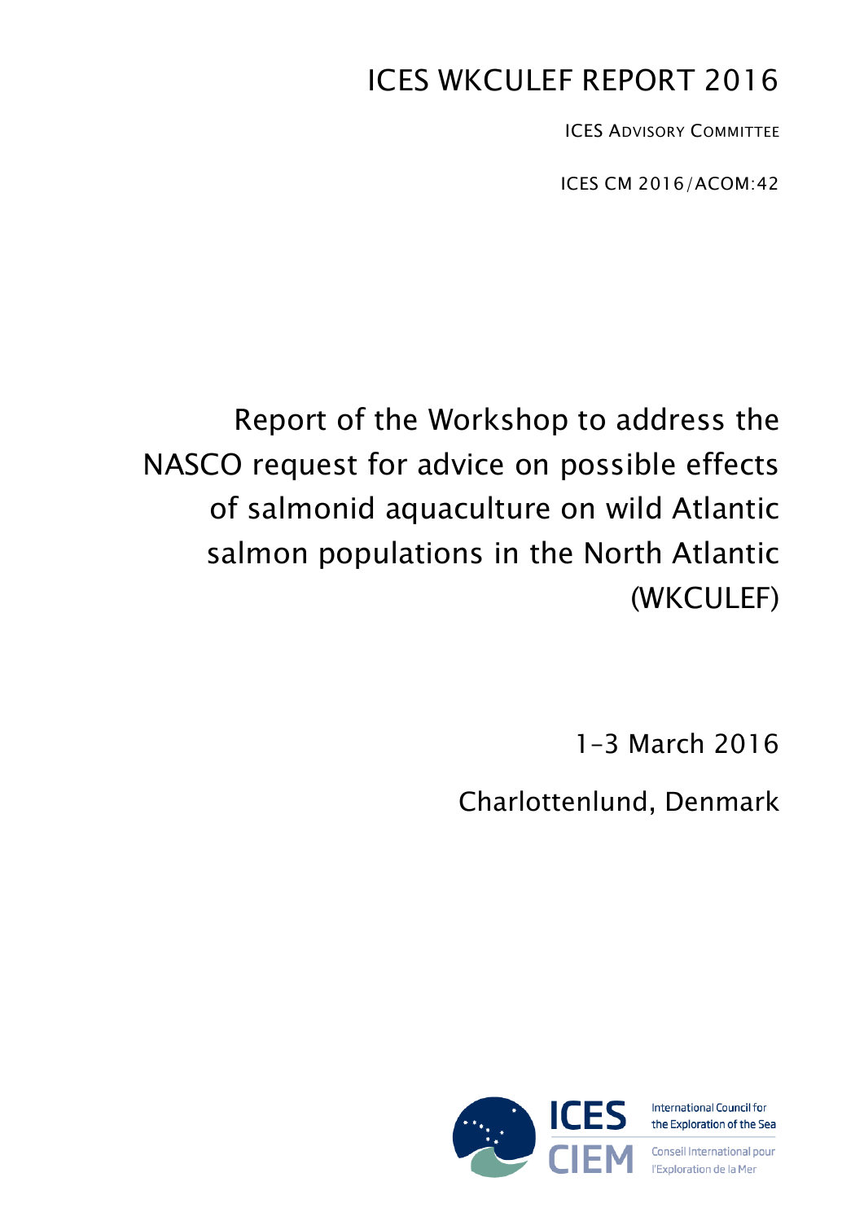# ICES WKCULEF REPORT 2016

ICES ADVISORY COMMITTEE

ICES CM 2016/ACOM:42

## Report of the Workshop to address the NASCO request for advice on possible effects of salmonid aquaculture on wild Atlantic salmon populations in the North Atlantic (WKCULEF)

1–3 March 2016

Charlottenlund, Denmark

ICES CIEM

International Council for the Exploration of the Sea

Conseil International pour l'Exploration de la Mer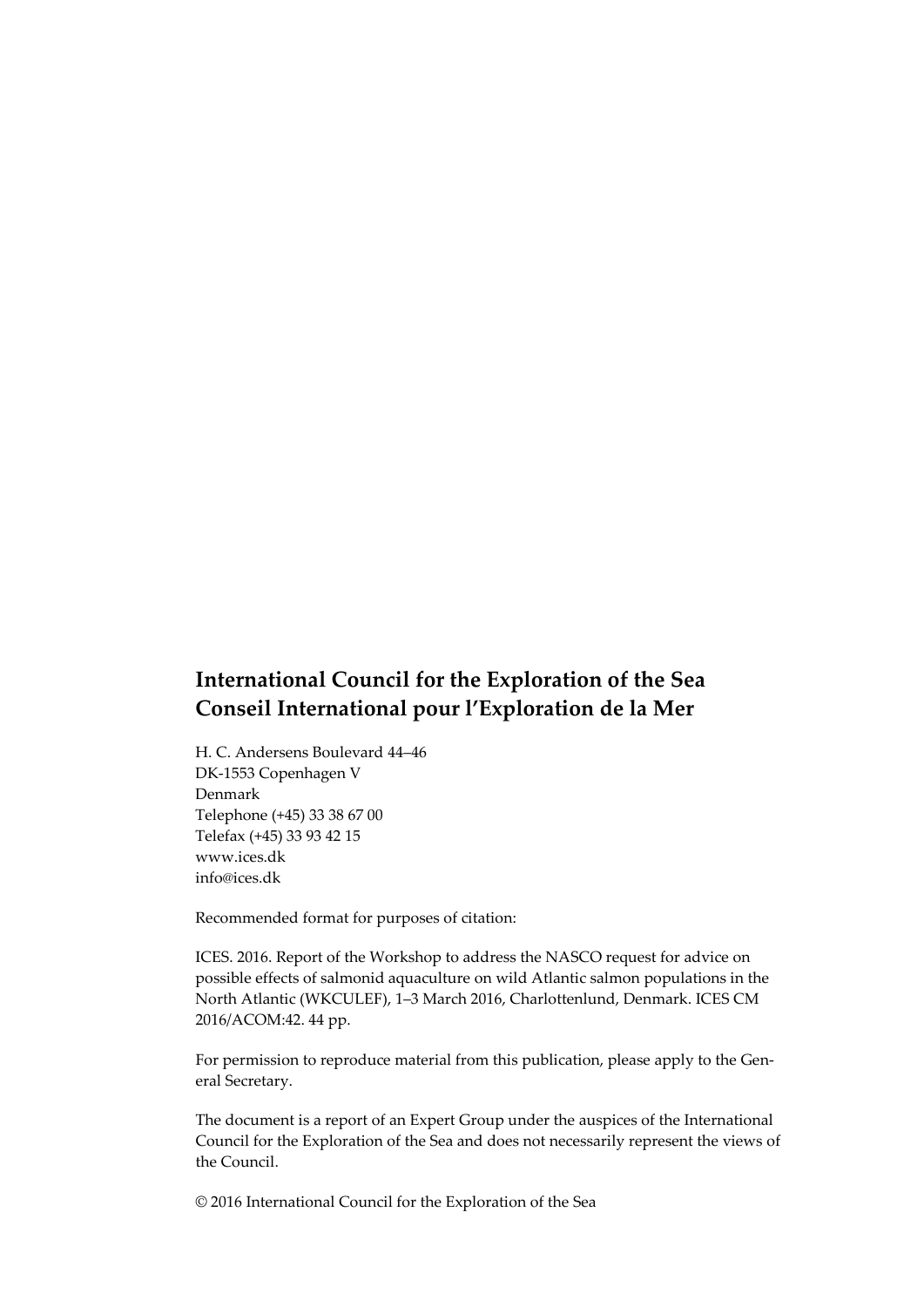## International Council for the Exploration of the Sea
## Conseil International pour l'Exploration de la Mer

H. C. Andersens Boulevard 44–46
DK-1553 Copenhagen V
Denmark
Telephone (+45) 33 38 67 00
Telefax (+45) 33 93 42 15
www.ices.dk
info@ices.dk

Recommended format for purposes of citation:

ICES. 2016. Report of the Workshop to address the NASCO request for advice on possible effects of salmonid aquaculture on wild Atlantic salmon populations in the North Atlantic (WKCULEF), 1–3 March 2016, Charlottenlund, Denmark. ICES CM 2016/ACOM:42. 44 pp.

For permission to reproduce material from this publication, please apply to the General Secretary.

The document is a report of an Expert Group under the auspices of the International Council for the Exploration of the Sea and does not necessarily represent the views of the Council.

© 2016 International Council for the Exploration of the Sea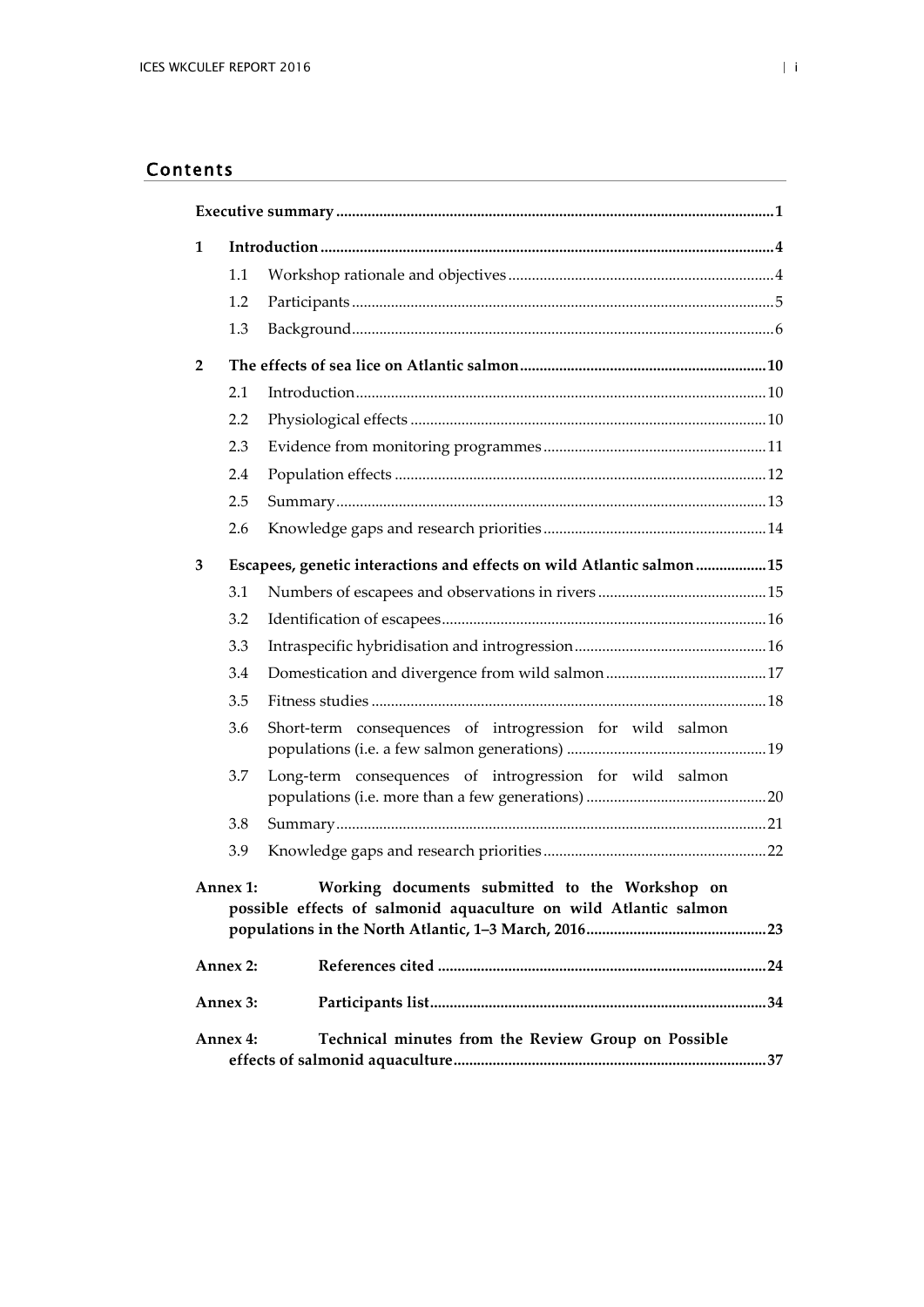## Contents

| | | | |
|---|---|---|---|
| **Executive summary** | | | **1** |
| **1** | **Introduction** | | **4** |
| | 1.1 | Workshop rationale and objectives | 4 |
| | 1.2 | Participants | 5 |
| | 1.3 | Background | 6 |
| **2** | **The effects of sea lice on Atlantic salmon** | | **10** |
| | 2.1 | Introduction | 10 |
| | 2.2 | Physiological effects | 10 |
| | 2.3 | Evidence from monitoring programmes | 11 |
| | 2.4 | Population effects | 12 |
| | 2.5 | Summary | 13 |
| | 2.6 | Knowledge gaps and research priorities | 14 |
| **3** | **Escapees, genetic interactions and effects on wild Atlantic salmon** | | **15** |
| | 3.1 | Numbers of escapees and observations in rivers | 15 |
| | 3.2 | Identification of escapees | 16 |
| | 3.3 | Intraspecific hybridisation and introgression | 16 |
| | 3.4 | Domestication and divergence from wild salmon | 17 |
| | 3.5 | Fitness studies | 18 |
| | 3.6 | Short-term consequences of introgression for wild salmon populations (i.e. a few salmon generations) | 19 |
| | 3.7 | Long-term consequences of introgression for wild salmon populations (i.e. more than a few generations) | 20 |
| | 3.8 | Summary | 21 |
| | 3.9 | Knowledge gaps and research priorities | 22 |
| **Annex 1:** | **Working documents submitted to the Workshop on possible effects of salmonid aquaculture on wild Atlantic salmon populations in the North Atlantic, 1–3 March, 2016** | | **23** |
| **Annex 2:** | **References cited** | | **24** |
| **Annex 3:** | **Participants list** | | **34** |
| **Annex 4:** | **Technical minutes from the Review Group on Possible effects of salmonid aquaculture** | | **37** |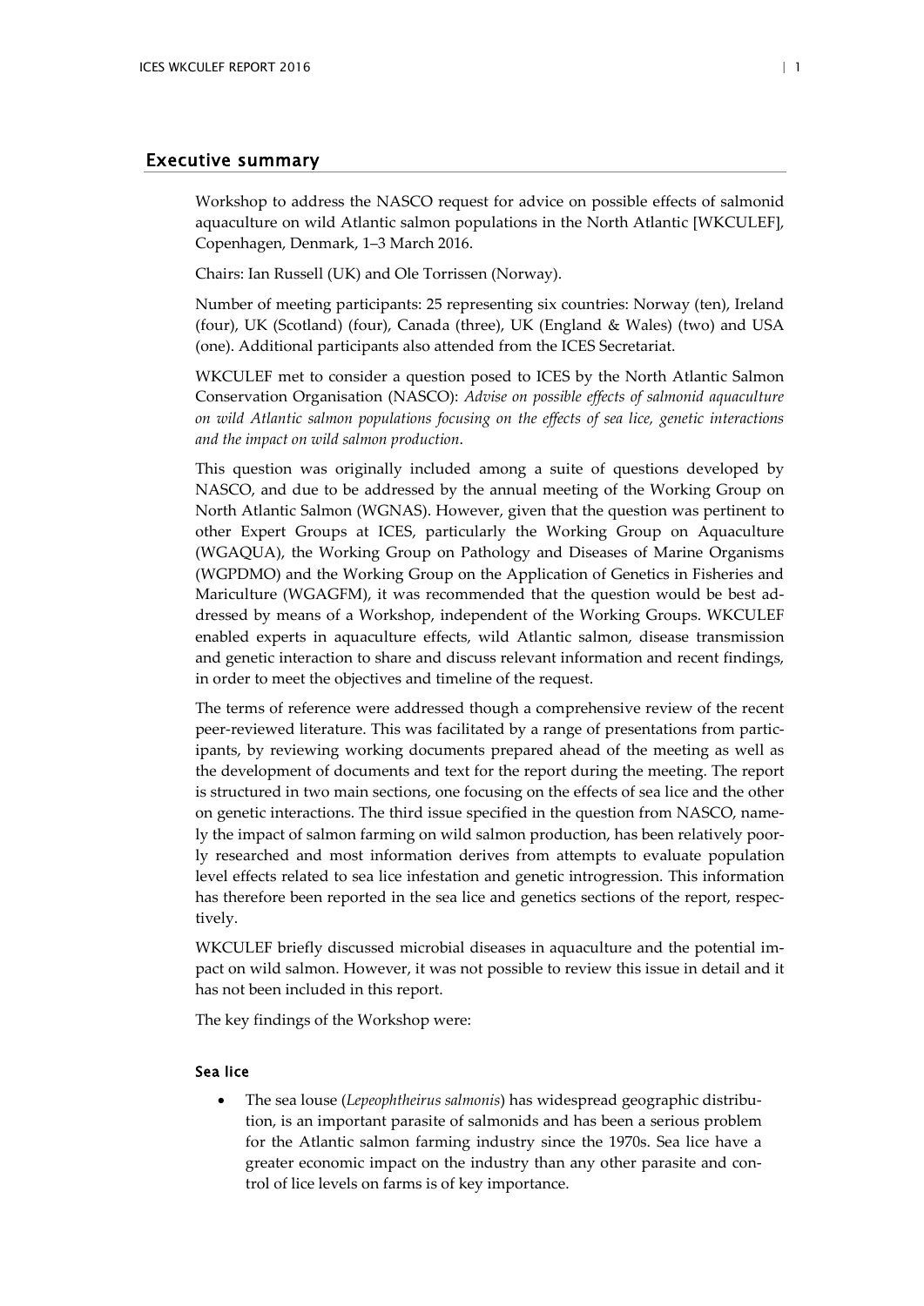## Executive summary

Workshop to address the NASCO request for advice on possible effects of salmonid aquaculture on wild Atlantic salmon populations in the North Atlantic [WKCULEF], Copenhagen, Denmark, 1–3 March 2016.

Chairs: Ian Russell (UK) and Ole Torrissen (Norway).

Number of meeting participants: 25 representing six countries: Norway (ten), Ireland (four), UK (Scotland) (four), Canada (three), UK (England & Wales) (two) and USA (one). Additional participants also attended from the ICES Secretariat.

WKCULEF met to consider a question posed to ICES by the North Atlantic Salmon Conservation Organisation (NASCO): *Advise on possible effects of salmonid aquaculture on wild Atlantic salmon populations focusing on the effects of sea lice, genetic interactions and the impact on wild salmon production*.

This question was originally included among a suite of questions developed by NASCO, and due to be addressed by the annual meeting of the Working Group on North Atlantic Salmon (WGNAS). However, given that the question was pertinent to other Expert Groups at ICES, particularly the Working Group on Aquaculture (WGAQUA), the Working Group on Pathology and Diseases of Marine Organisms (WGPDMO) and the Working Group on the Application of Genetics in Fisheries and Mariculture (WGAGFM), it was recommended that the question would be best addressed by means of a Workshop, independent of the Working Groups. WKCULEF enabled experts in aquaculture effects, wild Atlantic salmon, disease transmission and genetic interaction to share and discuss relevant information and recent findings, in order to meet the objectives and timeline of the request.

The terms of reference were addressed though a comprehensive review of the recent peer-reviewed literature. This was facilitated by a range of presentations from participants, by reviewing working documents prepared ahead of the meeting as well as the development of documents and text for the report during the meeting. The report is structured in two main sections, one focusing on the effects of sea lice and the other on genetic interactions. The third issue specified in the question from NASCO, namely the impact of salmon farming on wild salmon production, has been relatively poorly researched and most information derives from attempts to evaluate population level effects related to sea lice infestation and genetic introgression. This information has therefore been reported in the sea lice and genetics sections of the report, respectively.

WKCULEF briefly discussed microbial diseases in aquaculture and the potential impact on wild salmon. However, it was not possible to review this issue in detail and it has not been included in this report.

The key findings of the Workshop were:

### Sea lice

- The sea louse (*Lepeophtheirus salmonis*) has widespread geographic distribution, is an important parasite of salmonids and has been a serious problem for the Atlantic salmon farming industry since the 1970s. Sea lice have a greater economic impact on the industry than any other parasite and control of lice levels on farms is of key importance.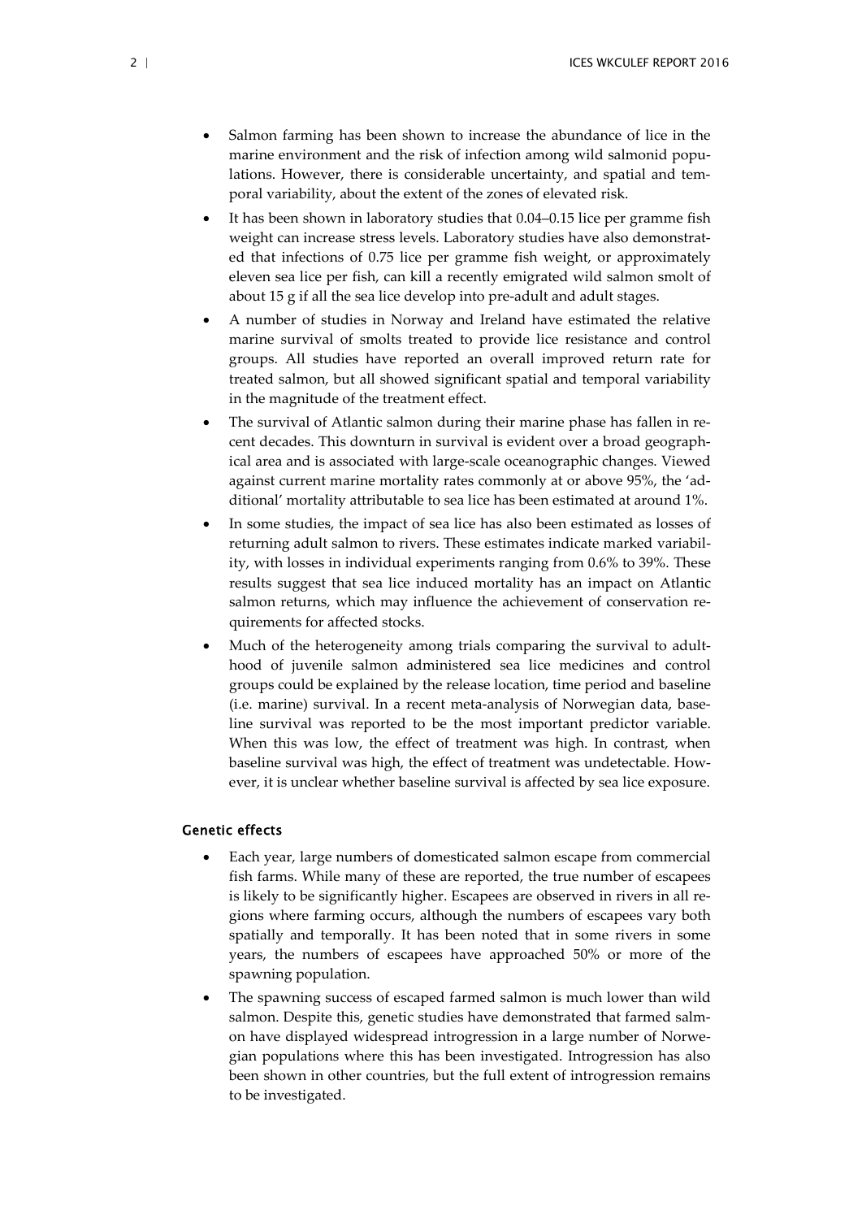- Salmon farming has been shown to increase the abundance of lice in the marine environment and the risk of infection among wild salmonid populations. However, there is considerable uncertainty, and spatial and temporal variability, about the extent of the zones of elevated risk.
- It has been shown in laboratory studies that 0.04–0.15 lice per gramme fish weight can increase stress levels. Laboratory studies have also demonstrated that infections of 0.75 lice per gramme fish weight, or approximately eleven sea lice per fish, can kill a recently emigrated wild salmon smolt of about 15 g if all the sea lice develop into pre-adult and adult stages.
- A number of studies in Norway and Ireland have estimated the relative marine survival of smolts treated to provide lice resistance and control groups. All studies have reported an overall improved return rate for treated salmon, but all showed significant spatial and temporal variability in the magnitude of the treatment effect.
- The survival of Atlantic salmon during their marine phase has fallen in recent decades. This downturn in survival is evident over a broad geographical area and is associated with large-scale oceanographic changes. Viewed against current marine mortality rates commonly at or above 95%, the 'additional' mortality attributable to sea lice has been estimated at around 1%.
- In some studies, the impact of sea lice has also been estimated as losses of returning adult salmon to rivers. These estimates indicate marked variability, with losses in individual experiments ranging from 0.6% to 39%. These results suggest that sea lice induced mortality has an impact on Atlantic salmon returns, which may influence the achievement of conservation requirements for affected stocks.
- Much of the heterogeneity among trials comparing the survival to adulthood of juvenile salmon administered sea lice medicines and control groups could be explained by the release location, time period and baseline (i.e. marine) survival. In a recent meta-analysis of Norwegian data, baseline survival was reported to be the most important predictor variable. When this was low, the effect of treatment was high. In contrast, when baseline survival was high, the effect of treatment was undetectable. However, it is unclear whether baseline survival is affected by sea lice exposure.

### Genetic effects

- Each year, large numbers of domesticated salmon escape from commercial fish farms. While many of these are reported, the true number of escapees is likely to be significantly higher. Escapees are observed in rivers in all regions where farming occurs, although the numbers of escapees vary both spatially and temporally. It has been noted that in some rivers in some years, the numbers of escapees have approached 50% or more of the spawning population.
- The spawning success of escaped farmed salmon is much lower than wild salmon. Despite this, genetic studies have demonstrated that farmed salmon have displayed widespread introgression in a large number of Norwegian populations where this has been investigated. Introgression has also been shown in other countries, but the full extent of introgression remains to be investigated.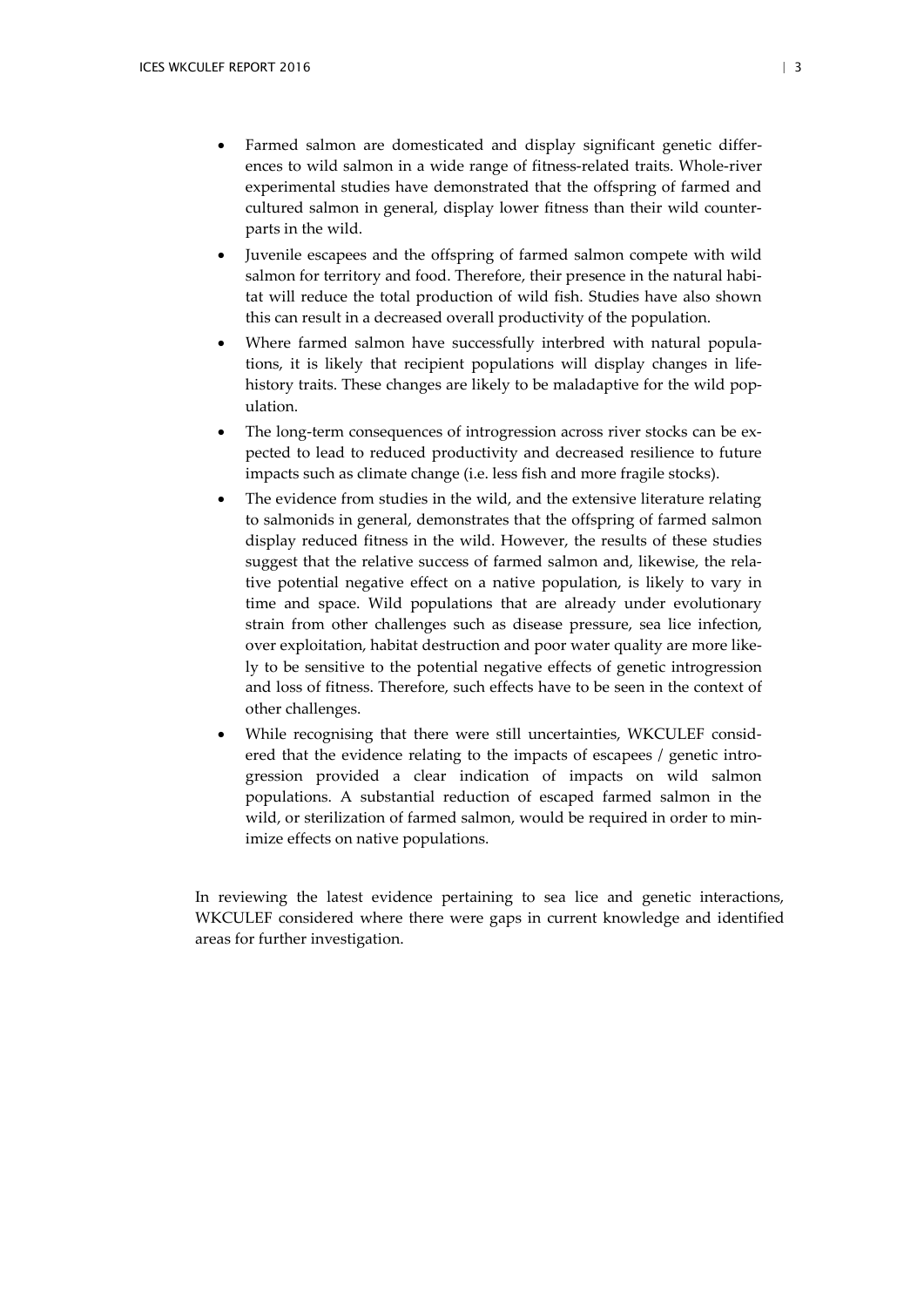- Farmed salmon are domesticated and display significant genetic differences to wild salmon in a wide range of fitness-related traits. Whole-river experimental studies have demonstrated that the offspring of farmed and cultured salmon in general, display lower fitness than their wild counterparts in the wild.
- Juvenile escapees and the offspring of farmed salmon compete with wild salmon for territory and food. Therefore, their presence in the natural habitat will reduce the total production of wild fish. Studies have also shown this can result in a decreased overall productivity of the population.
- Where farmed salmon have successfully interbred with natural populations, it is likely that recipient populations will display changes in life-history traits. These changes are likely to be maladaptive for the wild population.
- The long-term consequences of introgression across river stocks can be expected to lead to reduced productivity and decreased resilience to future impacts such as climate change (i.e. less fish and more fragile stocks).
- The evidence from studies in the wild, and the extensive literature relating to salmonids in general, demonstrates that the offspring of farmed salmon display reduced fitness in the wild. However, the results of these studies suggest that the relative success of farmed salmon and, likewise, the relative potential negative effect on a native population, is likely to vary in time and space. Wild populations that are already under evolutionary strain from other challenges such as disease pressure, sea lice infection, over exploitation, habitat destruction and poor water quality are more likely to be sensitive to the potential negative effects of genetic introgression and loss of fitness. Therefore, such effects have to be seen in the context of other challenges.
- While recognising that there were still uncertainties, WKCULEF considered that the evidence relating to the impacts of escapees / genetic introgression provided a clear indication of impacts on wild salmon populations. A substantial reduction of escaped farmed salmon in the wild, or sterilization of farmed salmon, would be required in order to minimize effects on native populations.

In reviewing the latest evidence pertaining to sea lice and genetic interactions, WKCULEF considered where there were gaps in current knowledge and identified areas for further investigation.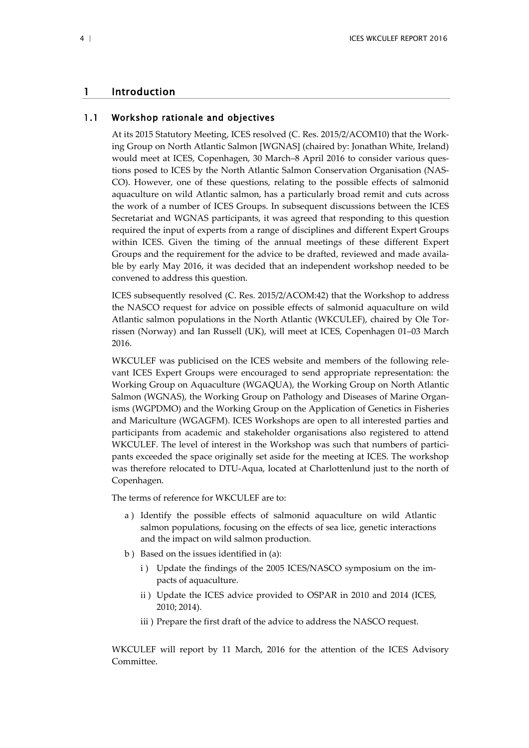# 1 Introduction

## 1.1 Workshop rationale and objectives

At its 2015 Statutory Meeting, ICES resolved (C. Res. 2015/2/ACOM10) that the Working Group on North Atlantic Salmon [WGNAS] (chaired by: Jonathan White, Ireland) would meet at ICES, Copenhagen, 30 March–8 April 2016 to consider various questions posed to ICES by the North Atlantic Salmon Conservation Organisation (NASCO). However, one of these questions, relating to the possible effects of salmonid aquaculture on wild Atlantic salmon, has a particularly broad remit and cuts across the work of a number of ICES Groups. In subsequent discussions between the ICES Secretariat and WGNAS participants, it was agreed that responding to this question required the input of experts from a range of disciplines and different Expert Groups within ICES. Given the timing of the annual meetings of these different Expert Groups and the requirement for the advice to be drafted, reviewed and made available by early May 2016, it was decided that an independent workshop needed to be convened to address this question.

ICES subsequently resolved (C. Res. 2015/2/ACOM:42) that the Workshop to address the NASCO request for advice on possible effects of salmonid aquaculture on wild Atlantic salmon populations in the North Atlantic (WKCULEF), chaired by Ole Torrissen (Norway) and Ian Russell (UK), will meet at ICES, Copenhagen 01–03 March 2016.

WKCULEF was publicised on the ICES website and members of the following relevant ICES Expert Groups were encouraged to send appropriate representation: the Working Group on Aquaculture (WGAQUA), the Working Group on North Atlantic Salmon (WGNAS), the Working Group on Pathology and Diseases of Marine Organisms (WGPDMO) and the Working Group on the Application of Genetics in Fisheries and Mariculture (WGAGFM). ICES Workshops are open to all interested parties and participants from academic and stakeholder organisations also registered to attend WKCULEF. The level of interest in the Workshop was such that numbers of participants exceeded the space originally set aside for the meeting at ICES. The workshop was therefore relocated to DTU-Aqua, located at Charlottenlund just to the north of Copenhagen.

The terms of reference for WKCULEF are to:

a ) Identify the possible effects of salmonid aquaculture on wild Atlantic salmon populations, focusing on the effects of sea lice, genetic interactions and the impact on wild salmon production.

b ) Based on the issues identified in (a):

  i ) Update the findings of the 2005 ICES/NASCO symposium on the impacts of aquaculture.

  ii ) Update the ICES advice provided to OSPAR in 2010 and 2014 (ICES, 2010; 2014).

  iii ) Prepare the first draft of the advice to address the NASCO request.

WKCULEF will report by 11 March, 2016 for the attention of the ICES Advisory Committee.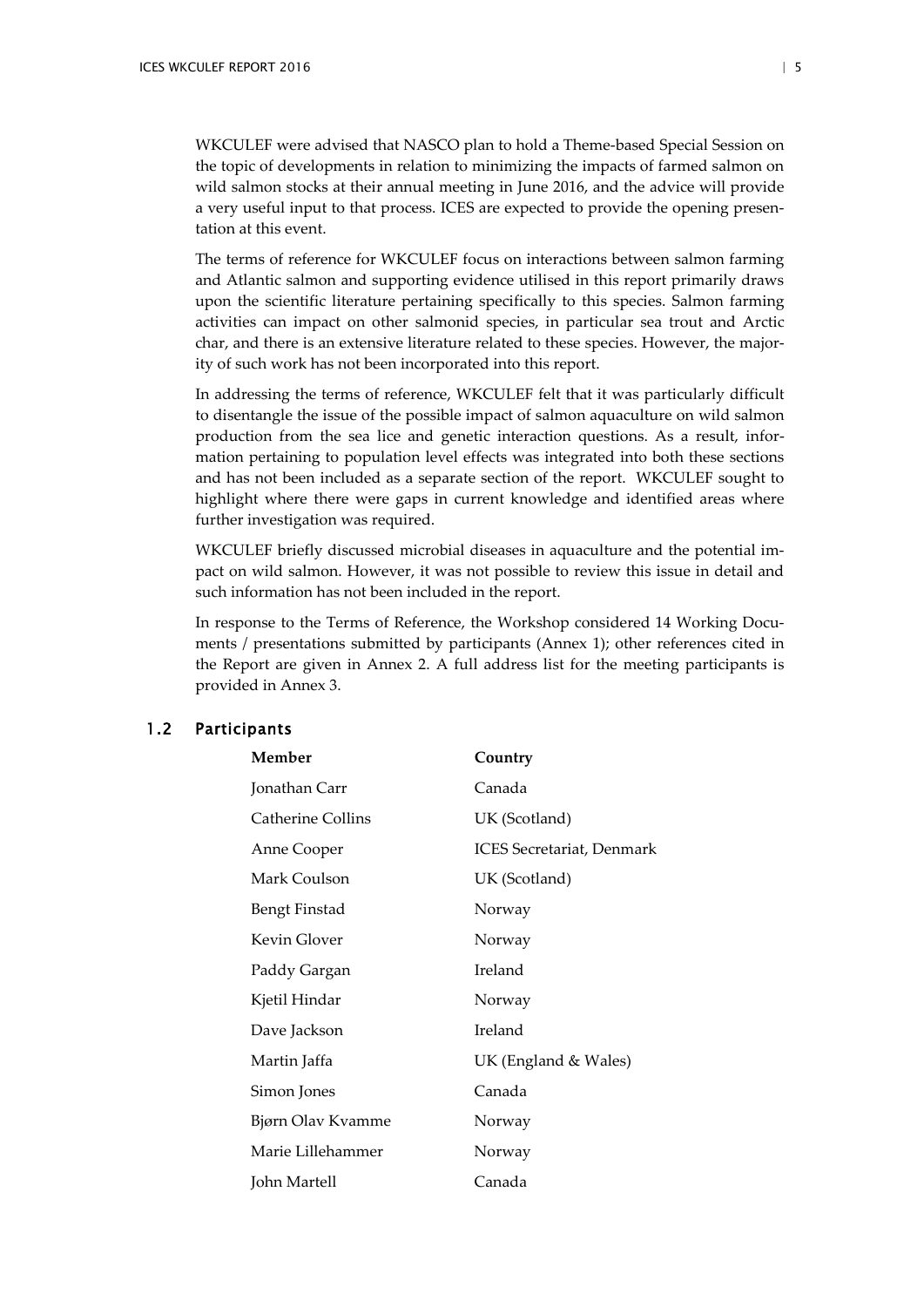WKCULEF were advised that NASCO plan to hold a Theme-based Special Session on the topic of developments in relation to minimizing the impacts of farmed salmon on wild salmon stocks at their annual meeting in June 2016, and the advice will provide a very useful input to that process. ICES are expected to provide the opening presentation at this event.

The terms of reference for WKCULEF focus on interactions between salmon farming and Atlantic salmon and supporting evidence utilised in this report primarily draws upon the scientific literature pertaining specifically to this species. Salmon farming activities can impact on other salmonid species, in particular sea trout and Arctic char, and there is an extensive literature related to these species. However, the majority of such work has not been incorporated into this report.

In addressing the terms of reference, WKCULEF felt that it was particularly difficult to disentangle the issue of the possible impact of salmon aquaculture on wild salmon production from the sea lice and genetic interaction questions. As a result, information pertaining to population level effects was integrated into both these sections and has not been included as a separate section of the report. WKCULEF sought to highlight where there were gaps in current knowledge and identified areas where further investigation was required.

WKCULEF briefly discussed microbial diseases in aquaculture and the potential impact on wild salmon. However, it was not possible to review this issue in detail and such information has not been included in the report.

In response to the Terms of Reference, the Workshop considered 14 Working Documents / presentations submitted by participants (Annex 1); other references cited in the Report are given in Annex 2. A full address list for the meeting participants is provided in Annex 3.

## 1.2 Participants

| Member | Country |
|---|---|
| Jonathan Carr | Canada |
| Catherine Collins | UK (Scotland) |
| Anne Cooper | ICES Secretariat, Denmark |
| Mark Coulson | UK (Scotland) |
| Bengt Finstad | Norway |
| Kevin Glover | Norway |
| Paddy Gargan | Ireland |
| Kjetil Hindar | Norway |
| Dave Jackson | Ireland |
| Martin Jaffa | UK (England & Wales) |
| Simon Jones | Canada |
| Bjørn Olav Kvamme | Norway |
| Marie Lillehammer | Norway |
| John Martell | Canada |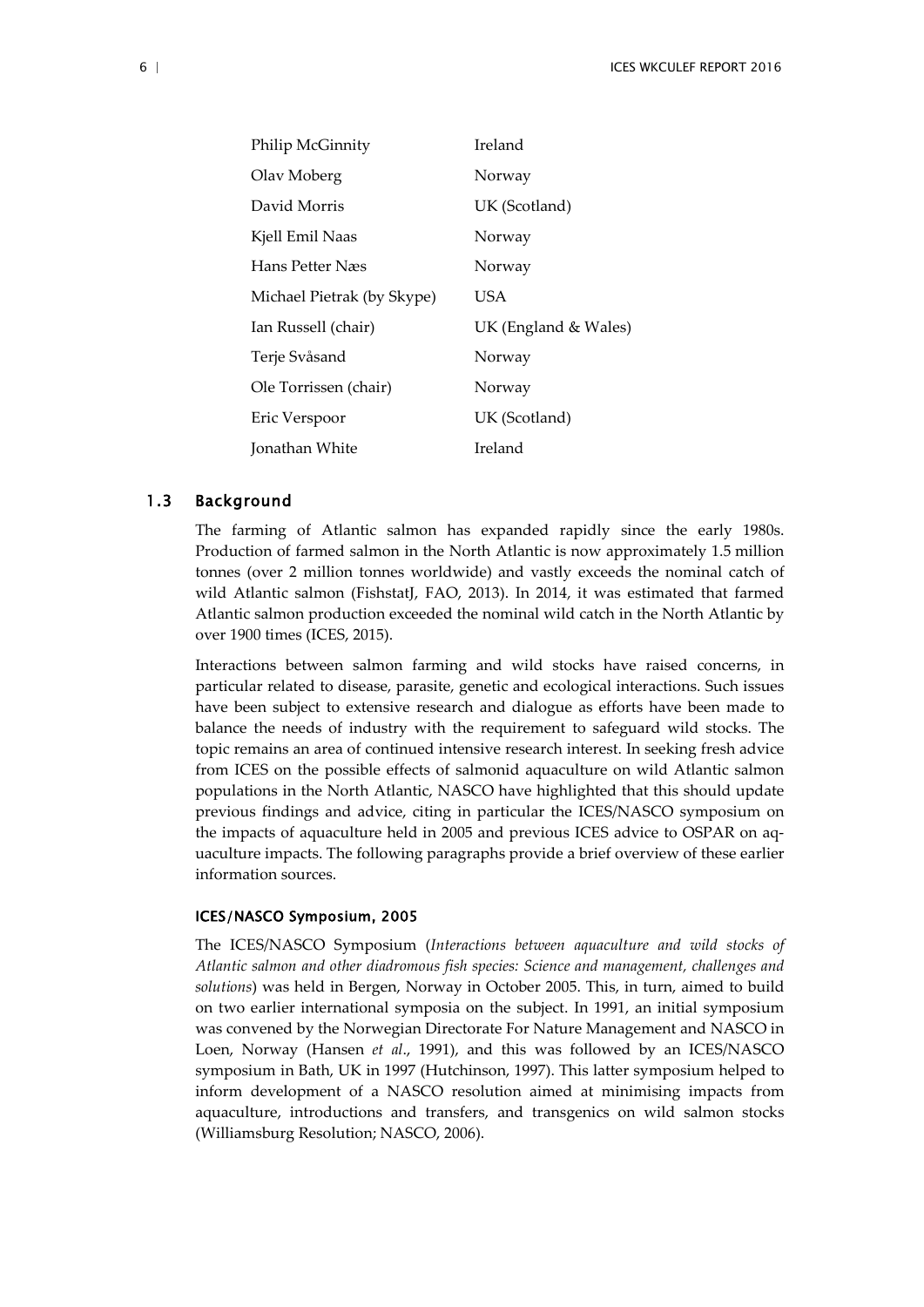| | |
|---|---|
| Philip McGinnity | Ireland |
| Olav Moberg | Norway |
| David Morris | UK (Scotland) |
| Kjell Emil Naas | Norway |
| Hans Petter Næs | Norway |
| Michael Pietrak (by Skype) | USA |
| Ian Russell (chair) | UK (England & Wales) |
| Terje Svåsand | Norway |
| Ole Torrissen (chair) | Norway |
| Eric Verspoor | UK (Scotland) |
| Jonathan White | Ireland |

## 1.3 Background

The farming of Atlantic salmon has expanded rapidly since the early 1980s. Production of farmed salmon in the North Atlantic is now approximately 1.5 million tonnes (over 2 million tonnes worldwide) and vastly exceeds the nominal catch of wild Atlantic salmon (FishstatJ, FAO, 2013). In 2014, it was estimated that farmed Atlantic salmon production exceeded the nominal wild catch in the North Atlantic by over 1900 times (ICES, 2015).

Interactions between salmon farming and wild stocks have raised concerns, in particular related to disease, parasite, genetic and ecological interactions. Such issues have been subject to extensive research and dialogue as efforts have been made to balance the needs of industry with the requirement to safeguard wild stocks. The topic remains an area of continued intensive research interest. In seeking fresh advice from ICES on the possible effects of salmonid aquaculture on wild Atlantic salmon populations in the North Atlantic, NASCO have highlighted that this should update previous findings and advice, citing in particular the ICES/NASCO symposium on the impacts of aquaculture held in 2005 and previous ICES advice to OSPAR on aquaculture impacts. The following paragraphs provide a brief overview of these earlier information sources.

#### ICES/NASCO Symposium, 2005

The ICES/NASCO Symposium (*Interactions between aquaculture and wild stocks of Atlantic salmon and other diadromous fish species: Science and management, challenges and solutions*) was held in Bergen, Norway in October 2005. This, in turn, aimed to build on two earlier international symposia on the subject. In 1991, an initial symposium was convened by the Norwegian Directorate For Nature Management and NASCO in Loen, Norway (Hansen *et al*., 1991), and this was followed by an ICES/NASCO symposium in Bath, UK in 1997 (Hutchinson, 1997). This latter symposium helped to inform development of a NASCO resolution aimed at minimising impacts from aquaculture, introductions and transfers, and transgenics on wild salmon stocks (Williamsburg Resolution; NASCO, 2006).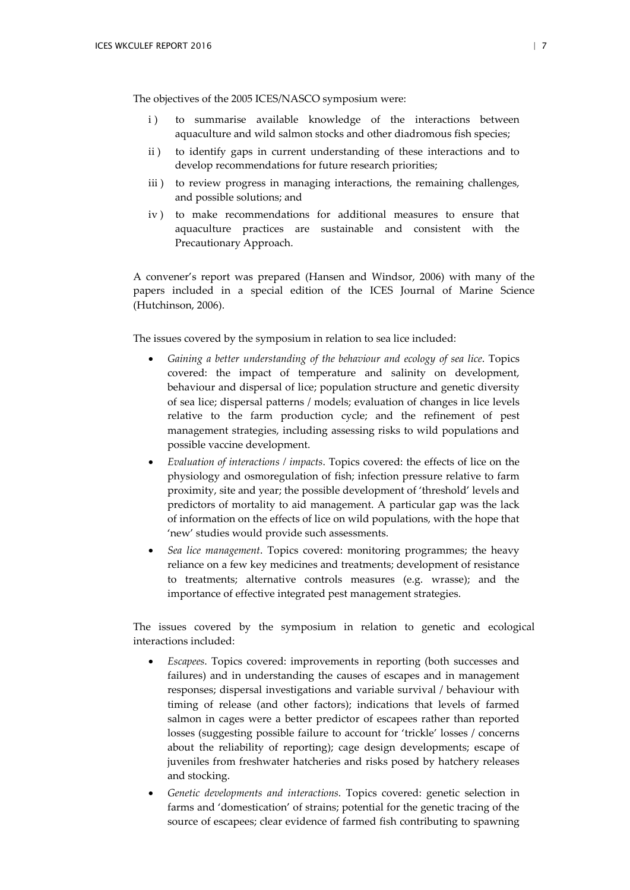The objectives of the 2005 ICES/NASCO symposium were:

i ) to summarise available knowledge of the interactions between aquaculture and wild salmon stocks and other diadromous fish species;

ii ) to identify gaps in current understanding of these interactions and to develop recommendations for future research priorities;

iii ) to review progress in managing interactions, the remaining challenges, and possible solutions; and

iv ) to make recommendations for additional measures to ensure that aquaculture practices are sustainable and consistent with the Precautionary Approach.

A convener's report was prepared (Hansen and Windsor, 2006) with many of the papers included in a special edition of the ICES Journal of Marine Science (Hutchinson, 2006).

The issues covered by the symposium in relation to sea lice included:

- *Gaining a better understanding of the behaviour and ecology of sea lice*. Topics covered: the impact of temperature and salinity on development, behaviour and dispersal of lice; population structure and genetic diversity of sea lice; dispersal patterns / models; evaluation of changes in lice levels relative to the farm production cycle; and the refinement of pest management strategies, including assessing risks to wild populations and possible vaccine development.
- *Evaluation of interactions / impacts*. Topics covered: the effects of lice on the physiology and osmoregulation of fish; infection pressure relative to farm proximity, site and year; the possible development of 'threshold' levels and predictors of mortality to aid management. A particular gap was the lack of information on the effects of lice on wild populations, with the hope that 'new' studies would provide such assessments.
- *Sea lice management*. Topics covered: monitoring programmes; the heavy reliance on a few key medicines and treatments; development of resistance to treatments; alternative controls measures (e.g. wrasse); and the importance of effective integrated pest management strategies.

The issues covered by the symposium in relation to genetic and ecological interactions included:

- *Escapees*. Topics covered: improvements in reporting (both successes and failures) and in understanding the causes of escapes and in management responses; dispersal investigations and variable survival / behaviour with timing of release (and other factors); indications that levels of farmed salmon in cages were a better predictor of escapees rather than reported losses (suggesting possible failure to account for 'trickle' losses / concerns about the reliability of reporting); cage design developments; escape of juveniles from freshwater hatcheries and risks posed by hatchery releases and stocking.
- *Genetic developments and interactions*. Topics covered: genetic selection in farms and 'domestication' of strains; potential for the genetic tracing of the source of escapees; clear evidence of farmed fish contributing to spawning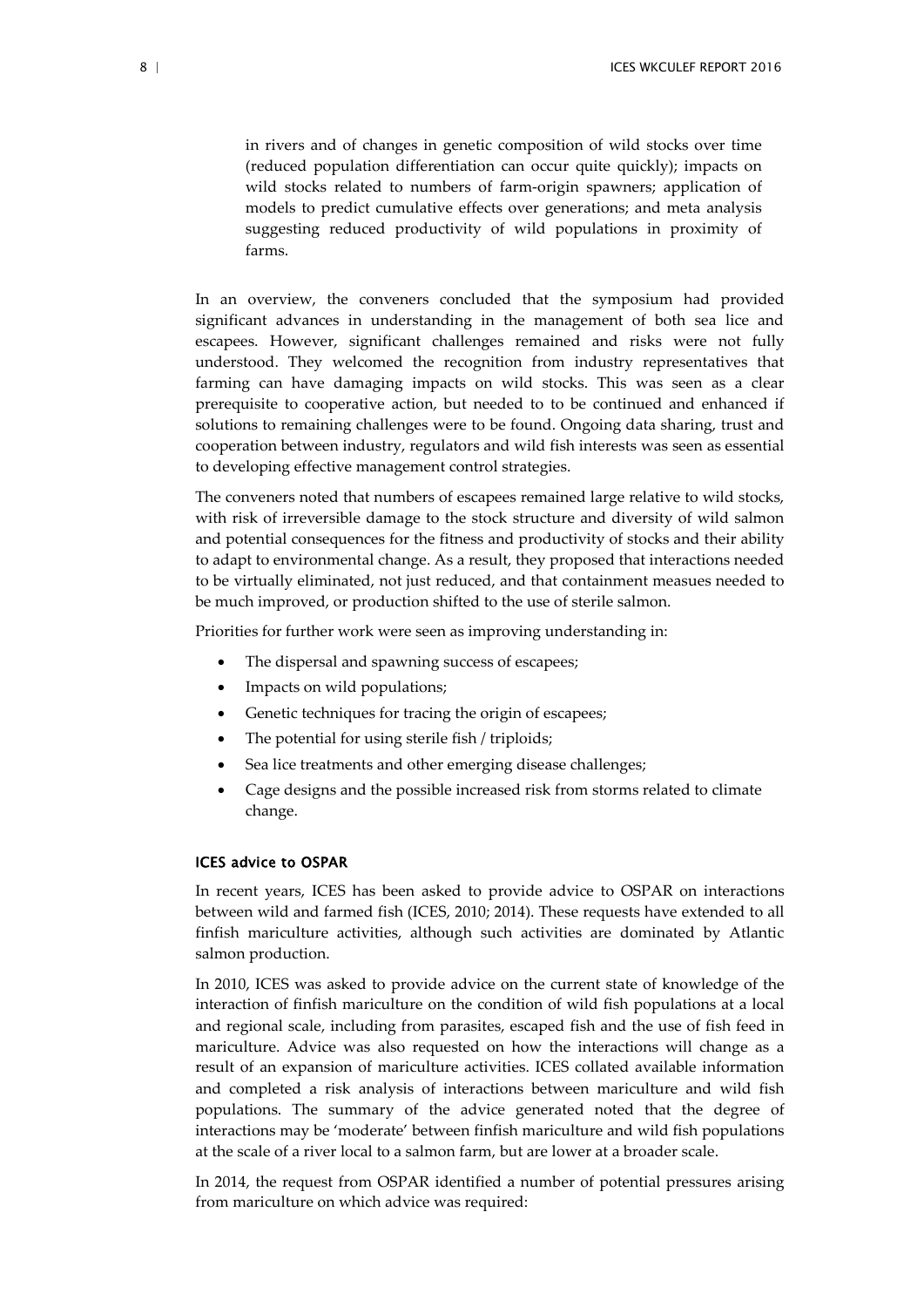in rivers and of changes in genetic composition of wild stocks over time (reduced population differentiation can occur quite quickly); impacts on wild stocks related to numbers of farm-origin spawners; application of models to predict cumulative effects over generations; and meta analysis suggesting reduced productivity of wild populations in proximity of farms.

In an overview, the conveners concluded that the symposium had provided significant advances in understanding in the management of both sea lice and escapees. However, significant challenges remained and risks were not fully understood. They welcomed the recognition from industry representatives that farming can have damaging impacts on wild stocks. This was seen as a clear prerequisite to cooperative action, but needed to to be continued and enhanced if solutions to remaining challenges were to be found. Ongoing data sharing, trust and cooperation between industry, regulators and wild fish interests was seen as essential to developing effective management control strategies.

The conveners noted that numbers of escapees remained large relative to wild stocks, with risk of irreversible damage to the stock structure and diversity of wild salmon and potential consequences for the fitness and productivity of stocks and their ability to adapt to environmental change. As a result, they proposed that interactions needed to be virtually eliminated, not just reduced, and that containment measues needed to be much improved, or production shifted to the use of sterile salmon.

Priorities for further work were seen as improving understanding in:

- The dispersal and spawning success of escapees;
- Impacts on wild populations;
- Genetic techniques for tracing the origin of escapees;
- The potential for using sterile fish / triploids;
- Sea lice treatments and other emerging disease challenges;
- Cage designs and the possible increased risk from storms related to climate change.

#### ICES advice to OSPAR

In recent years, ICES has been asked to provide advice to OSPAR on interactions between wild and farmed fish (ICES, 2010; 2014). These requests have extended to all finfish mariculture activities, although such activities are dominated by Atlantic salmon production.

In 2010, ICES was asked to provide advice on the current state of knowledge of the interaction of finfish mariculture on the condition of wild fish populations at a local and regional scale, including from parasites, escaped fish and the use of fish feed in mariculture. Advice was also requested on how the interactions will change as a result of an expansion of mariculture activities. ICES collated available information and completed a risk analysis of interactions between mariculture and wild fish populations. The summary of the advice generated noted that the degree of interactions may be 'moderate' between finfish mariculture and wild fish populations at the scale of a river local to a salmon farm, but are lower at a broader scale.

In 2014, the request from OSPAR identified a number of potential pressures arising from mariculture on which advice was required: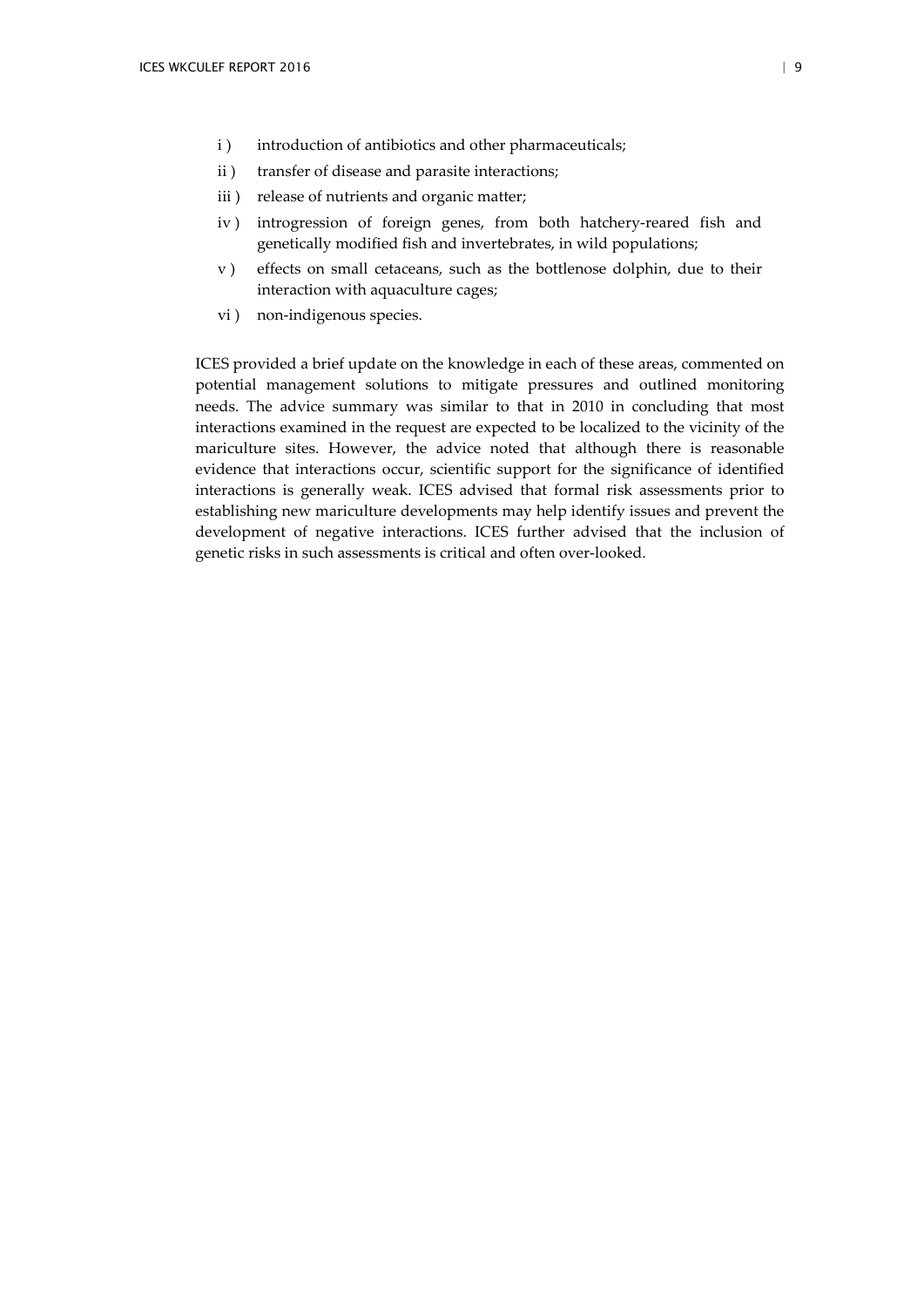i ) introduction of antibiotics and other pharmaceuticals;

ii ) transfer of disease and parasite interactions;

iii ) release of nutrients and organic matter;

iv ) introgression of foreign genes, from both hatchery-reared fish and genetically modified fish and invertebrates, in wild populations;

v ) effects on small cetaceans, such as the bottlenose dolphin, due to their interaction with aquaculture cages;

vi ) non-indigenous species.

ICES provided a brief update on the knowledge in each of these areas, commented on potential management solutions to mitigate pressures and outlined monitoring needs. The advice summary was similar to that in 2010 in concluding that most interactions examined in the request are expected to be localized to the vicinity of the mariculture sites. However, the advice noted that although there is reasonable evidence that interactions occur, scientific support for the significance of identified interactions is generally weak. ICES advised that formal risk assessments prior to establishing new mariculture developments may help identify issues and prevent the development of negative interactions. ICES further advised that the inclusion of genetic risks in such assessments is critical and often over-looked.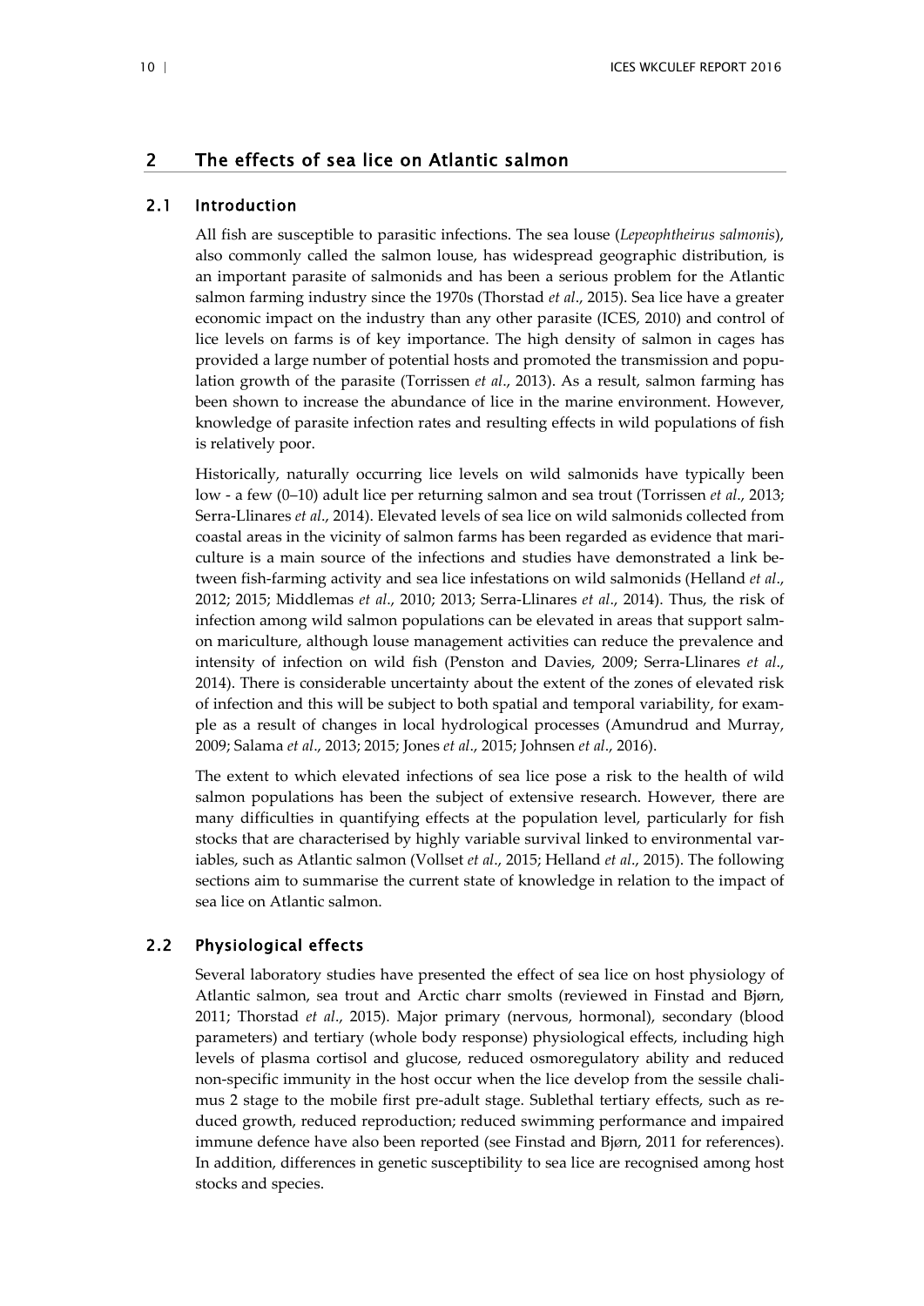# 2 The effects of sea lice on Atlantic salmon

## 2.1 Introduction

All fish are susceptible to parasitic infections. The sea louse (*Lepeophtheirus salmonis*), also commonly called the salmon louse, has widespread geographic distribution, is an important parasite of salmonids and has been a serious problem for the Atlantic salmon farming industry since the 1970s (Thorstad *et al*., 2015). Sea lice have a greater economic impact on the industry than any other parasite (ICES, 2010) and control of lice levels on farms is of key importance. The high density of salmon in cages has provided a large number of potential hosts and promoted the transmission and population growth of the parasite (Torrissen *et al*., 2013). As a result, salmon farming has been shown to increase the abundance of lice in the marine environment. However, knowledge of parasite infection rates and resulting effects in wild populations of fish is relatively poor.

Historically, naturally occurring lice levels on wild salmonids have typically been low - a few (0–10) adult lice per returning salmon and sea trout (Torrissen *et al*., 2013; Serra-Llinares *et al*., 2014). Elevated levels of sea lice on wild salmonids collected from coastal areas in the vicinity of salmon farms has been regarded as evidence that mariculture is a main source of the infections and studies have demonstrated a link between fish-farming activity and sea lice infestations on wild salmonids (Helland *et al*., 2012; 2015; Middlemas *et al*., 2010; 2013; Serra-Llinares *et al*., 2014). Thus, the risk of infection among wild salmon populations can be elevated in areas that support salmon mariculture, although louse management activities can reduce the prevalence and intensity of infection on wild fish (Penston and Davies, 2009; Serra-Llinares *et al*., 2014). There is considerable uncertainty about the extent of the zones of elevated risk of infection and this will be subject to both spatial and temporal variability, for example as a result of changes in local hydrological processes (Amundrud and Murray, 2009; Salama *et al*., 2013; 2015; Jones *et al*., 2015; Johnsen *et al*., 2016).

The extent to which elevated infections of sea lice pose a risk to the health of wild salmon populations has been the subject of extensive research. However, there are many difficulties in quantifying effects at the population level, particularly for fish stocks that are characterised by highly variable survival linked to environmental variables, such as Atlantic salmon (Vollset *et al*., 2015; Helland *et al*., 2015). The following sections aim to summarise the current state of knowledge in relation to the impact of sea lice on Atlantic salmon.

## 2.2 Physiological effects

Several laboratory studies have presented the effect of sea lice on host physiology of Atlantic salmon, sea trout and Arctic charr smolts (reviewed in Finstad and Bjørn, 2011; Thorstad *et al*., 2015). Major primary (nervous, hormonal), secondary (blood parameters) and tertiary (whole body response) physiological effects, including high levels of plasma cortisol and glucose, reduced osmoregulatory ability and reduced non-specific immunity in the host occur when the lice develop from the sessile chalimus 2 stage to the mobile first pre-adult stage. Sublethal tertiary effects, such as reduced growth, reduced reproduction; reduced swimming performance and impaired immune defence have also been reported (see Finstad and Bjørn, 2011 for references). In addition, differences in genetic susceptibility to sea lice are recognised among host stocks and species.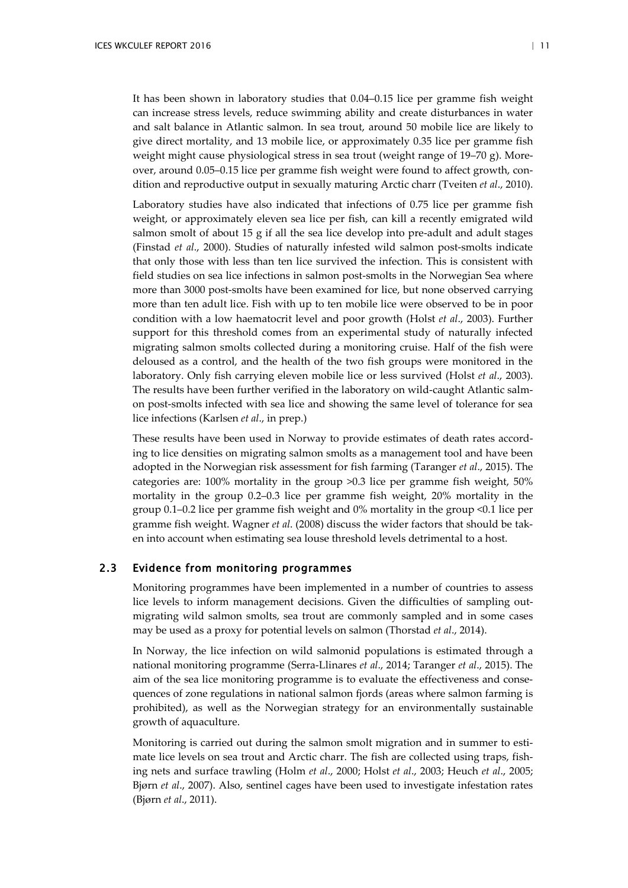It has been shown in laboratory studies that 0.04–0.15 lice per gramme fish weight can increase stress levels, reduce swimming ability and create disturbances in water and salt balance in Atlantic salmon. In sea trout, around 50 mobile lice are likely to give direct mortality, and 13 mobile lice, or approximately 0.35 lice per gramme fish weight might cause physiological stress in sea trout (weight range of 19–70 g). Moreover, around 0.05–0.15 lice per gramme fish weight were found to affect growth, condition and reproductive output in sexually maturing Arctic charr (Tveiten *et al*., 2010).

Laboratory studies have also indicated that infections of 0.75 lice per gramme fish weight, or approximately eleven sea lice per fish, can kill a recently emigrated wild salmon smolt of about 15 g if all the sea lice develop into pre-adult and adult stages (Finstad *et al*., 2000). Studies of naturally infested wild salmon post-smolts indicate that only those with less than ten lice survived the infection. This is consistent with field studies on sea lice infections in salmon post-smolts in the Norwegian Sea where more than 3000 post-smolts have been examined for lice, but none observed carrying more than ten adult lice. Fish with up to ten mobile lice were observed to be in poor condition with a low haematocrit level and poor growth (Holst *et al*., 2003). Further support for this threshold comes from an experimental study of naturally infected migrating salmon smolts collected during a monitoring cruise. Half of the fish were deloused as a control, and the health of the two fish groups were monitored in the laboratory. Only fish carrying eleven mobile lice or less survived (Holst *et al*., 2003). The results have been further verified in the laboratory on wild-caught Atlantic salmon post-smolts infected with sea lice and showing the same level of tolerance for sea lice infections (Karlsen *et al*., in prep.)

These results have been used in Norway to provide estimates of death rates according to lice densities on migrating salmon smolts as a management tool and have been adopted in the Norwegian risk assessment for fish farming (Taranger *et al*., 2015). The categories are: 100% mortality in the group >0.3 lice per gramme fish weight, 50% mortality in the group 0.2–0.3 lice per gramme fish weight, 20% mortality in the group 0.1–0.2 lice per gramme fish weight and 0% mortality in the group <0.1 lice per gramme fish weight. Wagner *et al*. (2008) discuss the wider factors that should be taken into account when estimating sea louse threshold levels detrimental to a host.

## 2.3 Evidence from monitoring programmes

Monitoring programmes have been implemented in a number of countries to assess lice levels to inform management decisions. Given the difficulties of sampling outmigrating wild salmon smolts, sea trout are commonly sampled and in some cases may be used as a proxy for potential levels on salmon (Thorstad *et al*., 2014).

In Norway, the lice infection on wild salmonid populations is estimated through a national monitoring programme (Serra-Llinares *et al*., 2014; Taranger *et al*., 2015). The aim of the sea lice monitoring programme is to evaluate the effectiveness and consequences of zone regulations in national salmon fjords (areas where salmon farming is prohibited), as well as the Norwegian strategy for an environmentally sustainable growth of aquaculture.

Monitoring is carried out during the salmon smolt migration and in summer to estimate lice levels on sea trout and Arctic charr. The fish are collected using traps, fishing nets and surface trawling (Holm *et al*., 2000; Holst *et al*., 2003; Heuch *et al*., 2005; Bjørn *et al*., 2007). Also, sentinel cages have been used to investigate infestation rates (Bjørn *et al*., 2011).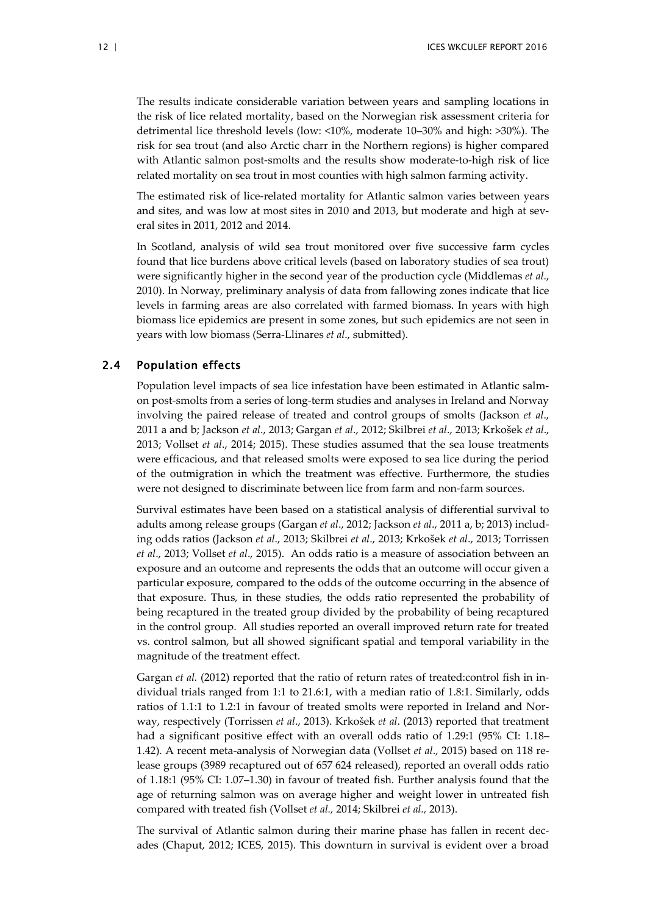The results indicate considerable variation between years and sampling locations in the risk of lice related mortality, based on the Norwegian risk assessment criteria for detrimental lice threshold levels (low: <10%, moderate 10–30% and high: >30%). The risk for sea trout (and also Arctic charr in the Northern regions) is higher compared with Atlantic salmon post-smolts and the results show moderate-to-high risk of lice related mortality on sea trout in most counties with high salmon farming activity.

The estimated risk of lice-related mortality for Atlantic salmon varies between years and sites, and was low at most sites in 2010 and 2013, but moderate and high at several sites in 2011, 2012 and 2014.

In Scotland, analysis of wild sea trout monitored over five successive farm cycles found that lice burdens above critical levels (based on laboratory studies of sea trout) were significantly higher in the second year of the production cycle (Middlemas *et al*., 2010). In Norway, preliminary analysis of data from fallowing zones indicate that lice levels in farming areas are also correlated with farmed biomass. In years with high biomass lice epidemics are present in some zones, but such epidemics are not seen in years with low biomass (Serra-Llinares *et al*., submitted).

## 2.4 Population effects

Population level impacts of sea lice infestation have been estimated in Atlantic salmon post-smolts from a series of long-term studies and analyses in Ireland and Norway involving the paired release of treated and control groups of smolts (Jackson *et al*., 2011 a and b; Jackson *et al*., 2013; Gargan *et al*., 2012; Skilbrei *et al*., 2013; Krkošek *et al*., 2013; Vollset *et al*., 2014; 2015). These studies assumed that the sea louse treatments were efficacious, and that released smolts were exposed to sea lice during the period of the outmigration in which the treatment was effective. Furthermore, the studies were not designed to discriminate between lice from farm and non-farm sources.

Survival estimates have been based on a statistical analysis of differential survival to adults among release groups (Gargan *et al*., 2012; Jackson *et al*., 2011 a, b; 2013) including odds ratios (Jackson *et al*., 2013; Skilbrei *et al*., 2013; Krkošek *et al*., 2013; Torrissen *et al*., 2013; Vollset *et al*., 2015). An odds ratio is a measure of association between an exposure and an outcome and represents the odds that an outcome will occur given a particular exposure, compared to the odds of the outcome occurring in the absence of that exposure. Thus, in these studies, the odds ratio represented the probability of being recaptured in the treated group divided by the probability of being recaptured in the control group. All studies reported an overall improved return rate for treated vs. control salmon, but all showed significant spatial and temporal variability in the magnitude of the treatment effect.

Gargan *et al.* (2012) reported that the ratio of return rates of treated:control fish in individual trials ranged from 1:1 to 21.6:1, with a median ratio of 1.8:1. Similarly, odds ratios of 1.1:1 to 1.2:1 in favour of treated smolts were reported in Ireland and Norway, respectively (Torrissen *et al*., 2013). Krkošek *et al*. (2013) reported that treatment had a significant positive effect with an overall odds ratio of 1.29:1 (95% CI: 1.18–1.42). A recent meta-analysis of Norwegian data (Vollset *et al*., 2015) based on 118 release groups (3989 recaptured out of 657 624 released), reported an overall odds ratio of 1.18:1 (95% CI: 1.07–1.30) in favour of treated fish. Further analysis found that the age of returning salmon was on average higher and weight lower in untreated fish compared with treated fish (Vollset *et al.*, 2014; Skilbrei *et al.*, 2013).

The survival of Atlantic salmon during their marine phase has fallen in recent decades (Chaput, 2012; ICES, 2015). This downturn in survival is evident over a broad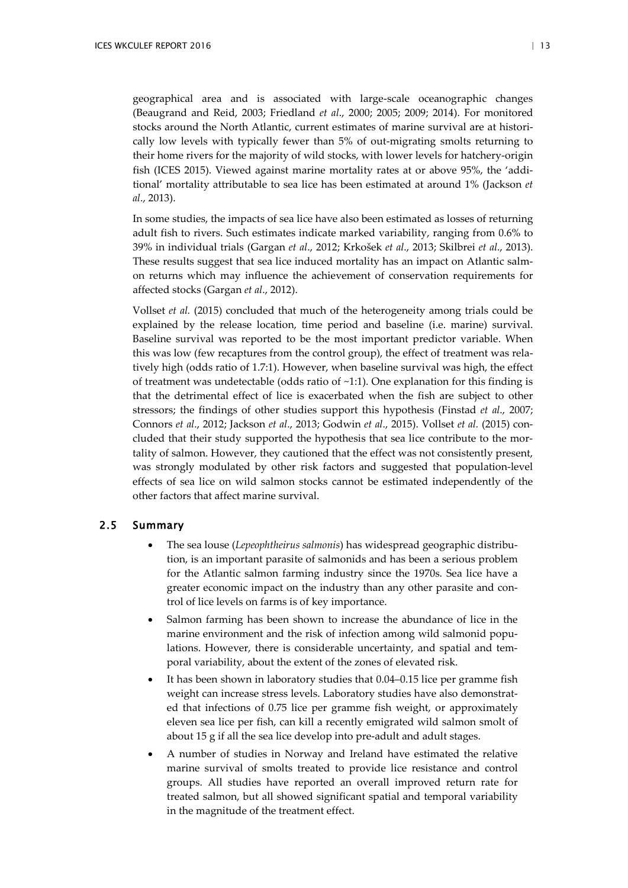geographical area and is associated with large-scale oceanographic changes (Beaugrand and Reid, 2003; Friedland *et al*., 2000; 2005; 2009; 2014). For monitored stocks around the North Atlantic, current estimates of marine survival are at historically low levels with typically fewer than 5% of out-migrating smolts returning to their home rivers for the majority of wild stocks, with lower levels for hatchery-origin fish (ICES 2015). Viewed against marine mortality rates at or above 95%, the 'additional' mortality attributable to sea lice has been estimated at around 1% (Jackson *et al*., 2013).

In some studies, the impacts of sea lice have also been estimated as losses of returning adult fish to rivers. Such estimates indicate marked variability, ranging from 0.6% to 39% in individual trials (Gargan *et al*., 2012; Krkošek *et al*., 2013; Skilbrei *et al*., 2013). These results suggest that sea lice induced mortality has an impact on Atlantic salmon returns which may influence the achievement of conservation requirements for affected stocks (Gargan *et al*., 2012).

Vollset *et al.* (2015) concluded that much of the heterogeneity among trials could be explained by the release location, time period and baseline (i.e. marine) survival. Baseline survival was reported to be the most important predictor variable. When this was low (few recaptures from the control group), the effect of treatment was relatively high (odds ratio of 1.7:1). However, when baseline survival was high, the effect of treatment was undetectable (odds ratio of ~1:1). One explanation for this finding is that the detrimental effect of lice is exacerbated when the fish are subject to other stressors; the findings of other studies support this hypothesis (Finstad *et al*., 2007; Connors *et al*., 2012; Jackson *et al*., 2013; Godwin *et al*., 2015). Vollset *et al.* (2015) concluded that their study supported the hypothesis that sea lice contribute to the mortality of salmon. However, they cautioned that the effect was not consistently present, was strongly modulated by other risk factors and suggested that population-level effects of sea lice on wild salmon stocks cannot be estimated independently of the other factors that affect marine survival.

## 2.5 Summary

- The sea louse (*Lepeophtheirus salmonis*) has widespread geographic distribution, is an important parasite of salmonids and has been a serious problem for the Atlantic salmon farming industry since the 1970s. Sea lice have a greater economic impact on the industry than any other parasite and control of lice levels on farms is of key importance.
- Salmon farming has been shown to increase the abundance of lice in the marine environment and the risk of infection among wild salmonid populations. However, there is considerable uncertainty, and spatial and temporal variability, about the extent of the zones of elevated risk.
- It has been shown in laboratory studies that 0.04–0.15 lice per gramme fish weight can increase stress levels. Laboratory studies have also demonstrated that infections of 0.75 lice per gramme fish weight, or approximately eleven sea lice per fish, can kill a recently emigrated wild salmon smolt of about 15 g if all the sea lice develop into pre-adult and adult stages.
- A number of studies in Norway and Ireland have estimated the relative marine survival of smolts treated to provide lice resistance and control groups. All studies have reported an overall improved return rate for treated salmon, but all showed significant spatial and temporal variability in the magnitude of the treatment effect.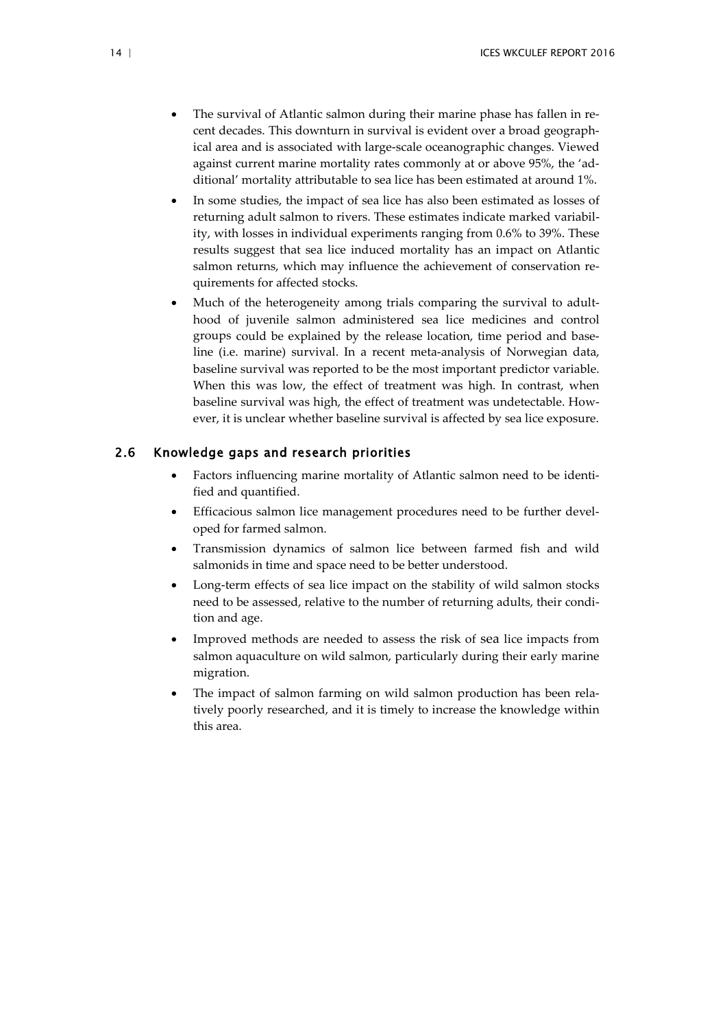- The survival of Atlantic salmon during their marine phase has fallen in recent decades. This downturn in survival is evident over a broad geographical area and is associated with large-scale oceanographic changes. Viewed against current marine mortality rates commonly at or above 95%, the 'additional' mortality attributable to sea lice has been estimated at around 1%.
- In some studies, the impact of sea lice has also been estimated as losses of returning adult salmon to rivers. These estimates indicate marked variability, with losses in individual experiments ranging from 0.6% to 39%. These results suggest that sea lice induced mortality has an impact on Atlantic salmon returns, which may influence the achievement of conservation requirements for affected stocks.
- Much of the heterogeneity among trials comparing the survival to adulthood of juvenile salmon administered sea lice medicines and control groups could be explained by the release location, time period and baseline (i.e. marine) survival. In a recent meta-analysis of Norwegian data, baseline survival was reported to be the most important predictor variable. When this was low, the effect of treatment was high. In contrast, when baseline survival was high, the effect of treatment was undetectable. However, it is unclear whether baseline survival is affected by sea lice exposure.

## 2.6 Knowledge gaps and research priorities

- Factors influencing marine mortality of Atlantic salmon need to be identified and quantified.
- Efficacious salmon lice management procedures need to be further developed for farmed salmon.
- Transmission dynamics of salmon lice between farmed fish and wild salmonids in time and space need to be better understood.
- Long-term effects of sea lice impact on the stability of wild salmon stocks need to be assessed, relative to the number of returning adults, their condition and age.
- Improved methods are needed to assess the risk of sea lice impacts from salmon aquaculture on wild salmon, particularly during their early marine migration.
- The impact of salmon farming on wild salmon production has been relatively poorly researched, and it is timely to increase the knowledge within this area.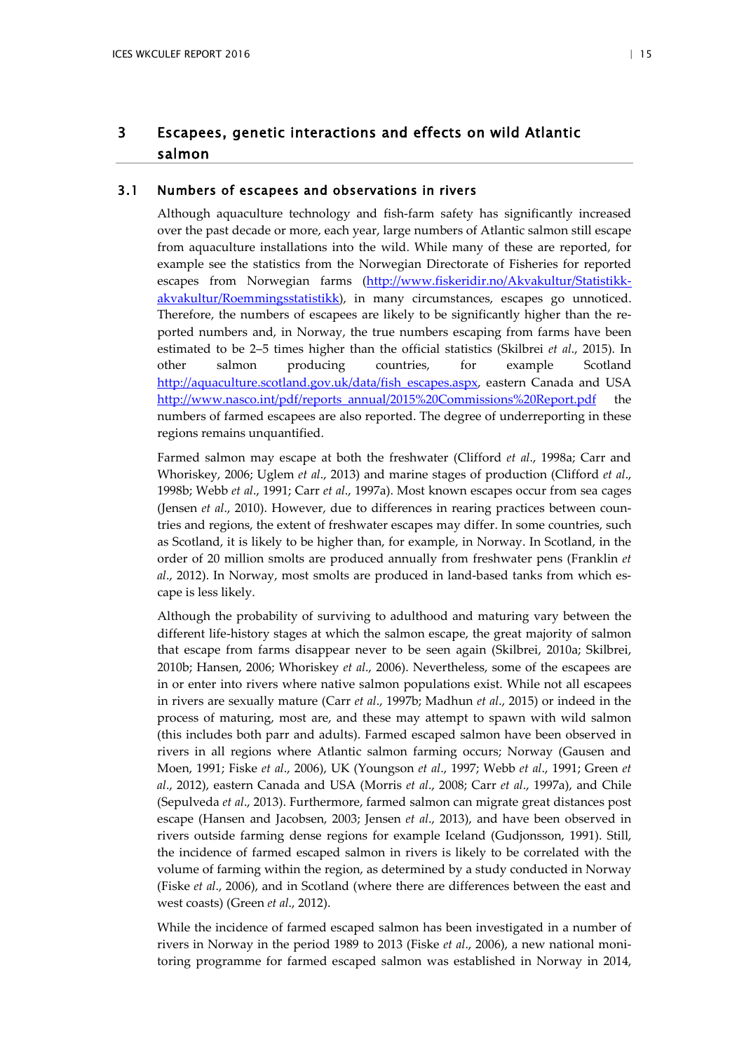# 3 Escapees, genetic interactions and effects on wild Atlantic salmon

## 3.1 Numbers of escapees and observations in rivers

Although aquaculture technology and fish-farm safety has significantly increased over the past decade or more, each year, large numbers of Atlantic salmon still escape from aquaculture installations into the wild. While many of these are reported, for example see the statistics from the Norwegian Directorate of Fisheries for reported escapes from Norwegian farms (http://www.fiskeridir.no/Akvakultur/Statistikk-akvakultur/Roemmingsstatistikk), in many circumstances, escapes go unnoticed. Therefore, the numbers of escapees are likely to be significantly higher than the reported numbers and, in Norway, the true numbers escaping from farms have been estimated to be 2–5 times higher than the official statistics (Skilbrei *et al*., 2015). In other salmon producing countries, for example Scotland http://aquaculture.scotland.gov.uk/data/fish_escapes.aspx, eastern Canada and USA http://www.nasco.int/pdf/reports_annual/2015%20Commissions%20Report.pdf the numbers of farmed escapees are also reported. The degree of underreporting in these regions remains unquantified.

Farmed salmon may escape at both the freshwater (Clifford *et al*., 1998a; Carr and Whoriskey, 2006; Uglem *et al*., 2013) and marine stages of production (Clifford *et al*., 1998b; Webb *et al*., 1991; Carr *et al*., 1997a). Most known escapes occur from sea cages (Jensen *et al*., 2010). However, due to differences in rearing practices between countries and regions, the extent of freshwater escapes may differ. In some countries, such as Scotland, it is likely to be higher than, for example, in Norway. In Scotland, in the order of 20 million smolts are produced annually from freshwater pens (Franklin *et al*., 2012). In Norway, most smolts are produced in land-based tanks from which escape is less likely.

Although the probability of surviving to adulthood and maturing vary between the different life-history stages at which the salmon escape, the great majority of salmon that escape from farms disappear never to be seen again (Skilbrei, 2010a; Skilbrei, 2010b; Hansen, 2006; Whoriskey *et al*., 2006). Nevertheless, some of the escapees are in or enter into rivers where native salmon populations exist. While not all escapees in rivers are sexually mature (Carr *et al*., 1997b; Madhun *et al*., 2015) or indeed in the process of maturing, most are, and these may attempt to spawn with wild salmon (this includes both parr and adults). Farmed escaped salmon have been observed in rivers in all regions where Atlantic salmon farming occurs; Norway (Gausen and Moen, 1991; Fiske *et al*., 2006), UK (Youngson *et al*., 1997; Webb *et al*., 1991; Green *et al*., 2012), eastern Canada and USA (Morris *et al*., 2008; Carr *et al*., 1997a), and Chile (Sepulveda *et al*., 2013). Furthermore, farmed salmon can migrate great distances post escape (Hansen and Jacobsen, 2003; Jensen *et al*., 2013), and have been observed in rivers outside farming dense regions for example Iceland (Gudjonsson, 1991). Still, the incidence of farmed escaped salmon in rivers is likely to be correlated with the volume of farming within the region, as determined by a study conducted in Norway (Fiske *et al*., 2006), and in Scotland (where there are differences between the east and west coasts) (Green *et al*., 2012).

While the incidence of farmed escaped salmon has been investigated in a number of rivers in Norway in the period 1989 to 2013 (Fiske *et al*., 2006), a new national monitoring programme for farmed escaped salmon was established in Norway in 2014,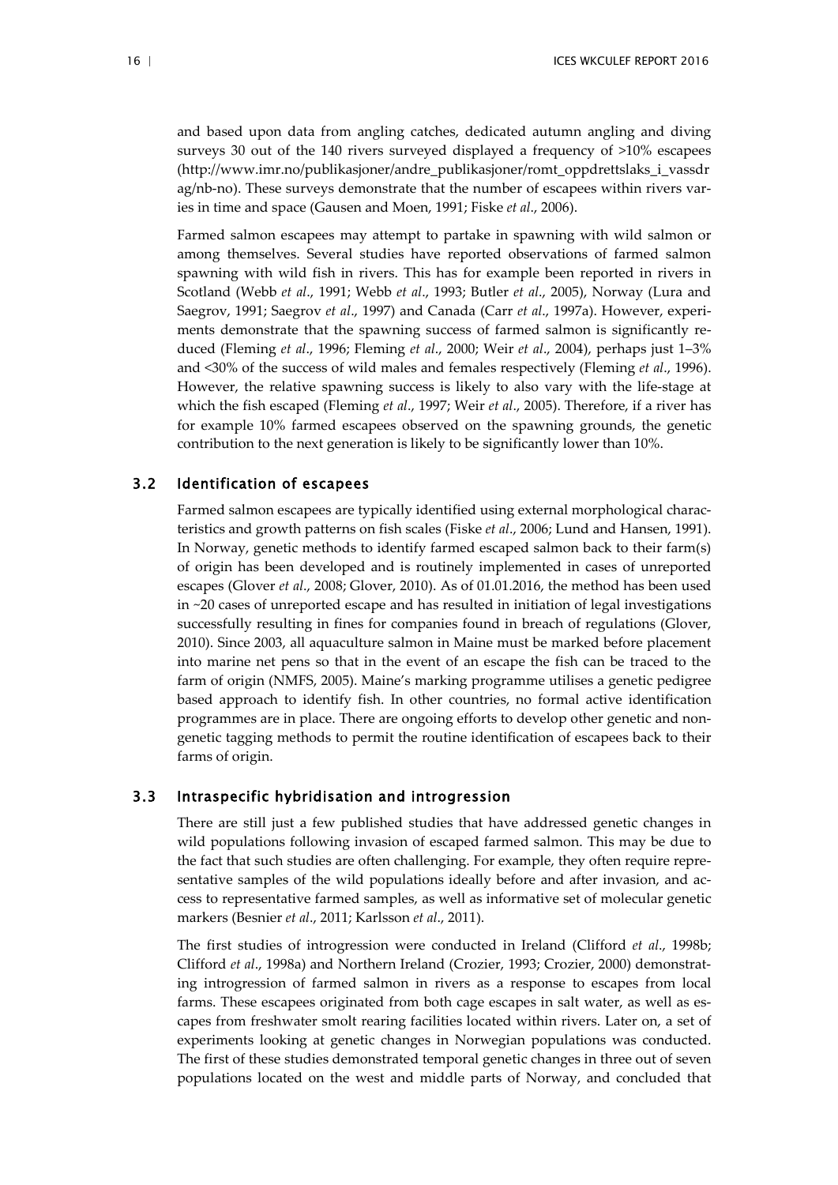and based upon data from angling catches, dedicated autumn angling and diving surveys 30 out of the 140 rivers surveyed displayed a frequency of >10% escapees (http://www.imr.no/publikasjoner/andre_publikasjoner/romt_oppdrettslaks_i_vassdrag/nb-no). These surveys demonstrate that the number of escapees within rivers varies in time and space (Gausen and Moen, 1991; Fiske *et al*., 2006).

Farmed salmon escapees may attempt to partake in spawning with wild salmon or among themselves. Several studies have reported observations of farmed salmon spawning with wild fish in rivers. This has for example been reported in rivers in Scotland (Webb *et al*., 1991; Webb *et al*., 1993; Butler *et al*., 2005), Norway (Lura and Saegrov, 1991; Saegrov *et al*., 1997) and Canada (Carr *et al*., 1997a). However, experiments demonstrate that the spawning success of farmed salmon is significantly reduced (Fleming *et al*., 1996; Fleming *et al*., 2000; Weir *et al*., 2004), perhaps just 1–3% and <30% of the success of wild males and females respectively (Fleming *et al*., 1996). However, the relative spawning success is likely to also vary with the life-stage at which the fish escaped (Fleming *et al*., 1997; Weir *et al*., 2005). Therefore, if a river has for example 10% farmed escapees observed on the spawning grounds, the genetic contribution to the next generation is likely to be significantly lower than 10%.

## 3.2 Identification of escapees

Farmed salmon escapees are typically identified using external morphological characteristics and growth patterns on fish scales (Fiske *et al*., 2006; Lund and Hansen, 1991). In Norway, genetic methods to identify farmed escaped salmon back to their farm(s) of origin has been developed and is routinely implemented in cases of unreported escapes (Glover *et al*., 2008; Glover, 2010). As of 01.01.2016, the method has been used in ~20 cases of unreported escape and has resulted in initiation of legal investigations successfully resulting in fines for companies found in breach of regulations (Glover, 2010). Since 2003, all aquaculture salmon in Maine must be marked before placement into marine net pens so that in the event of an escape the fish can be traced to the farm of origin (NMFS, 2005). Maine's marking programme utilises a genetic pedigree based approach to identify fish. In other countries, no formal active identification programmes are in place. There are ongoing efforts to develop other genetic and non-genetic tagging methods to permit the routine identification of escapees back to their farms of origin.

## 3.3 Intraspecific hybridisation and introgression

There are still just a few published studies that have addressed genetic changes in wild populations following invasion of escaped farmed salmon. This may be due to the fact that such studies are often challenging. For example, they often require representative samples of the wild populations ideally before and after invasion, and access to representative farmed samples, as well as informative set of molecular genetic markers (Besnier *et al*., 2011; Karlsson *et al*., 2011).

The first studies of introgression were conducted in Ireland (Clifford *et al*., 1998b; Clifford *et al*., 1998a) and Northern Ireland (Crozier, 1993; Crozier, 2000) demonstrating introgression of farmed salmon in rivers as a response to escapes from local farms. These escapees originated from both cage escapes in salt water, as well as escapes from freshwater smolt rearing facilities located within rivers. Later on, a set of experiments looking at genetic changes in Norwegian populations was conducted. The first of these studies demonstrated temporal genetic changes in three out of seven populations located on the west and middle parts of Norway, and concluded that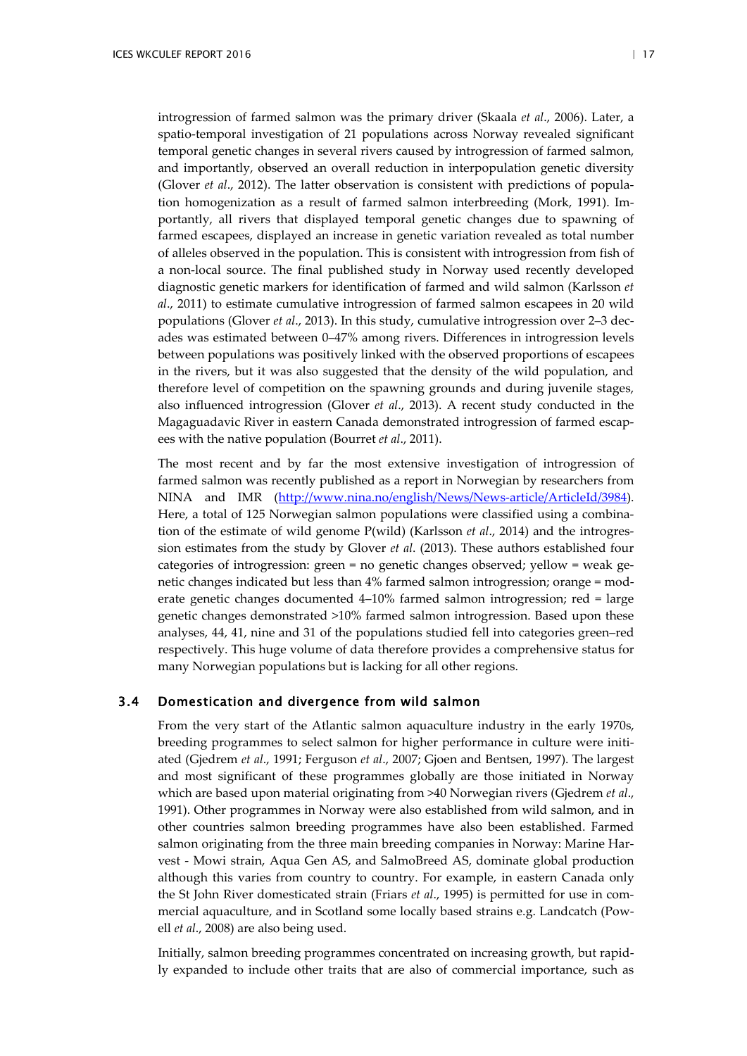introgression of farmed salmon was the primary driver (Skaala *et al*., 2006). Later, a spatio-temporal investigation of 21 populations across Norway revealed significant temporal genetic changes in several rivers caused by introgression of farmed salmon, and importantly, observed an overall reduction in interpopulation genetic diversity (Glover *et al*., 2012). The latter observation is consistent with predictions of population homogenization as a result of farmed salmon interbreeding (Mork, 1991). Importantly, all rivers that displayed temporal genetic changes due to spawning of farmed escapees, displayed an increase in genetic variation revealed as total number of alleles observed in the population. This is consistent with introgression from fish of a non-local source. The final published study in Norway used recently developed diagnostic genetic markers for identification of farmed and wild salmon (Karlsson *et al*., 2011) to estimate cumulative introgression of farmed salmon escapees in 20 wild populations (Glover *et al*., 2013). In this study, cumulative introgression over 2–3 decades was estimated between 0–47% among rivers. Differences in introgression levels between populations was positively linked with the observed proportions of escapees in the rivers, but it was also suggested that the density of the wild population, and therefore level of competition on the spawning grounds and during juvenile stages, also influenced introgression (Glover *et al*., 2013). A recent study conducted in the Magaguadavic River in eastern Canada demonstrated introgression of farmed escapees with the native population (Bourret *et al*., 2011).

The most recent and by far the most extensive investigation of introgression of farmed salmon was recently published as a report in Norwegian by researchers from NINA and IMR (http://www.nina.no/english/News/News-article/ArticleId/3984). Here, a total of 125 Norwegian salmon populations were classified using a combination of the estimate of wild genome P(wild) (Karlsson *et al*., 2014) and the introgression estimates from the study by Glover *et al*. (2013). These authors established four categories of introgression: green = no genetic changes observed; yellow = weak genetic changes indicated but less than 4% farmed salmon introgression; orange = moderate genetic changes documented 4–10% farmed salmon introgression; red = large genetic changes demonstrated >10% farmed salmon introgression. Based upon these analyses, 44, 41, nine and 31 of the populations studied fell into categories green–red respectively. This huge volume of data therefore provides a comprehensive status for many Norwegian populations but is lacking for all other regions.

### 3.4 Domestication and divergence from wild salmon

From the very start of the Atlantic salmon aquaculture industry in the early 1970s, breeding programmes to select salmon for higher performance in culture were initiated (Gjedrem *et al*., 1991; Ferguson *et al*., 2007; Gjoen and Bentsen, 1997). The largest and most significant of these programmes globally are those initiated in Norway which are based upon material originating from >40 Norwegian rivers (Gjedrem *et al*., 1991). Other programmes in Norway were also established from wild salmon, and in other countries salmon breeding programmes have also been established. Farmed salmon originating from the three main breeding companies in Norway: Marine Harvest - Mowi strain, Aqua Gen AS, and SalmoBreed AS, dominate global production although this varies from country to country. For example, in eastern Canada only the St John River domesticated strain (Friars *et al*., 1995) is permitted for use in commercial aquaculture, and in Scotland some locally based strains e.g. Landcatch (Powell *et al*., 2008) are also being used.

Initially, salmon breeding programmes concentrated on increasing growth, but rapidly expanded to include other traits that are also of commercial importance, such as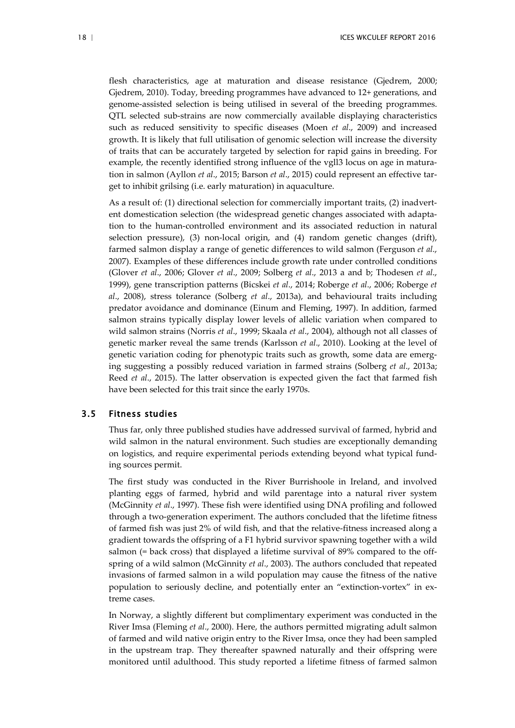flesh characteristics, age at maturation and disease resistance (Gjedrem, 2000; Gjedrem, 2010). Today, breeding programmes have advanced to 12+ generations, and genome-assisted selection is being utilised in several of the breeding programmes. QTL selected sub-strains are now commercially available displaying characteristics such as reduced sensitivity to specific diseases (Moen *et al*., 2009) and increased growth. It is likely that full utilisation of genomic selection will increase the diversity of traits that can be accurately targeted by selection for rapid gains in breeding. For example, the recently identified strong influence of the vgll3 locus on age in maturation in salmon (Ayllon *et al*., 2015; Barson *et al*., 2015) could represent an effective target to inhibit grilsing (i.e. early maturation) in aquaculture.

As a result of: (1) directional selection for commercially important traits, (2) inadvertent domestication selection (the widespread genetic changes associated with adaptation to the human-controlled environment and its associated reduction in natural selection pressure), (3) non-local origin, and (4) random genetic changes (drift), farmed salmon display a range of genetic differences to wild salmon (Ferguson *et al*., 2007). Examples of these differences include growth rate under controlled conditions (Glover *et al*., 2006; Glover *et al*., 2009; Solberg *et al*., 2013 a and b; Thodesen *et al*., 1999), gene transcription patterns (Bicskei *et al*., 2014; Roberge *et al*., 2006; Roberge *et al*., 2008), stress tolerance (Solberg *et al*., 2013a), and behavioural traits including predator avoidance and dominance (Einum and Fleming, 1997). In addition, farmed salmon strains typically display lower levels of allelic variation when compared to wild salmon strains (Norris *et al*., 1999; Skaala *et al*., 2004), although not all classes of genetic marker reveal the same trends (Karlsson *et al*., 2010). Looking at the level of genetic variation coding for phenotypic traits such as growth, some data are emerging suggesting a possibly reduced variation in farmed strains (Solberg *et al*., 2013a; Reed *et al*., 2015). The latter observation is expected given the fact that farmed fish have been selected for this trait since the early 1970s.

## 3.5 Fitness studies

Thus far, only three published studies have addressed survival of farmed, hybrid and wild salmon in the natural environment. Such studies are exceptionally demanding on logistics, and require experimental periods extending beyond what typical funding sources permit.

The first study was conducted in the River Burrishoole in Ireland, and involved planting eggs of farmed, hybrid and wild parentage into a natural river system (McGinnity *et al*., 1997). These fish were identified using DNA profiling and followed through a two-generation experiment. The authors concluded that the lifetime fitness of farmed fish was just 2% of wild fish, and that the relative-fitness increased along a gradient towards the offspring of a F1 hybrid survivor spawning together with a wild salmon (= back cross) that displayed a lifetime survival of 89% compared to the offspring of a wild salmon (McGinnity *et al*., 2003). The authors concluded that repeated invasions of farmed salmon in a wild population may cause the fitness of the native population to seriously decline, and potentially enter an "extinction-vortex" in extreme cases.

In Norway, a slightly different but complimentary experiment was conducted in the River Imsa (Fleming *et al*., 2000). Here, the authors permitted migrating adult salmon of farmed and wild native origin entry to the River Imsa, once they had been sampled in the upstream trap. They thereafter spawned naturally and their offspring were monitored until adulthood. This study reported a lifetime fitness of farmed salmon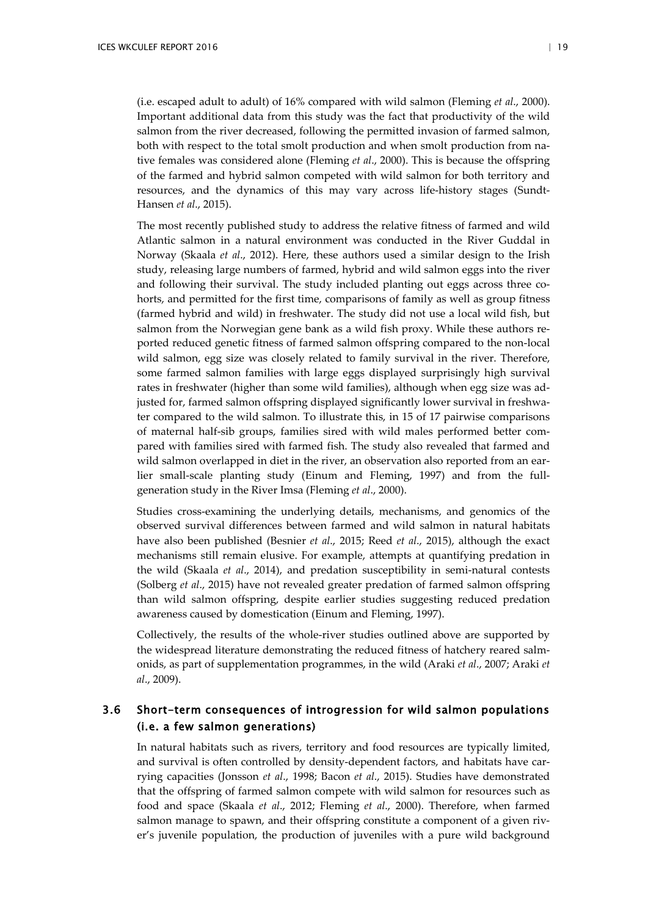(i.e. escaped adult to adult) of 16% compared with wild salmon (Fleming *et al*., 2000). Important additional data from this study was the fact that productivity of the wild salmon from the river decreased, following the permitted invasion of farmed salmon, both with respect to the total smolt production and when smolt production from native females was considered alone (Fleming *et al*., 2000). This is because the offspring of the farmed and hybrid salmon competed with wild salmon for both territory and resources, and the dynamics of this may vary across life-history stages (Sundt-Hansen *et al*., 2015).

The most recently published study to address the relative fitness of farmed and wild Atlantic salmon in a natural environment was conducted in the River Guddal in Norway (Skaala *et al*., 2012). Here, these authors used a similar design to the Irish study, releasing large numbers of farmed, hybrid and wild salmon eggs into the river and following their survival. The study included planting out eggs across three cohorts, and permitted for the first time, comparisons of family as well as group fitness (farmed hybrid and wild) in freshwater. The study did not use a local wild fish, but salmon from the Norwegian gene bank as a wild fish proxy. While these authors reported reduced genetic fitness of farmed salmon offspring compared to the non-local wild salmon, egg size was closely related to family survival in the river. Therefore, some farmed salmon families with large eggs displayed surprisingly high survival rates in freshwater (higher than some wild families), although when egg size was adjusted for, farmed salmon offspring displayed significantly lower survival in freshwater compared to the wild salmon. To illustrate this, in 15 of 17 pairwise comparisons of maternal half-sib groups, families sired with wild males performed better compared with families sired with farmed fish. The study also revealed that farmed and wild salmon overlapped in diet in the river, an observation also reported from an earlier small-scale planting study (Einum and Fleming, 1997) and from the full-generation study in the River Imsa (Fleming *et al*., 2000).

Studies cross-examining the underlying details, mechanisms, and genomics of the observed survival differences between farmed and wild salmon in natural habitats have also been published (Besnier *et al*., 2015; Reed *et al*., 2015), although the exact mechanisms still remain elusive. For example, attempts at quantifying predation in the wild (Skaala *et al*., 2014), and predation susceptibility in semi-natural contests (Solberg *et al*., 2015) have not revealed greater predation of farmed salmon offspring than wild salmon offspring, despite earlier studies suggesting reduced predation awareness caused by domestication (Einum and Fleming, 1997).

Collectively, the results of the whole-river studies outlined above are supported by the widespread literature demonstrating the reduced fitness of hatchery reared salmonids, as part of supplementation programmes, in the wild (Araki *et al*., 2007; Araki *et al*., 2009).

## 3.6 Short-term consequences of introgression for wild salmon populations (i.e. a few salmon generations)

In natural habitats such as rivers, territory and food resources are typically limited, and survival is often controlled by density-dependent factors, and habitats have carrying capacities (Jonsson *et al*., 1998; Bacon *et al*., 2015). Studies have demonstrated that the offspring of farmed salmon compete with wild salmon for resources such as food and space (Skaala *et al*., 2012; Fleming *et al*., 2000). Therefore, when farmed salmon manage to spawn, and their offspring constitute a component of a given river's juvenile population, the production of juveniles with a pure wild background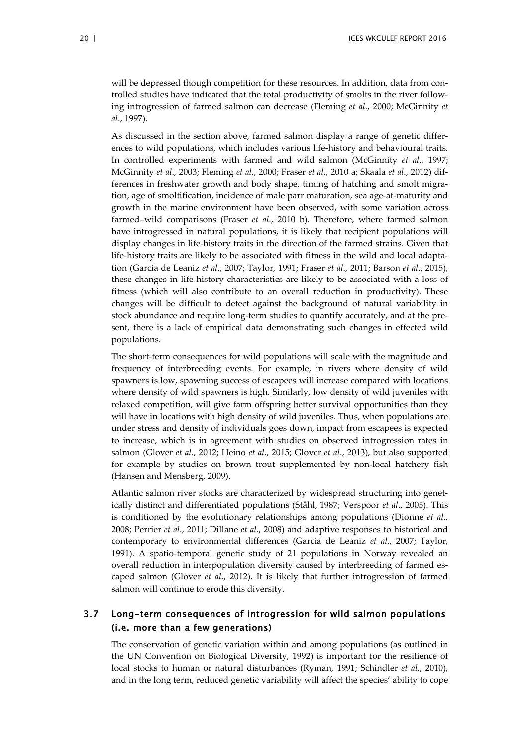will be depressed though competition for these resources. In addition, data from controlled studies have indicated that the total productivity of smolts in the river following introgression of farmed salmon can decrease (Fleming *et al*., 2000; McGinnity *et al*., 1997).

As discussed in the section above, farmed salmon display a range of genetic differences to wild populations, which includes various life-history and behavioural traits. In controlled experiments with farmed and wild salmon (McGinnity *et al*., 1997; McGinnity *et al*., 2003; Fleming *et al*., 2000; Fraser *et al*., 2010 a; Skaala *et al*., 2012) differences in freshwater growth and body shape, timing of hatching and smolt migration, age of smoltification, incidence of male parr maturation, sea age-at-maturity and growth in the marine environment have been observed, with some variation across farmed–wild comparisons (Fraser *et al*., 2010 b). Therefore, where farmed salmon have introgressed in natural populations, it is likely that recipient populations will display changes in life-history traits in the direction of the farmed strains. Given that life-history traits are likely to be associated with fitness in the wild and local adaptation (Garcia de Leaniz *et al*., 2007; Taylor, 1991; Fraser *et al*., 2011; Barson *et al*., 2015), these changes in life-history characteristics are likely to be associated with a loss of fitness (which will also contribute to an overall reduction in productivity). These changes will be difficult to detect against the background of natural variability in stock abundance and require long-term studies to quantify accurately, and at the present, there is a lack of empirical data demonstrating such changes in effected wild populations.

The short-term consequences for wild populations will scale with the magnitude and frequency of interbreeding events. For example, in rivers where density of wild spawners is low, spawning success of escapees will increase compared with locations where density of wild spawners is high. Similarly, low density of wild juveniles with relaxed competition, will give farm offspring better survival opportunities than they will have in locations with high density of wild juveniles. Thus, when populations are under stress and density of individuals goes down, impact from escapees is expected to increase, which is in agreement with studies on observed introgression rates in salmon (Glover *et al*., 2012; Heino *et al*., 2015; Glover *et al*., 2013), but also supported for example by studies on brown trout supplemented by non-local hatchery fish (Hansen and Mensberg, 2009).

Atlantic salmon river stocks are characterized by widespread structuring into genetically distinct and differentiated populations (Ståhl, 1987; Verspoor *et al*., 2005). This is conditioned by the evolutionary relationships among populations (Dionne *et al*., 2008; Perrier *et al*., 2011; Dillane *et al*., 2008) and adaptive responses to historical and contemporary to environmental differences (Garcia de Leaniz *et al*., 2007; Taylor, 1991). A spatio-temporal genetic study of 21 populations in Norway revealed an overall reduction in interpopulation diversity caused by interbreeding of farmed escaped salmon (Glover *et al*., 2012). It is likely that further introgression of farmed salmon will continue to erode this diversity.

## 3.7 Long-term consequences of introgression for wild salmon populations (i.e. more than a few generations)

The conservation of genetic variation within and among populations (as outlined in the UN Convention on Biological Diversity, 1992) is important for the resilience of local stocks to human or natural disturbances (Ryman, 1991; Schindler *et al*., 2010), and in the long term, reduced genetic variability will affect the species' ability to cope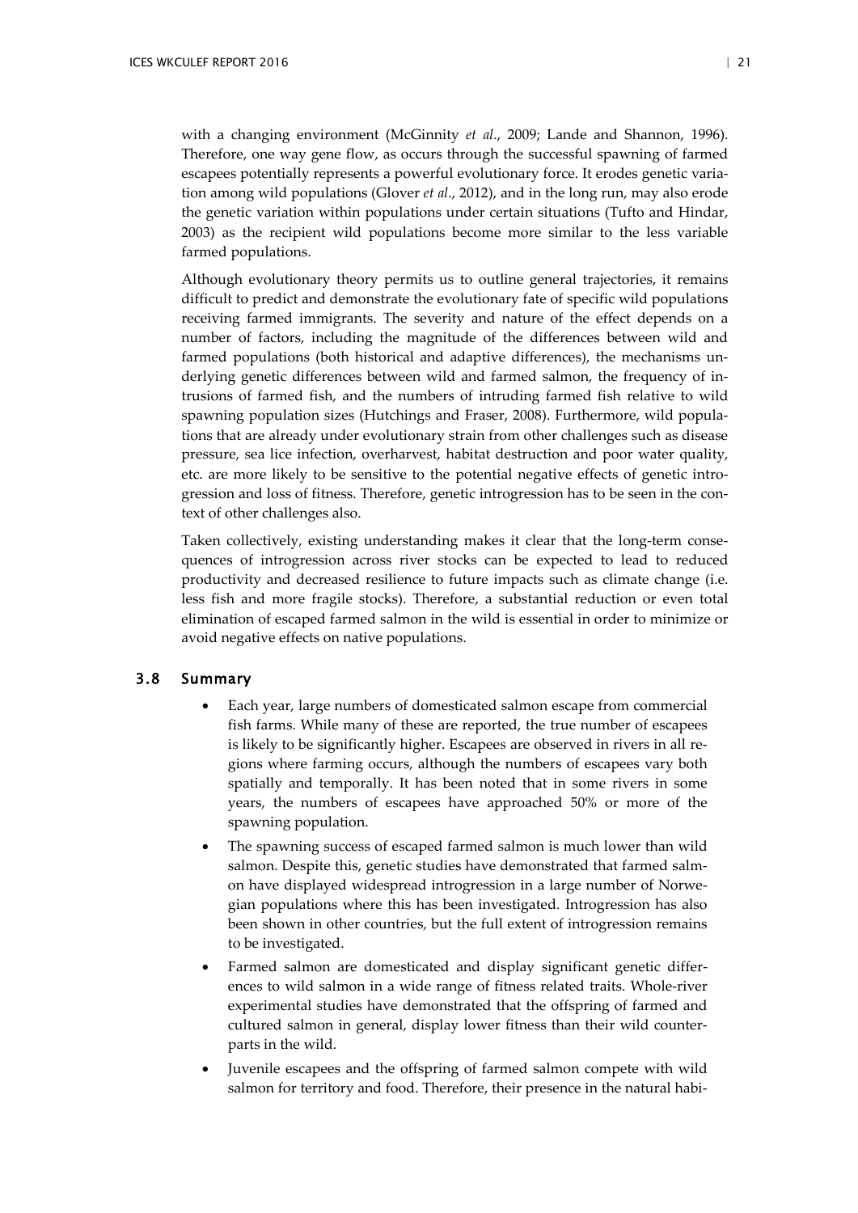with a changing environment (McGinnity *et al*., 2009; Lande and Shannon, 1996). Therefore, one way gene flow, as occurs through the successful spawning of farmed escapees potentially represents a powerful evolutionary force. It erodes genetic variation among wild populations (Glover *et al*., 2012), and in the long run, may also erode the genetic variation within populations under certain situations (Tufto and Hindar, 2003) as the recipient wild populations become more similar to the less variable farmed populations.

Although evolutionary theory permits us to outline general trajectories, it remains difficult to predict and demonstrate the evolutionary fate of specific wild populations receiving farmed immigrants. The severity and nature of the effect depends on a number of factors, including the magnitude of the differences between wild and farmed populations (both historical and adaptive differences), the mechanisms underlying genetic differences between wild and farmed salmon, the frequency of intrusions of farmed fish, and the numbers of intruding farmed fish relative to wild spawning population sizes (Hutchings and Fraser, 2008). Furthermore, wild populations that are already under evolutionary strain from other challenges such as disease pressure, sea lice infection, overharvest, habitat destruction and poor water quality, etc. are more likely to be sensitive to the potential negative effects of genetic introgression and loss of fitness. Therefore, genetic introgression has to be seen in the context of other challenges also.

Taken collectively, existing understanding makes it clear that the long-term consequences of introgression across river stocks can be expected to lead to reduced productivity and decreased resilience to future impacts such as climate change (i.e. less fish and more fragile stocks). Therefore, a substantial reduction or even total elimination of escaped farmed salmon in the wild is essential in order to minimize or avoid negative effects on native populations.

## 3.8 Summary

- Each year, large numbers of domesticated salmon escape from commercial fish farms. While many of these are reported, the true number of escapees is likely to be significantly higher. Escapees are observed in rivers in all regions where farming occurs, although the numbers of escapees vary both spatially and temporally. It has been noted that in some rivers in some years, the numbers of escapees have approached 50% or more of the spawning population.
- The spawning success of escaped farmed salmon is much lower than wild salmon. Despite this, genetic studies have demonstrated that farmed salmon have displayed widespread introgression in a large number of Norwegian populations where this has been investigated. Introgression has also been shown in other countries, but the full extent of introgression remains to be investigated.
- Farmed salmon are domesticated and display significant genetic differences to wild salmon in a wide range of fitness related traits. Whole-river experimental studies have demonstrated that the offspring of farmed and cultured salmon in general, display lower fitness than their wild counterparts in the wild.
- Juvenile escapees and the offspring of farmed salmon compete with wild salmon for territory and food. Therefore, their presence in the natural habi-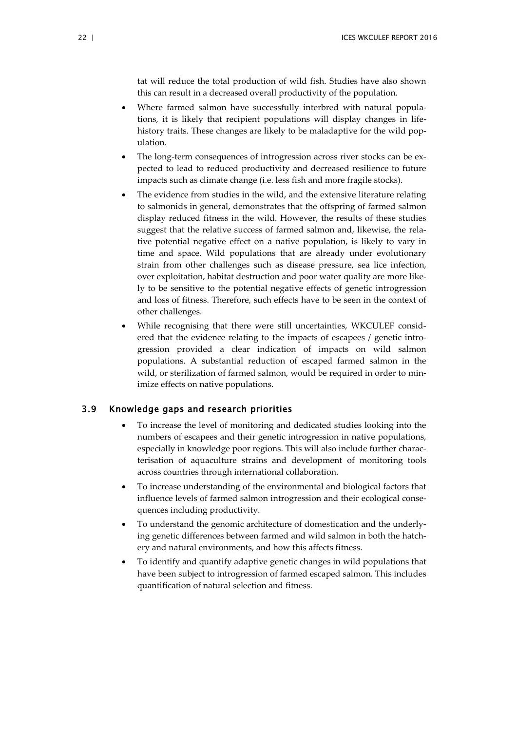tat will reduce the total production of wild fish. Studies have also shown this can result in a decreased overall productivity of the population.

- Where farmed salmon have successfully interbred with natural populations, it is likely that recipient populations will display changes in life-history traits. These changes are likely to be maladaptive for the wild population.
- The long-term consequences of introgression across river stocks can be expected to lead to reduced productivity and decreased resilience to future impacts such as climate change (i.e. less fish and more fragile stocks).
- The evidence from studies in the wild, and the extensive literature relating to salmonids in general, demonstrates that the offspring of farmed salmon display reduced fitness in the wild. However, the results of these studies suggest that the relative success of farmed salmon and, likewise, the relative potential negative effect on a native population, is likely to vary in time and space. Wild populations that are already under evolutionary strain from other challenges such as disease pressure, sea lice infection, over exploitation, habitat destruction and poor water quality are more likely to be sensitive to the potential negative effects of genetic introgression and loss of fitness. Therefore, such effects have to be seen in the context of other challenges.
- While recognising that there were still uncertainties, WKCULEF considered that the evidence relating to the impacts of escapees / genetic introgression provided a clear indication of impacts on wild salmon populations. A substantial reduction of escaped farmed salmon in the wild, or sterilization of farmed salmon, would be required in order to minimize effects on native populations.

## 3.9 Knowledge gaps and research priorities

- To increase the level of monitoring and dedicated studies looking into the numbers of escapees and their genetic introgression in native populations, especially in knowledge poor regions. This will also include further characterisation of aquaculture strains and development of monitoring tools across countries through international collaboration.
- To increase understanding of the environmental and biological factors that influence levels of farmed salmon introgression and their ecological consequences including productivity.
- To understand the genomic architecture of domestication and the underlying genetic differences between farmed and wild salmon in both the hatchery and natural environments, and how this affects fitness.
- To identify and quantify adaptive genetic changes in wild populations that have been subject to introgression of farmed escaped salmon. This includes quantification of natural selection and fitness.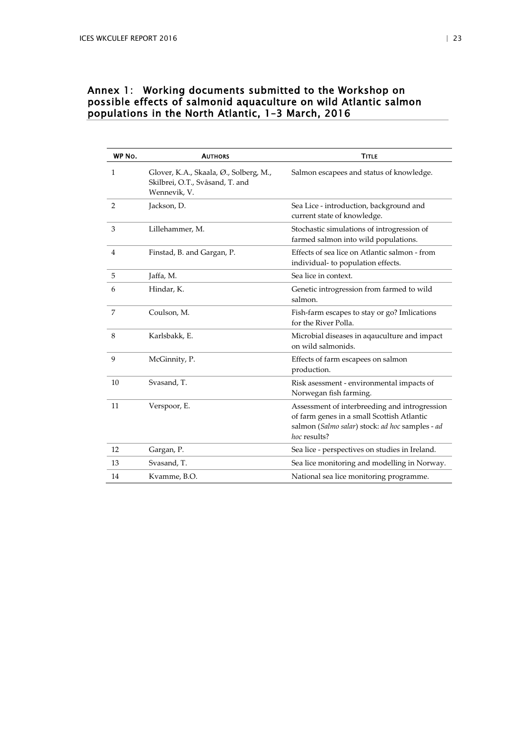# Annex 1: Working documents submitted to the Workshop on possible effects of salmonid aquaculture on wild Atlantic salmon populations in the North Atlantic, 1–3 March, 2016

| WP No. | Authors | Title |
|---|---|---|
| 1 | Glover, K.A., Skaala, Ø., Solberg, M., Skilbrei, O.T., Svåsand, T. and Wennevik, V. | Salmon escapees and status of knowledge. |
| 2 | Jackson, D. | Sea Lice - introduction, background and current state of knowledge. |
| 3 | Lillehammer, M. | Stochastic simulations of introgression of farmed salmon into wild populations. |
| 4 | Finstad, B. and Gargan, P. | Effects of sea lice on Atlantic salmon - from individual- to population effects. |
| 5 | Jaffa, M. | Sea lice in context. |
| 6 | Hindar, K. | Genetic introgression from farmed to wild salmon. |
| 7 | Coulson, M. | Fish-farm escapes to stay or go? Imlications for the River Polla. |
| 8 | Karlsbakk, E. | Microbial diseases in aqauculture and impact on wild salmonids. |
| 9 | McGinnity, P. | Effects of farm escapees on salmon production. |
| 10 | Svasand, T. | Risk asessment - environmental impacts of Norwegan fish farming. |
| 11 | Verspoor, E. | Assessment of interbreeding and introgression of farm genes in a small Scottish Atlantic salmon (*Salmo salar*) stock: *ad hoc* samples - *ad hoc* results? |
| 12 | Gargan, P. | Sea lice - perspectives on studies in Ireland. |
| 13 | Svasand, T. | Sea lice monitoring and modelling in Norway. |
| 14 | Kvamme, B.O. | National sea lice monitoring programme. |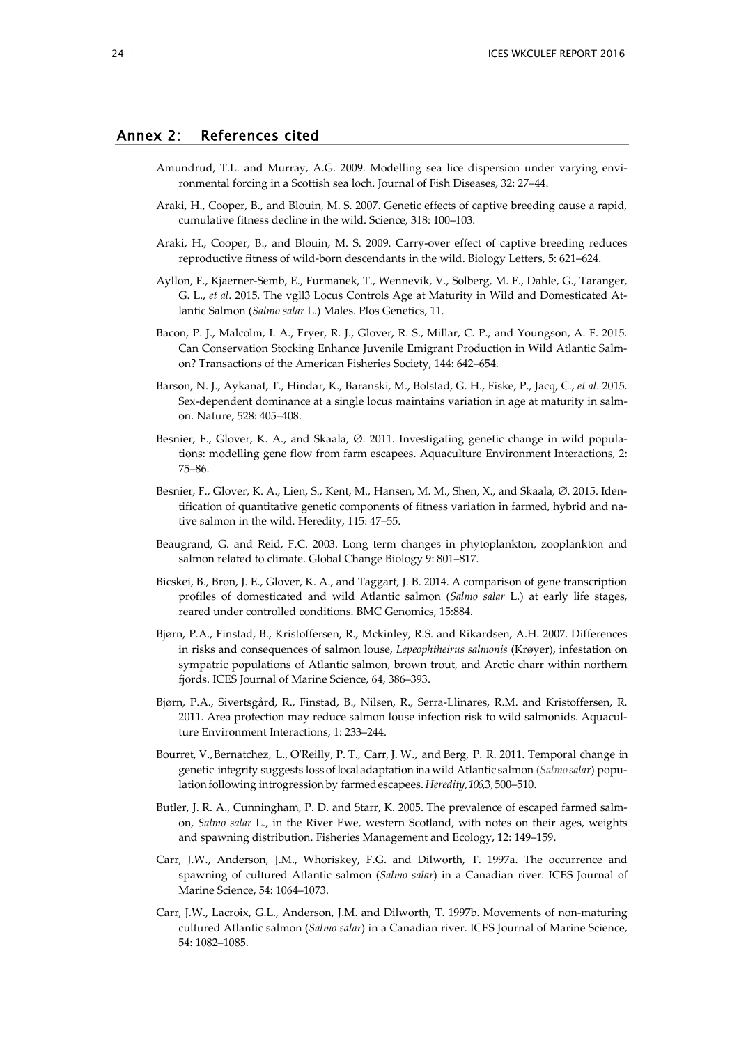## Annex 2: References cited

Amundrud, T.L. and Murray, A.G. 2009. Modelling sea lice dispersion under varying environmental forcing in a Scottish sea loch. Journal of Fish Diseases, 32: 27–44.

Araki, H., Cooper, B., and Blouin, M. S. 2007. Genetic effects of captive breeding cause a rapid, cumulative fitness decline in the wild. Science, 318: 100–103.

Araki, H., Cooper, B., and Blouin, M. S. 2009. Carry-over effect of captive breeding reduces reproductive fitness of wild-born descendants in the wild. Biology Letters, 5: 621–624.

Ayllon, F., Kjaerner-Semb, E., Furmanek, T., Wennevik, V., Solberg, M. F., Dahle, G., Taranger, G. L., *et al*. 2015. The vgll3 Locus Controls Age at Maturity in Wild and Domesticated Atlantic Salmon (*Salmo salar* L.) Males. Plos Genetics, 11.

Bacon, P. J., Malcolm, I. A., Fryer, R. J., Glover, R. S., Millar, C. P., and Youngson, A. F. 2015. Can Conservation Stocking Enhance Juvenile Emigrant Production in Wild Atlantic Salmon? Transactions of the American Fisheries Society, 144: 642–654.

Barson, N. J., Aykanat, T., Hindar, K., Baranski, M., Bolstad, G. H., Fiske, P., Jacq, C., *et al*. 2015. Sex-dependent dominance at a single locus maintains variation in age at maturity in salmon. Nature, 528: 405–408.

Besnier, F., Glover, K. A., and Skaala, Ø. 2011. Investigating genetic change in wild populations: modelling gene flow from farm escapees. Aquaculture Environment Interactions, 2: 75–86.

Besnier, F., Glover, K. A., Lien, S., Kent, M., Hansen, M. M., Shen, X., and Skaala, Ø. 2015. Identification of quantitative genetic components of fitness variation in farmed, hybrid and native salmon in the wild. Heredity, 115: 47–55.

Beaugrand, G. and Reid, F.C. 2003. Long term changes in phytoplankton, zooplankton and salmon related to climate. Global Change Biology 9: 801–817.

Bicskei, B., Bron, J. E., Glover, K. A., and Taggart, J. B. 2014. A comparison of gene transcription profiles of domesticated and wild Atlantic salmon (*Salmo salar* L.) at early life stages, reared under controlled conditions. BMC Genomics, 15:884.

Bjørn, P.A., Finstad, B., Kristoffersen, R., Mckinley, R.S. and Rikardsen, A.H. 2007. Differences in risks and consequences of salmon louse, *Lepeophtheirus salmonis* (Krøyer), infestation on sympatric populations of Atlantic salmon, brown trout, and Arctic charr within northern fjords. ICES Journal of Marine Science, 64, 386–393.

Bjørn, P.A., Sivertsgård, R., Finstad, B., Nilsen, R., Serra-Llinares, R.M. and Kristoffersen, R. 2011. Area protection may reduce salmon louse infection risk to wild salmonids. Aquaculture Environment Interactions, 1: 233–244.

Bourret, V., Bernatchez, L., O'Reilly, P. T., Carr, J. W., and Berg, P. R. 2011. Temporal change in genetic integrity suggests loss of local adaptation in a wild Atlantic salmon (*Salmo salar*) population following introgression by farmed escapees. *Heredity*, *106*,3, 500–510.

Butler, J. R. A., Cunningham, P. D. and Starr, K. 2005. The prevalence of escaped farmed salmon, *Salmo salar* L., in the River Ewe, western Scotland, with notes on their ages, weights and spawning distribution. Fisheries Management and Ecology, 12: 149–159.

Carr, J.W., Anderson, J.M., Whoriskey, F.G. and Dilworth, T. 1997a. The occurrence and spawning of cultured Atlantic salmon (*Salmo salar*) in a Canadian river. ICES Journal of Marine Science, 54: 1064–1073.

Carr, J.W., Lacroix, G.L., Anderson, J.M. and Dilworth, T. 1997b. Movements of non-maturing cultured Atlantic salmon (*Salmo salar*) in a Canadian river. ICES Journal of Marine Science, 54: 1082–1085.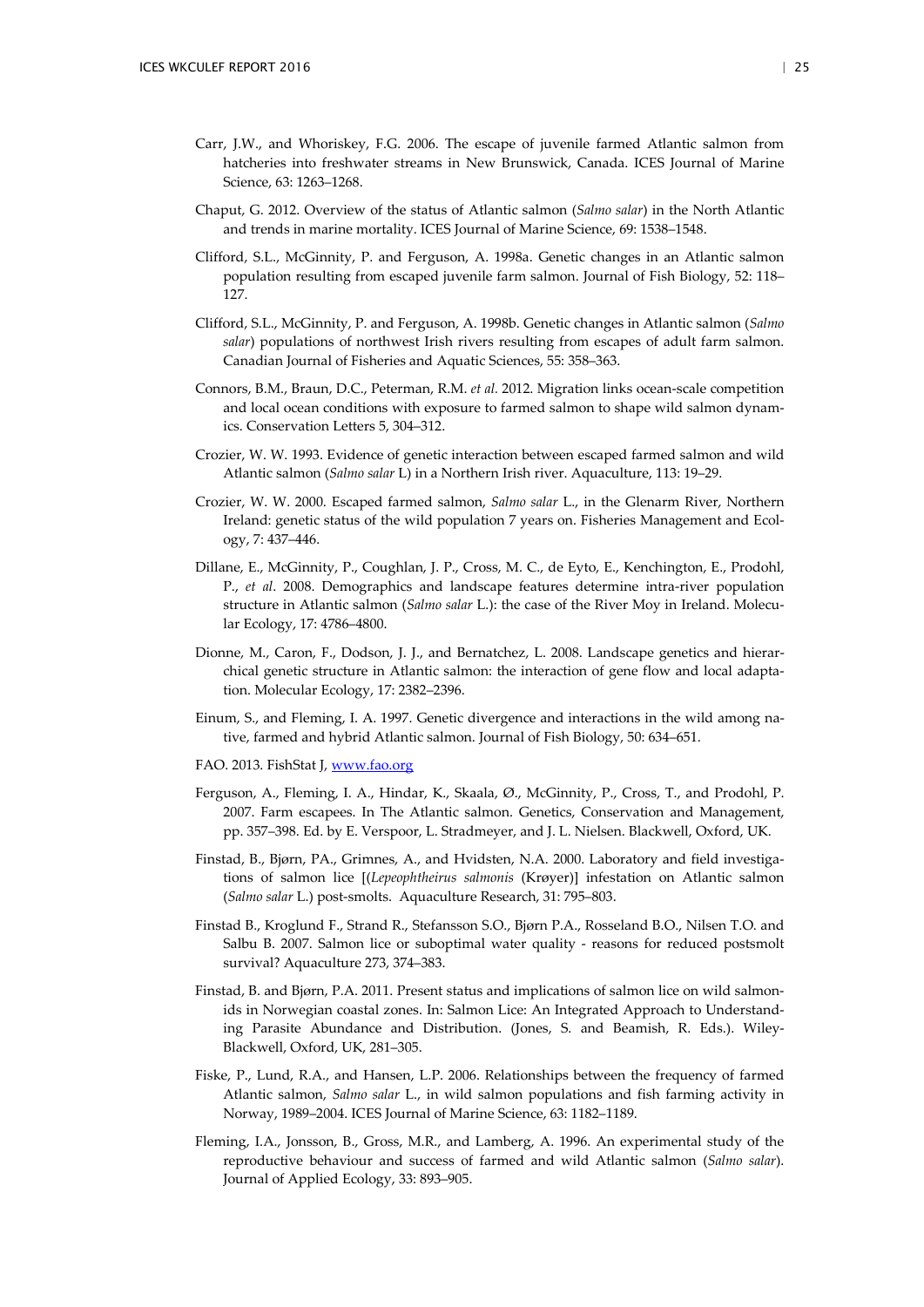Carr, J.W., and Whoriskey, F.G. 2006. The escape of juvenile farmed Atlantic salmon from hatcheries into freshwater streams in New Brunswick, Canada. ICES Journal of Marine Science, 63: 1263–1268.

Chaput, G. 2012. Overview of the status of Atlantic salmon (*Salmo salar*) in the North Atlantic and trends in marine mortality. ICES Journal of Marine Science, 69: 1538–1548.

Clifford, S.L., McGinnity, P. and Ferguson, A. 1998a. Genetic changes in an Atlantic salmon population resulting from escaped juvenile farm salmon. Journal of Fish Biology, 52: 118–127.

Clifford, S.L., McGinnity, P. and Ferguson, A. 1998b. Genetic changes in Atlantic salmon (*Salmo salar*) populations of northwest Irish rivers resulting from escapes of adult farm salmon. Canadian Journal of Fisheries and Aquatic Sciences, 55: 358–363.

Connors, B.M., Braun, D.C., Peterman, R.M. *et al.* 2012. Migration links ocean-scale competition and local ocean conditions with exposure to farmed salmon to shape wild salmon dynamics. Conservation Letters 5, 304–312.

Crozier, W. W. 1993. Evidence of genetic interaction between escaped farmed salmon and wild Atlantic salmon (*Salmo salar* L) in a Northern Irish river. Aquaculture, 113: 19–29.

Crozier, W. W. 2000. Escaped farmed salmon, *Salmo salar* L., in the Glenarm River, Northern Ireland: genetic status of the wild population 7 years on. Fisheries Management and Ecology, 7: 437–446.

Dillane, E., McGinnity, P., Coughlan, J. P., Cross, M. C., de Eyto, E., Kenchington, E., Prodohl, P., *et al*. 2008. Demographics and landscape features determine intra-river population structure in Atlantic salmon (*Salmo salar* L.): the case of the River Moy in Ireland. Molecular Ecology, 17: 4786–4800.

Dionne, M., Caron, F., Dodson, J. J., and Bernatchez, L. 2008. Landscape genetics and hierarchical genetic structure in Atlantic salmon: the interaction of gene flow and local adaptation. Molecular Ecology, 17: 2382–2396.

Einum, S., and Fleming, I. A. 1997. Genetic divergence and interactions in the wild among native, farmed and hybrid Atlantic salmon. Journal of Fish Biology, 50: 634–651.

FAO. 2013. FishStat J, www.fao.org

Ferguson, A., Fleming, I. A., Hindar, K., Skaala, Ø., McGinnity, P., Cross, T., and Prodohl, P. 2007. Farm escapees. In The Atlantic salmon. Genetics, Conservation and Management, pp. 357–398. Ed. by E. Verspoor, L. Stradmeyer, and J. L. Nielsen. Blackwell, Oxford, UK.

Finstad, B., Bjørn, PA., Grimnes, A., and Hvidsten, N.A. 2000. Laboratory and field investigations of salmon lice [(*Lepeophtheirus salmonis* (Krøyer)] infestation on Atlantic salmon (*Salmo salar* L.) post-smolts. Aquaculture Research, 31: 795–803.

Finstad B., Kroglund F., Strand R., Stefansson S.O., Bjørn P.A., Rosseland B.O., Nilsen T.O. and Salbu B. 2007. Salmon lice or suboptimal water quality - reasons for reduced postsmolt survival? Aquaculture 273, 374–383.

Finstad, B. and Bjørn, P.A. 2011. Present status and implications of salmon lice on wild salmonids in Norwegian coastal zones. In: Salmon Lice: An Integrated Approach to Understanding Parasite Abundance and Distribution. (Jones, S. and Beamish, R. Eds.). Wiley-Blackwell, Oxford, UK, 281–305.

Fiske, P., Lund, R.A., and Hansen, L.P. 2006. Relationships between the frequency of farmed Atlantic salmon, *Salmo salar* L., in wild salmon populations and fish farming activity in Norway, 1989–2004. ICES Journal of Marine Science, 63: 1182–1189.

Fleming, I.A., Jonsson, B., Gross, M.R., and Lamberg, A. 1996. An experimental study of the reproductive behaviour and success of farmed and wild Atlantic salmon (*Salmo salar*). Journal of Applied Ecology, 33: 893–905.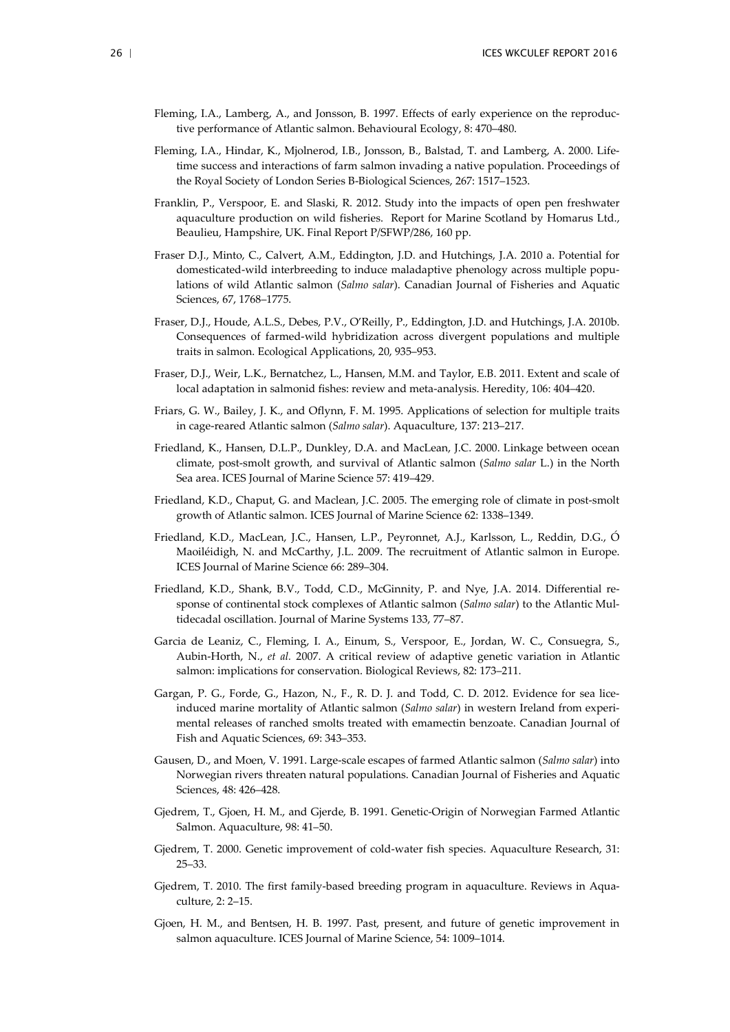Fleming, I.A., Lamberg, A., and Jonsson, B. 1997. Effects of early experience on the reproductive performance of Atlantic salmon. Behavioural Ecology, 8: 470–480.

Fleming, I.A., Hindar, K., Mjolnerod, I.B., Jonsson, B., Balstad, T. and Lamberg, A. 2000. Lifetime success and interactions of farm salmon invading a native population. Proceedings of the Royal Society of London Series B-Biological Sciences, 267: 1517–1523.

Franklin, P., Verspoor, E. and Slaski, R. 2012. Study into the impacts of open pen freshwater aquaculture production on wild fisheries. Report for Marine Scotland by Homarus Ltd., Beaulieu, Hampshire, UK. Final Report P/SFWP/286, 160 pp.

Fraser D.J., Minto, C., Calvert, A.M., Eddington, J.D. and Hutchings, J.A. 2010 a. Potential for domesticated-wild interbreeding to induce maladaptive phenology across multiple populations of wild Atlantic salmon (*Salmo salar*). Canadian Journal of Fisheries and Aquatic Sciences, 67, 1768–1775.

Fraser, D.J., Houde, A.L.S., Debes, P.V., O'Reilly, P., Eddington, J.D. and Hutchings, J.A. 2010b. Consequences of farmed-wild hybridization across divergent populations and multiple traits in salmon. Ecological Applications, 20, 935–953.

Fraser, D.J., Weir, L.K., Bernatchez, L., Hansen, M.M. and Taylor, E.B. 2011. Extent and scale of local adaptation in salmonid fishes: review and meta-analysis. Heredity, 106: 404–420.

Friars, G. W., Bailey, J. K., and Oflynn, F. M. 1995. Applications of selection for multiple traits in cage-reared Atlantic salmon (*Salmo salar*). Aquaculture, 137: 213–217.

Friedland, K., Hansen, D.L.P., Dunkley, D.A. and MacLean, J.C. 2000. Linkage between ocean climate, post-smolt growth, and survival of Atlantic salmon (*Salmo salar* L.) in the North Sea area. ICES Journal of Marine Science 57: 419–429.

Friedland, K.D., Chaput, G. and Maclean, J.C. 2005. The emerging role of climate in post-smolt growth of Atlantic salmon. ICES Journal of Marine Science 62: 1338–1349.

Friedland, K.D., MacLean, J.C., Hansen, L.P., Peyronnet, A.J., Karlsson, L., Reddin, D.G., Ó Maoiléidigh, N. and McCarthy, J.L. 2009. The recruitment of Atlantic salmon in Europe. ICES Journal of Marine Science 66: 289–304.

Friedland, K.D., Shank, B.V., Todd, C.D., McGinnity, P. and Nye, J.A. 2014. Differential response of continental stock complexes of Atlantic salmon (*Salmo salar*) to the Atlantic Multidecadal oscillation. Journal of Marine Systems 133, 77–87.

Garcia de Leaniz, C., Fleming, I. A., Einum, S., Verspoor, E., Jordan, W. C., Consuegra, S., Aubin-Horth, N., *et al.* 2007. A critical review of adaptive genetic variation in Atlantic salmon: implications for conservation. Biological Reviews, 82: 173–211.

Gargan, P. G., Forde, G., Hazon, N., F., R. D. J. and Todd, C. D. 2012. Evidence for sea lice-induced marine mortality of Atlantic salmon (*Salmo salar*) in western Ireland from experimental releases of ranched smolts treated with emamectin benzoate. Canadian Journal of Fish and Aquatic Sciences, 69: 343–353.

Gausen, D., and Moen, V. 1991. Large-scale escapes of farmed Atlantic salmon (*Salmo salar*) into Norwegian rivers threaten natural populations. Canadian Journal of Fisheries and Aquatic Sciences, 48: 426–428.

Gjedrem, T., Gjoen, H. M., and Gjerde, B. 1991. Genetic-Origin of Norwegian Farmed Atlantic Salmon. Aquaculture, 98: 41–50.

Gjedrem, T. 2000. Genetic improvement of cold-water fish species. Aquaculture Research, 31: 25–33.

Gjedrem, T. 2010. The first family-based breeding program in aquaculture. Reviews in Aquaculture, 2: 2–15.

Gjoen, H. M., and Bentsen, H. B. 1997. Past, present, and future of genetic improvement in salmon aquaculture. ICES Journal of Marine Science, 54: 1009–1014.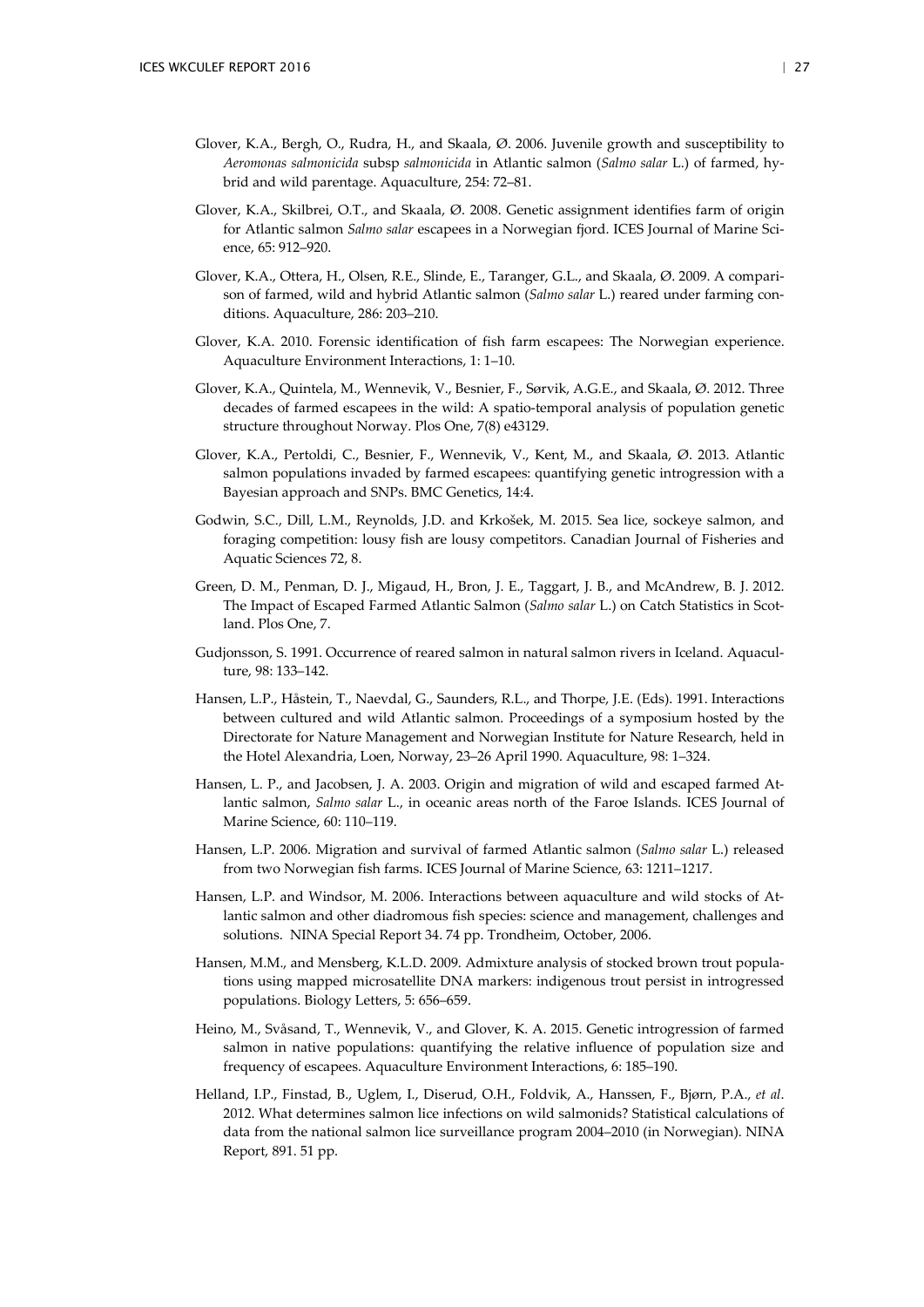Glover, K.A., Bergh, O., Rudra, H., and Skaala, Ø. 2006. Juvenile growth and susceptibility to *Aeromonas salmonicida* subsp *salmonicida* in Atlantic salmon (*Salmo salar* L.) of farmed, hybrid and wild parentage. Aquaculture, 254: 72–81.

Glover, K.A., Skilbrei, O.T., and Skaala, Ø. 2008. Genetic assignment identifies farm of origin for Atlantic salmon *Salmo salar* escapees in a Norwegian fjord. ICES Journal of Marine Science, 65: 912–920.

Glover, K.A., Ottera, H., Olsen, R.E., Slinde, E., Taranger, G.L., and Skaala, Ø. 2009. A comparison of farmed, wild and hybrid Atlantic salmon (*Salmo salar* L.) reared under farming conditions. Aquaculture, 286: 203–210.

Glover, K.A. 2010. Forensic identification of fish farm escapees: The Norwegian experience. Aquaculture Environment Interactions, 1: 1–10.

Glover, K.A., Quintela, M., Wennevik, V., Besnier, F., Sørvik, A.G.E., and Skaala, Ø. 2012. Three decades of farmed escapees in the wild: A spatio-temporal analysis of population genetic structure throughout Norway. Plos One, 7(8) e43129.

Glover, K.A., Pertoldi, C., Besnier, F., Wennevik, V., Kent, M., and Skaala, Ø. 2013. Atlantic salmon populations invaded by farmed escapees: quantifying genetic introgression with a Bayesian approach and SNPs. BMC Genetics, 14:4.

Godwin, S.C., Dill, L.M., Reynolds, J.D. and Krkošek, M. 2015. Sea lice, sockeye salmon, and foraging competition: lousy fish are lousy competitors. Canadian Journal of Fisheries and Aquatic Sciences 72, 8.

Green, D. M., Penman, D. J., Migaud, H., Bron, J. E., Taggart, J. B., and McAndrew, B. J. 2012. The Impact of Escaped Farmed Atlantic Salmon (*Salmo salar* L.) on Catch Statistics in Scotland. Plos One, 7.

Gudjonsson, S. 1991. Occurrence of reared salmon in natural salmon rivers in Iceland. Aquaculture, 98: 133–142.

Hansen, L.P., Håstein, T., Naevdal, G., Saunders, R.L., and Thorpe, J.E. (Eds). 1991. Interactions between cultured and wild Atlantic salmon. Proceedings of a symposium hosted by the Directorate for Nature Management and Norwegian Institute for Nature Research, held in the Hotel Alexandria, Loen, Norway, 23–26 April 1990. Aquaculture, 98: 1–324.

Hansen, L. P., and Jacobsen, J. A. 2003. Origin and migration of wild and escaped farmed Atlantic salmon, *Salmo salar* L., in oceanic areas north of the Faroe Islands. ICES Journal of Marine Science, 60: 110–119.

Hansen, L.P. 2006. Migration and survival of farmed Atlantic salmon (*Salmo salar* L.) released from two Norwegian fish farms. ICES Journal of Marine Science, 63: 1211–1217.

Hansen, L.P. and Windsor, M. 2006. Interactions between aquaculture and wild stocks of Atlantic salmon and other diadromous fish species: science and management, challenges and solutions. NINA Special Report 34. 74 pp. Trondheim, October, 2006.

Hansen, M.M., and Mensberg, K.L.D. 2009. Admixture analysis of stocked brown trout populations using mapped microsatellite DNA markers: indigenous trout persist in introgressed populations. Biology Letters, 5: 656–659.

Heino, M., Svåsand, T., Wennevik, V., and Glover, K. A. 2015. Genetic introgression of farmed salmon in native populations: quantifying the relative influence of population size and frequency of escapees. Aquaculture Environment Interactions, 6: 185–190.

Helland, I.P., Finstad, B., Uglem, I., Diserud, O.H., Foldvik, A., Hanssen, F., Bjørn, P.A., *et al*. 2012. What determines salmon lice infections on wild salmonids? Statistical calculations of data from the national salmon lice surveillance program 2004–2010 (in Norwegian). NINA Report, 891. 51 pp.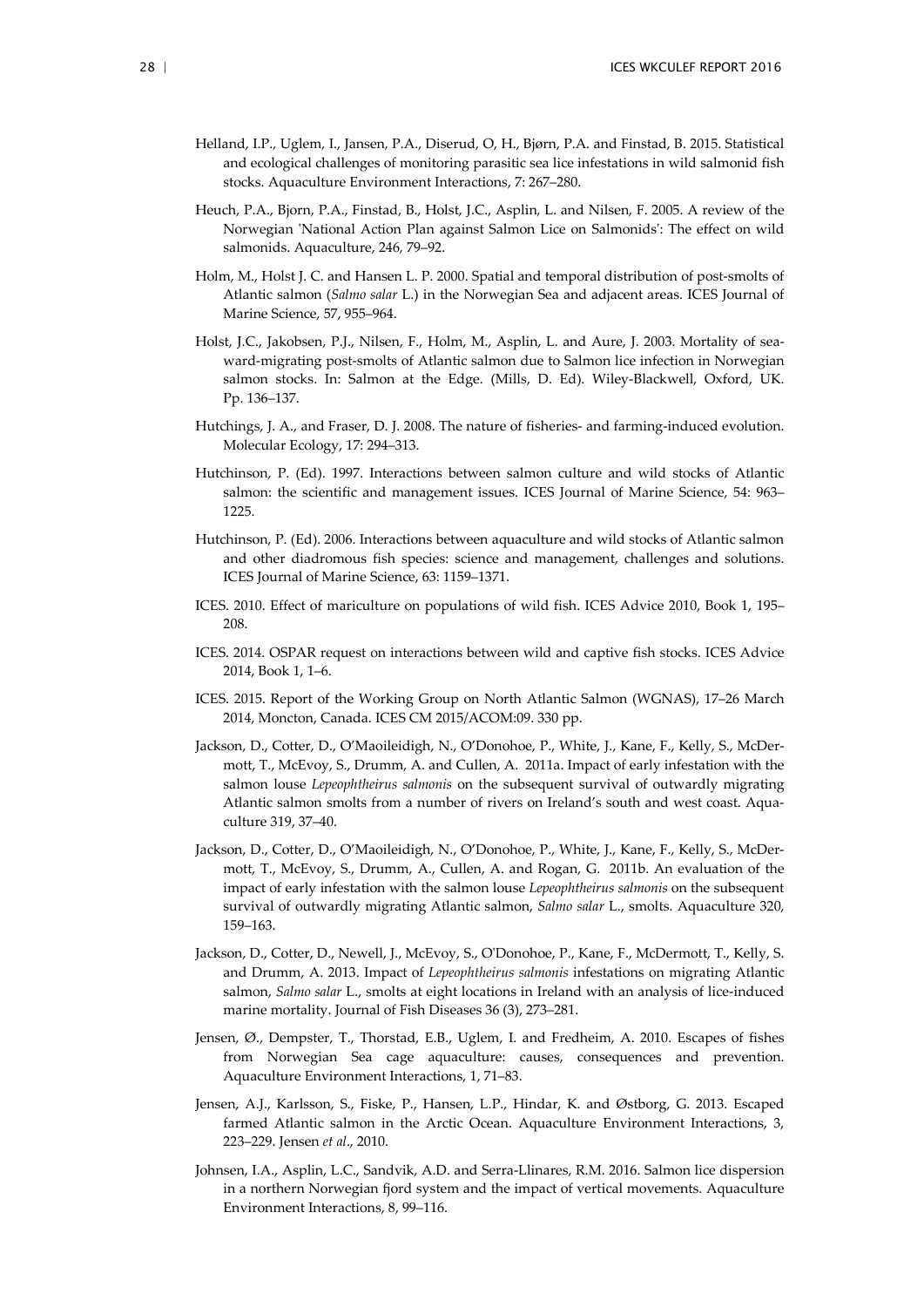Helland, I.P., Uglem, I., Jansen, P.A., Diserud, O, H., Bjørn, P.A. and Finstad, B. 2015. Statistical and ecological challenges of monitoring parasitic sea lice infestations in wild salmonid fish stocks. Aquaculture Environment Interactions, 7: 267–280.

Heuch, P.A., Bjorn, P.A., Finstad, B., Holst, J.C., Asplin, L. and Nilsen, F. 2005. A review of the Norwegian 'National Action Plan against Salmon Lice on Salmonids': The effect on wild salmonids. Aquaculture, 246, 79–92.

Holm, M., Holst J. C. and Hansen L. P. 2000. Spatial and temporal distribution of post-smolts of Atlantic salmon (*Salmo salar* L.) in the Norwegian Sea and adjacent areas. ICES Journal of Marine Science, 57, 955–964.

Holst, J.C., Jakobsen, P.J., Nilsen, F., Holm, M., Asplin, L. and Aure, J. 2003. Mortality of seaward-migrating post-smolts of Atlantic salmon due to Salmon lice infection in Norwegian salmon stocks. In: Salmon at the Edge. (Mills, D. Ed). Wiley-Blackwell, Oxford, UK. Pp. 136–137.

Hutchings, J. A., and Fraser, D. J. 2008. The nature of fisheries- and farming-induced evolution. Molecular Ecology, 17: 294–313.

Hutchinson, P. (Ed). 1997. Interactions between salmon culture and wild stocks of Atlantic salmon: the scientific and management issues. ICES Journal of Marine Science, 54: 963–1225.

Hutchinson, P. (Ed). 2006. Interactions between aquaculture and wild stocks of Atlantic salmon and other diadromous fish species: science and management, challenges and solutions. ICES Journal of Marine Science, 63: 1159–1371.

ICES. 2010. Effect of mariculture on populations of wild fish. ICES Advice 2010, Book 1, 195–208.

ICES. 2014. OSPAR request on interactions between wild and captive fish stocks. ICES Advice 2014, Book 1, 1–6.

ICES. 2015. Report of the Working Group on North Atlantic Salmon (WGNAS), 17–26 March 2014, Moncton, Canada. ICES CM 2015/ACOM:09. 330 pp.

Jackson, D., Cotter, D., O'Maoileidigh, N., O'Donohoe, P., White, J., Kane, F., Kelly, S., McDermott, T., McEvoy, S., Drumm, A. and Cullen, A. 2011a. Impact of early infestation with the salmon louse *Lepeophtheirus salmonis* on the subsequent survival of outwardly migrating Atlantic salmon smolts from a number of rivers on Ireland's south and west coast. Aquaculture 319, 37–40.

Jackson, D., Cotter, D., O'Maoileidigh, N., O'Donohoe, P., White, J., Kane, F., Kelly, S., McDermott, T., McEvoy, S., Drumm, A., Cullen, A. and Rogan, G. 2011b. An evaluation of the impact of early infestation with the salmon louse *Lepeophtheirus salmonis* on the subsequent survival of outwardly migrating Atlantic salmon, *Salmo salar* L., smolts. Aquaculture 320, 159–163.

Jackson, D., Cotter, D., Newell, J., McEvoy, S., O'Donohoe, P., Kane, F., McDermott, T., Kelly, S. and Drumm, A. 2013. Impact of *Lepeophtheirus salmonis* infestations on migrating Atlantic salmon, *Salmo salar* L., smolts at eight locations in Ireland with an analysis of lice-induced marine mortality. Journal of Fish Diseases 36 (3), 273–281.

Jensen, Ø., Dempster, T., Thorstad, E.B., Uglem, I. and Fredheim, A. 2010. Escapes of fishes from Norwegian Sea cage aquaculture: causes, consequences and prevention. Aquaculture Environment Interactions, 1, 71–83.

Jensen, A.J., Karlsson, S., Fiske, P., Hansen, L.P., Hindar, K. and Østborg, G. 2013. Escaped farmed Atlantic salmon in the Arctic Ocean. Aquaculture Environment Interactions, 3, 223–229. Jensen *et al*., 2010.

Johnsen, I.A., Asplin, L.C., Sandvik, A.D. and Serra-Llinares, R.M. 2016. Salmon lice dispersion in a northern Norwegian fjord system and the impact of vertical movements. Aquaculture Environment Interactions, 8, 99–116.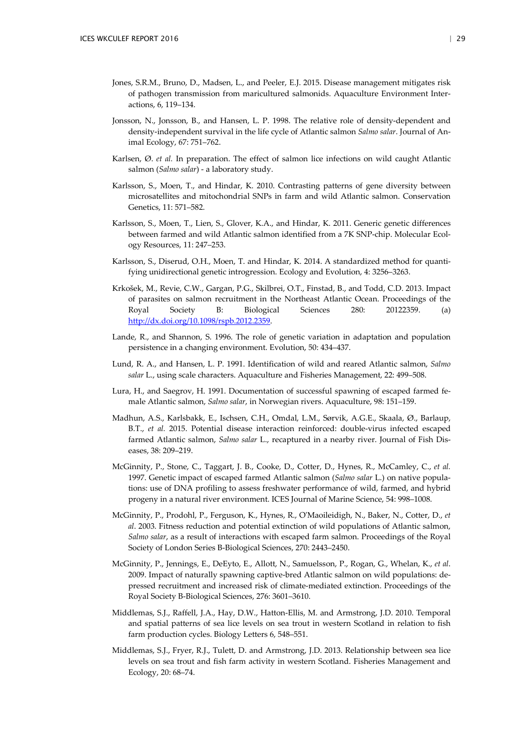Jones, S.R.M., Bruno, D., Madsen, L., and Peeler, E.J. 2015. Disease management mitigates risk of pathogen transmission from maricultured salmonids. Aquaculture Environment Interactions, 6, 119–134.

Jonsson, N., Jonsson, B., and Hansen, L. P. 1998. The relative role of density-dependent and density-independent survival in the life cycle of Atlantic salmon *Salmo salar*. Journal of Animal Ecology, 67: 751–762.

Karlsen, Ø. *et al.* In preparation. The effect of salmon lice infections on wild caught Atlantic salmon (*Salmo salar*) - a laboratory study.

Karlsson, S., Moen, T., and Hindar, K. 2010. Contrasting patterns of gene diversity between microsatellites and mitochondrial SNPs in farm and wild Atlantic salmon. Conservation Genetics, 11: 571–582.

Karlsson, S., Moen, T., Lien, S., Glover, K.A., and Hindar, K. 2011. Generic genetic differences between farmed and wild Atlantic salmon identified from a 7K SNP-chip. Molecular Ecology Resources, 11: 247–253.

Karlsson, S., Diserud, O.H., Moen, T. and Hindar, K. 2014. A standardized method for quantifying unidirectional genetic introgression. Ecology and Evolution, 4: 3256–3263.

Krkošek, M., Revie, C.W., Gargan, P.G., Skilbrei, O.T., Finstad, B., and Todd, C.D. 2013. Impact of parasites on salmon recruitment in the Northeast Atlantic Ocean. Proceedings of the Royal Society B: Biological Sciences 280: 20122359. (a) http://dx.doi.org/10.1098/rspb.2012.2359.

Lande, R., and Shannon, S. 1996. The role of genetic variation in adaptation and population persistence in a changing environment. Evolution, 50: 434–437.

Lund, R. A., and Hansen, L. P. 1991. Identification of wild and reared Atlantic salmon, *Salmo salar* L., using scale characters. Aquaculture and Fisheries Management, 22: 499–508.

Lura, H., and Saegrov, H. 1991. Documentation of successful spawning of escaped farmed female Atlantic salmon, *Salmo salar*, in Norwegian rivers. Aquaculture, 98: 151–159.

Madhun, A.S., Karlsbakk, E., Ischsen, C.H., Omdal, L.M., Sørvik, A.G.E., Skaala, Ø., Barlaup, B.T., *et al.* 2015. Potential disease interaction reinforced: double-virus infected escaped farmed Atlantic salmon, *Salmo salar* L., recaptured in a nearby river. Journal of Fish Diseases, 38: 209–219.

McGinnity, P., Stone, C., Taggart, J. B., Cooke, D., Cotter, D., Hynes, R., McCamley, C., *et al.* 1997. Genetic impact of escaped farmed Atlantic salmon (*Salmo salar* L.) on native populations: use of DNA profiling to assess freshwater performance of wild, farmed, and hybrid progeny in a natural river environment. ICES Journal of Marine Science, 54: 998–1008.

McGinnity, P., Prodohl, P., Ferguson, K., Hynes, R., O'Maoileidigh, N., Baker, N., Cotter, D., *et al*. 2003. Fitness reduction and potential extinction of wild populations of Atlantic salmon, *Salmo salar*, as a result of interactions with escaped farm salmon. Proceedings of the Royal Society of London Series B-Biological Sciences, 270: 2443–2450.

McGinnity, P., Jennings, E., DeEyto, E., Allott, N., Samuelsson, P., Rogan, G., Whelan, K., *et al*. 2009. Impact of naturally spawning captive-bred Atlantic salmon on wild populations: depressed recruitment and increased risk of climate-mediated extinction. Proceedings of the Royal Society B-Biological Sciences, 276: 3601–3610.

Middlemas, S.J., Raffell, J.A., Hay, D.W., Hatton-Ellis, M. and Armstrong, J.D. 2010. Temporal and spatial patterns of sea lice levels on sea trout in western Scotland in relation to fish farm production cycles. Biology Letters 6, 548–551.

Middlemas, S.J., Fryer, R.J., Tulett, D. and Armstrong, J.D. 2013. Relationship between sea lice levels on sea trout and fish farm activity in western Scotland. Fisheries Management and Ecology, 20: 68–74.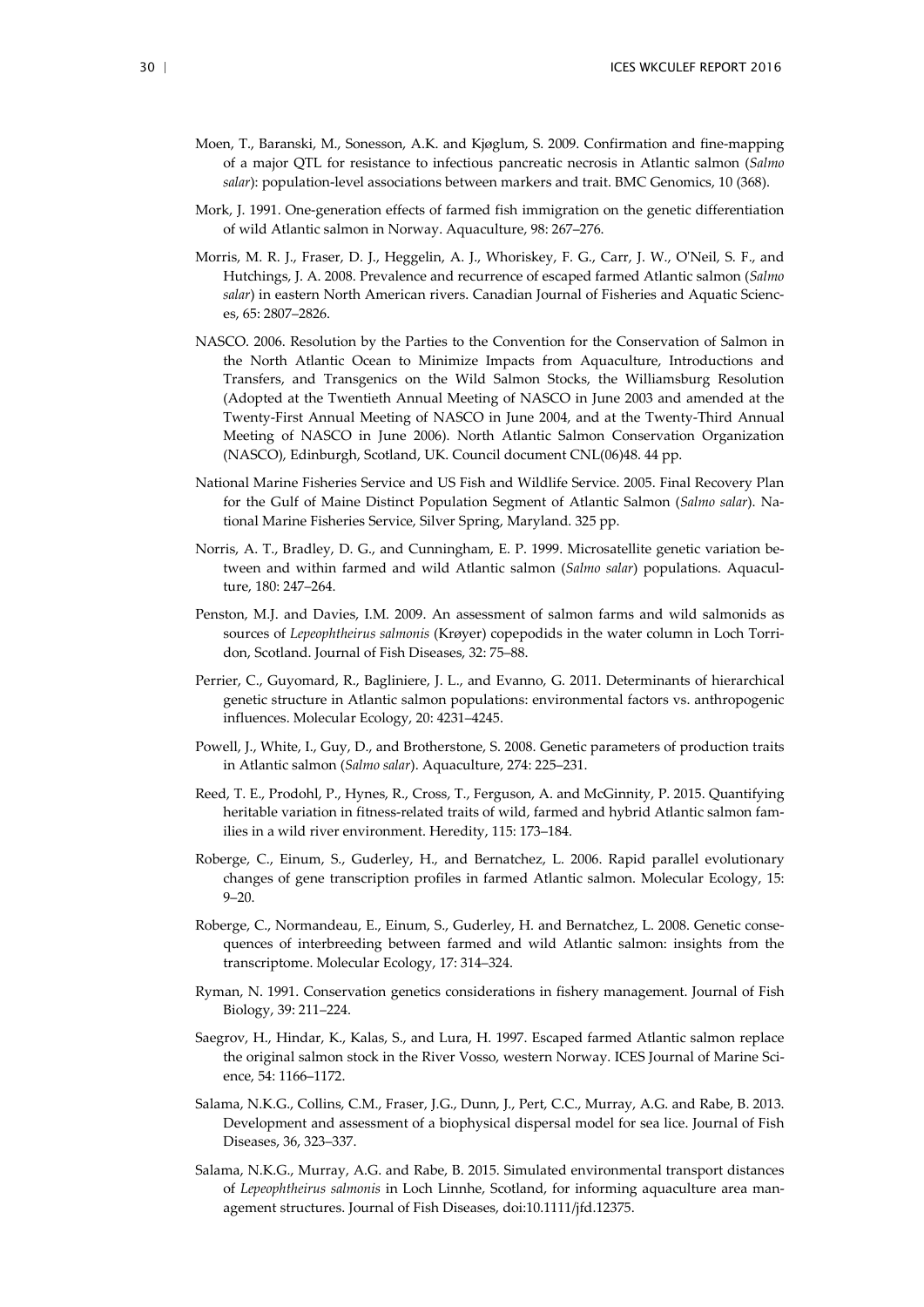Moen, T., Baranski, M., Sonesson, A.K. and Kjøglum, S. 2009. Confirmation and fine-mapping of a major QTL for resistance to infectious pancreatic necrosis in Atlantic salmon (*Salmo salar*): population-level associations between markers and trait. BMC Genomics, 10 (368).

Mork, J. 1991. One-generation effects of farmed fish immigration on the genetic differentiation of wild Atlantic salmon in Norway. Aquaculture, 98: 267–276.

Morris, M. R. J., Fraser, D. J., Heggelin, A. J., Whoriskey, F. G., Carr, J. W., O'Neil, S. F., and Hutchings, J. A. 2008. Prevalence and recurrence of escaped farmed Atlantic salmon (*Salmo salar*) in eastern North American rivers. Canadian Journal of Fisheries and Aquatic Sciences, 65: 2807–2826.

NASCO. 2006. Resolution by the Parties to the Convention for the Conservation of Salmon in the North Atlantic Ocean to Minimize Impacts from Aquaculture, Introductions and Transfers, and Transgenics on the Wild Salmon Stocks, the Williamsburg Resolution (Adopted at the Twentieth Annual Meeting of NASCO in June 2003 and amended at the Twenty-First Annual Meeting of NASCO in June 2004, and at the Twenty-Third Annual Meeting of NASCO in June 2006). North Atlantic Salmon Conservation Organization (NASCO), Edinburgh, Scotland, UK. Council document CNL(06)48. 44 pp.

National Marine Fisheries Service and US Fish and Wildlife Service. 2005. Final Recovery Plan for the Gulf of Maine Distinct Population Segment of Atlantic Salmon (*Salmo salar*). National Marine Fisheries Service, Silver Spring, Maryland. 325 pp.

Norris, A. T., Bradley, D. G., and Cunningham, E. P. 1999. Microsatellite genetic variation between and within farmed and wild Atlantic salmon (*Salmo salar*) populations. Aquaculture, 180: 247–264.

Penston, M.J. and Davies, I.M. 2009. An assessment of salmon farms and wild salmonids as sources of *Lepeophtheirus salmonis* (Krøyer) copepodids in the water column in Loch Torridon, Scotland. Journal of Fish Diseases, 32: 75–88.

Perrier, C., Guyomard, R., Bagliniere, J. L., and Evanno, G. 2011. Determinants of hierarchical genetic structure in Atlantic salmon populations: environmental factors vs. anthropogenic influences. Molecular Ecology, 20: 4231–4245.

Powell, J., White, I., Guy, D., and Brotherstone, S. 2008. Genetic parameters of production traits in Atlantic salmon (*Salmo salar*). Aquaculture, 274: 225–231.

Reed, T. E., Prodohl, P., Hynes, R., Cross, T., Ferguson, A. and McGinnity, P. 2015. Quantifying heritable variation in fitness-related traits of wild, farmed and hybrid Atlantic salmon families in a wild river environment. Heredity, 115: 173–184.

Roberge, C., Einum, S., Guderley, H., and Bernatchez, L. 2006. Rapid parallel evolutionary changes of gene transcription profiles in farmed Atlantic salmon. Molecular Ecology, 15: 9–20.

Roberge, C., Normandeau, E., Einum, S., Guderley, H. and Bernatchez, L. 2008. Genetic consequences of interbreeding between farmed and wild Atlantic salmon: insights from the transcriptome. Molecular Ecology, 17: 314–324.

Ryman, N. 1991. Conservation genetics considerations in fishery management. Journal of Fish Biology, 39: 211–224.

Saegrov, H., Hindar, K., Kalas, S., and Lura, H. 1997. Escaped farmed Atlantic salmon replace the original salmon stock in the River Vosso, western Norway. ICES Journal of Marine Science, 54: 1166–1172.

Salama, N.K.G., Collins, C.M., Fraser, J.G., Dunn, J., Pert, C.C., Murray, A.G. and Rabe, B. 2013. Development and assessment of a biophysical dispersal model for sea lice. Journal of Fish Diseases, 36, 323–337.

Salama, N.K.G., Murray, A.G. and Rabe, B. 2015. Simulated environmental transport distances of *Lepeophtheirus salmonis* in Loch Linnhe, Scotland, for informing aquaculture area management structures. Journal of Fish Diseases, doi:10.1111/jfd.12375.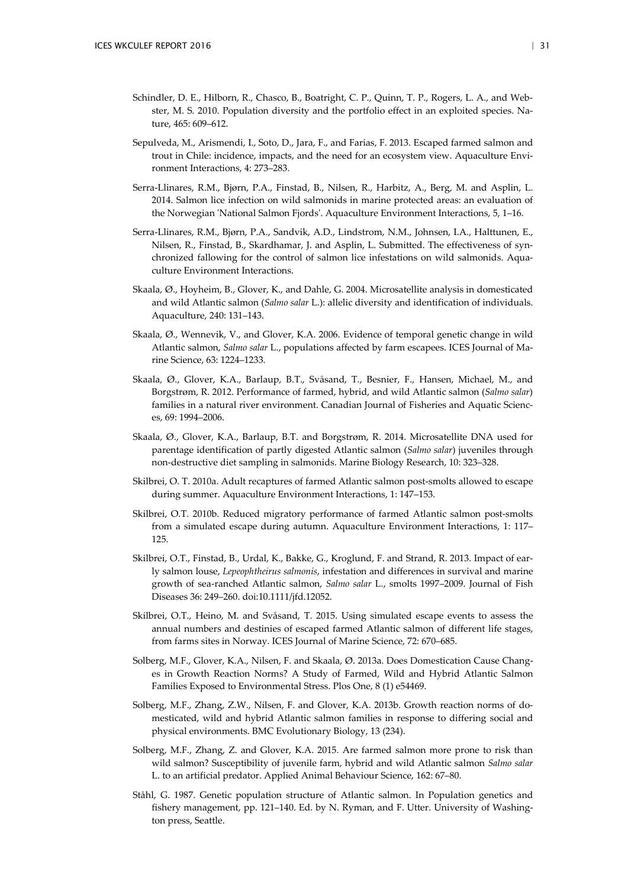Schindler, D. E., Hilborn, R., Chasco, B., Boatright, C. P., Quinn, T. P., Rogers, L. A., and Webster, M. S. 2010. Population diversity and the portfolio effect in an exploited species. Nature, 465: 609–612.

Sepulveda, M., Arismendi, I., Soto, D., Jara, F., and Farias, F. 2013. Escaped farmed salmon and trout in Chile: incidence, impacts, and the need for an ecosystem view. Aquaculture Environment Interactions, 4: 273–283.

Serra-Llinares, R.M., Bjørn, P.A., Finstad, B., Nilsen, R., Harbitz, A., Berg, M. and Asplin, L. 2014. Salmon lice infection on wild salmonids in marine protected areas: an evaluation of the Norwegian 'National Salmon Fjords'. Aquaculture Environment Interactions, 5, 1–16.

Serra-Llinares, R.M., Bjørn, P.A., Sandvik, A.D., Lindstrom, N.M., Johnsen, I.A., Halttunen, E., Nilsen, R., Finstad, B., Skardhamar, J. and Asplin, L. Submitted. The effectiveness of synchronized fallowing for the control of salmon lice infestations on wild salmonids. Aquaculture Environment Interactions.

Skaala, Ø., Hoyheim, B., Glover, K., and Dahle, G. 2004. Microsatellite analysis in domesticated and wild Atlantic salmon (*Salmo salar* L.): allelic diversity and identification of individuals. Aquaculture, 240: 131–143.

Skaala, Ø., Wennevik, V., and Glover, K.A. 2006. Evidence of temporal genetic change in wild Atlantic salmon, *Salmo salar* L., populations affected by farm escapees. ICES Journal of Marine Science, 63: 1224–1233.

Skaala, Ø., Glover, K.A., Barlaup, B.T., Svåsand, T., Besnier, F., Hansen, Michael, M., and Borgstrøm, R. 2012. Performance of farmed, hybrid, and wild Atlantic salmon (*Salmo salar*) families in a natural river environment. Canadian Journal of Fisheries and Aquatic Sciences, 69: 1994–2006.

Skaala, Ø., Glover, K.A., Barlaup, B.T. and Borgstrøm, R. 2014. Microsatellite DNA used for parentage identification of partly digested Atlantic salmon (*Salmo salar*) juveniles through non-destructive diet sampling in salmonids. Marine Biology Research, 10: 323–328.

Skilbrei, O. T. 2010a. Adult recaptures of farmed Atlantic salmon post-smolts allowed to escape during summer. Aquaculture Environment Interactions, 1: 147–153.

Skilbrei, O.T. 2010b. Reduced migratory performance of farmed Atlantic salmon post-smolts from a simulated escape during autumn. Aquaculture Environment Interactions, 1: 117–125.

Skilbrei, O.T., Finstad, B., Urdal, K., Bakke, G., Kroglund, F. and Strand, R. 2013. Impact of early salmon louse, *Lepeophtheirus salmonis*, infestation and differences in survival and marine growth of sea-ranched Atlantic salmon, *Salmo salar* L., smolts 1997–2009. Journal of Fish Diseases 36: 249–260. doi:10.1111/jfd.12052.

Skilbrei, O.T., Heino, M. and Svåsand, T. 2015. Using simulated escape events to assess the annual numbers and destinies of escaped farmed Atlantic salmon of different life stages, from farms sites in Norway. ICES Journal of Marine Science, 72: 670–685.

Solberg, M.F., Glover, K.A., Nilsen, F. and Skaala, Ø. 2013a. Does Domestication Cause Changes in Growth Reaction Norms? A Study of Farmed, Wild and Hybrid Atlantic Salmon Families Exposed to Environmental Stress. Plos One, 8 (1) e54469.

Solberg, M.F., Zhang, Z.W., Nilsen, F. and Glover, K.A. 2013b. Growth reaction norms of domesticated, wild and hybrid Atlantic salmon families in response to differing social and physical environments. BMC Evolutionary Biology, 13 (234).

Solberg, M.F., Zhang, Z. and Glover, K.A. 2015. Are farmed salmon more prone to risk than wild salmon? Susceptibility of juvenile farm, hybrid and wild Atlantic salmon *Salmo salar* L. to an artificial predator. Applied Animal Behaviour Science, 162: 67–80.

Ståhl, G. 1987. Genetic population structure of Atlantic salmon. In Population genetics and fishery management, pp. 121–140. Ed. by N. Ryman, and F. Utter. University of Washington press, Seattle.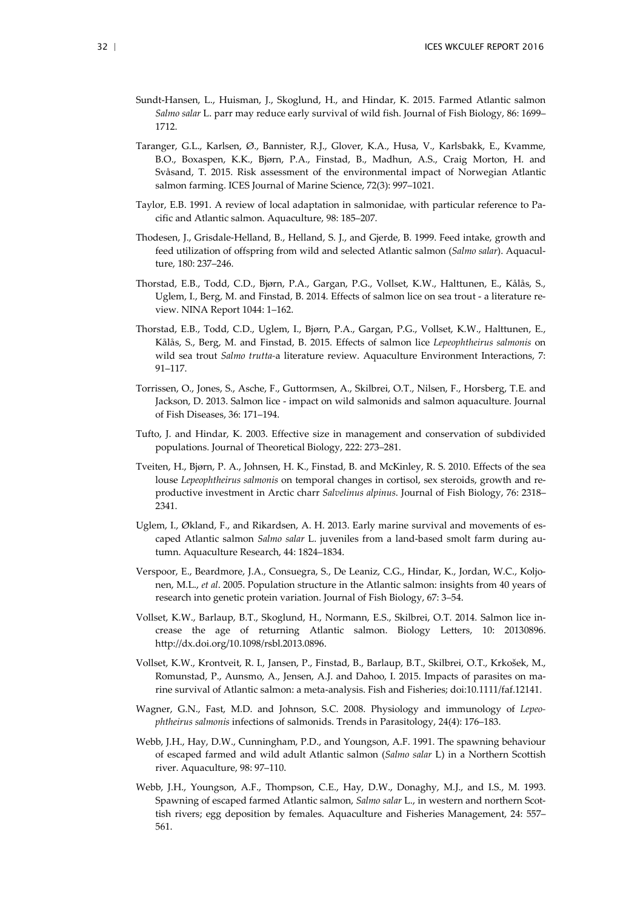Sundt-Hansen, L., Huisman, J., Skoglund, H., and Hindar, K. 2015. Farmed Atlantic salmon *Salmo salar* L. parr may reduce early survival of wild fish. Journal of Fish Biology, 86: 1699–1712.

Taranger, G.L., Karlsen, Ø., Bannister, R.J., Glover, K.A., Husa, V., Karlsbakk, E., Kvamme, B.O., Boxaspen, K.K., Bjørn, P.A., Finstad, B., Madhun, A.S., Craig Morton, H. and Svåsand, T. 2015. Risk assessment of the environmental impact of Norwegian Atlantic salmon farming. ICES Journal of Marine Science, 72(3): 997–1021.

Taylor, E.B. 1991. A review of local adaptation in salmonidae, with particular reference to Pacific and Atlantic salmon. Aquaculture, 98: 185–207.

Thodesen, J., Grisdale-Helland, B., Helland, S. J., and Gjerde, B. 1999. Feed intake, growth and feed utilization of offspring from wild and selected Atlantic salmon (*Salmo salar*). Aquaculture, 180: 237–246.

Thorstad, E.B., Todd, C.D., Bjørn, P.A., Gargan, P.G., Vollset, K.W., Halttunen, E., Kålås, S., Uglem, I., Berg, M. and Finstad, B. 2014. Effects of salmon lice on sea trout - a literature review. NINA Report 1044: 1–162.

Thorstad, E.B., Todd, C.D., Uglem, I., Bjørn, P.A., Gargan, P.G., Vollset, K.W., Halttunen, E., Kålås, S., Berg, M. and Finstad, B. 2015. Effects of salmon lice *Lepeophtheirus salmonis* on wild sea trout *Salmo trutta*-a literature review. Aquaculture Environment Interactions, 7: 91–117.

Torrissen, O., Jones, S., Asche, F., Guttormsen, A., Skilbrei, O.T., Nilsen, F., Horsberg, T.E. and Jackson, D. 2013. Salmon lice - impact on wild salmonids and salmon aquaculture. Journal of Fish Diseases, 36: 171–194.

Tufto, J. and Hindar, K. 2003. Effective size in management and conservation of subdivided populations. Journal of Theoretical Biology, 222: 273–281.

Tveiten, H., Bjørn, P. A., Johnsen, H. K., Finstad, B. and McKinley, R. S. 2010. Effects of the sea louse *Lepeophtheirus salmonis* on temporal changes in cortisol, sex steroids, growth and reproductive investment in Arctic charr *Salvelinus alpinus*. Journal of Fish Biology, 76: 2318–2341.

Uglem, I., Økland, F., and Rikardsen, A. H. 2013. Early marine survival and movements of escaped Atlantic salmon *Salmo salar* L. juveniles from a land-based smolt farm during autumn. Aquaculture Research, 44: 1824–1834.

Verspoor, E., Beardmore, J.A., Consuegra, S., De Leaniz, C.G., Hindar, K., Jordan, W.C., Koljonen, M.L., *et al*. 2005. Population structure in the Atlantic salmon: insights from 40 years of research into genetic protein variation. Journal of Fish Biology, 67: 3–54.

Vollset, K.W., Barlaup, B.T., Skoglund, H., Normann, E.S., Skilbrei, O.T. 2014. Salmon lice increase the age of returning Atlantic salmon. Biology Letters, 10: 20130896. http://dx.doi.org/10.1098/rsbl.2013.0896.

Vollset, K.W., Krontveit, R. I., Jansen, P., Finstad, B., Barlaup, B.T., Skilbrei, O.T., Krkošek, M., Romunstad, P., Aunsmo, A., Jensen, A.J. and Dahoo, I. 2015. Impacts of parasites on marine survival of Atlantic salmon: a meta-analysis. Fish and Fisheries; doi:10.1111/faf.12141.

Wagner, G.N., Fast, M.D. and Johnson, S.C. 2008. Physiology and immunology of *Lepeophtheirus salmonis* infections of salmonids. Trends in Parasitology, 24(4): 176–183.

Webb, J.H., Hay, D.W., Cunningham, P.D., and Youngson, A.F. 1991. The spawning behaviour of escaped farmed and wild adult Atlantic salmon (*Salmo salar* L) in a Northern Scottish river. Aquaculture, 98: 97–110.

Webb, J.H., Youngson, A.F., Thompson, C.E., Hay, D.W., Donaghy, M.J., and I.S., M. 1993. Spawning of escaped farmed Atlantic salmon, *Salmo salar* L., in western and northern Scottish rivers; egg deposition by females. Aquaculture and Fisheries Management, 24: 557–561.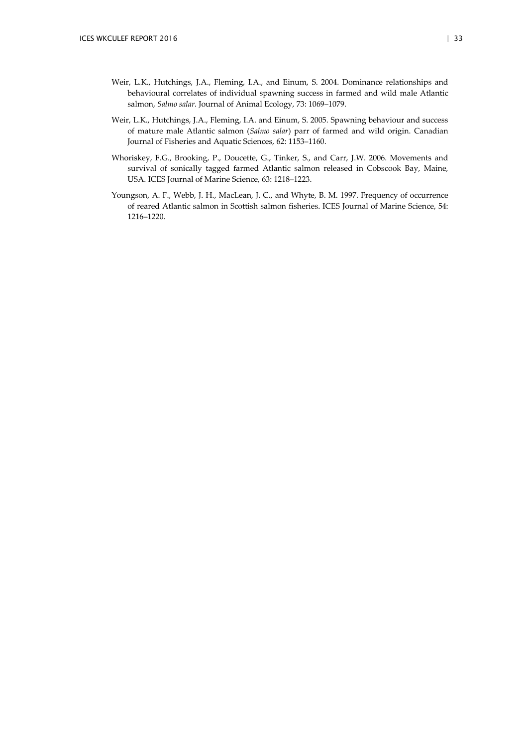Weir, L.K., Hutchings, J.A., Fleming, I.A., and Einum, S. 2004. Dominance relationships and behavioural correlates of individual spawning success in farmed and wild male Atlantic salmon, *Salmo salar*. Journal of Animal Ecology, 73: 1069–1079.

Weir, L.K., Hutchings, J.A., Fleming, I.A. and Einum, S. 2005. Spawning behaviour and success of mature male Atlantic salmon (*Salmo salar*) parr of farmed and wild origin. Canadian Journal of Fisheries and Aquatic Sciences, 62: 1153–1160.

Whoriskey, F.G., Brooking, P., Doucette, G., Tinker, S., and Carr, J.W. 2006. Movements and survival of sonically tagged farmed Atlantic salmon released in Cobscook Bay, Maine, USA. ICES Journal of Marine Science, 63: 1218–1223.

Youngson, A. F., Webb, J. H., MacLean, J. C., and Whyte, B. M. 1997. Frequency of occurrence of reared Atlantic salmon in Scottish salmon fisheries. ICES Journal of Marine Science, 54: 1216–1220.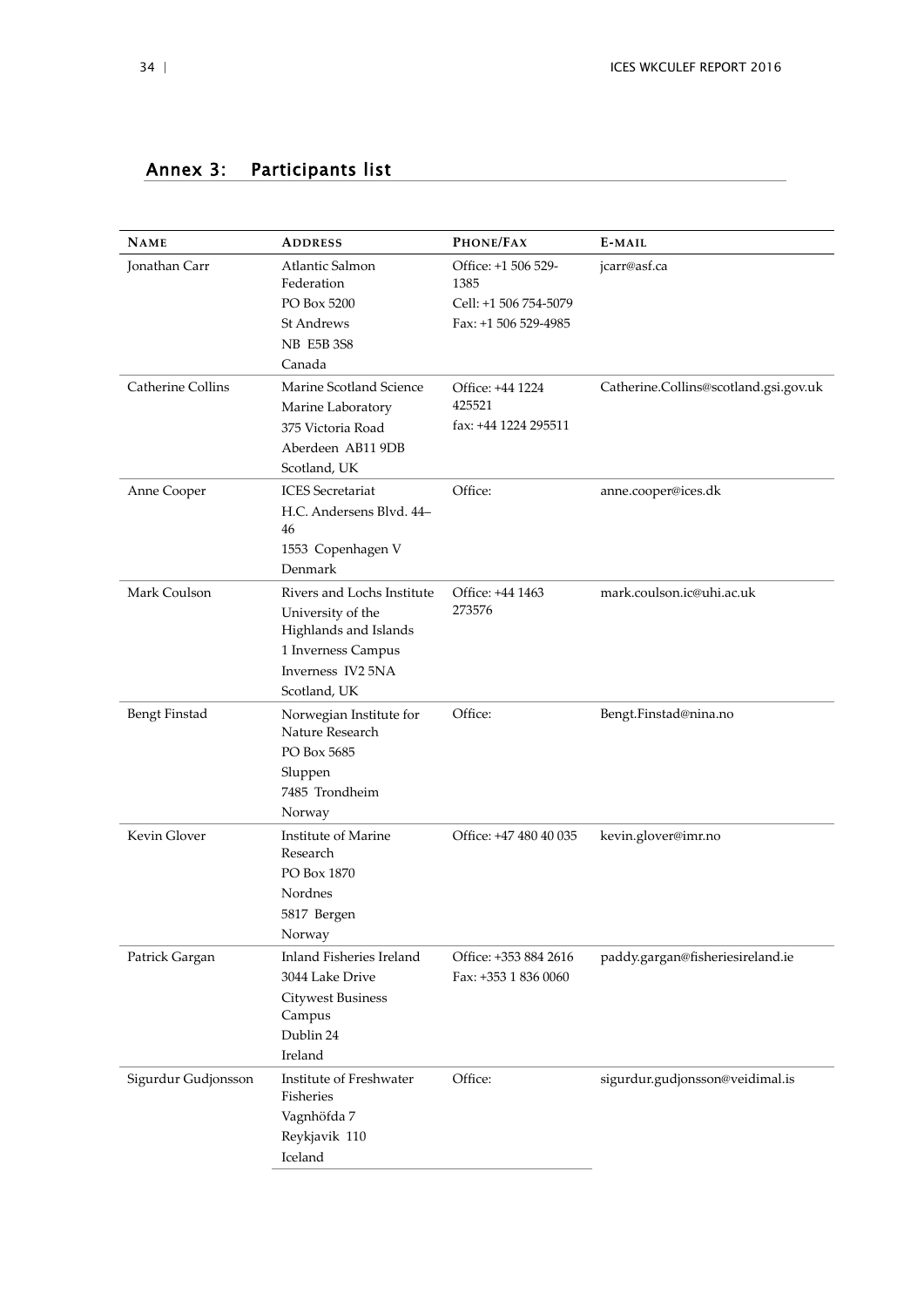## Annex 3: Participants list

| NAME | ADDRESS | PHONE/FAX | E-MAIL |
|---|---|---|---|
| Jonathan Carr | Atlantic Salmon Federation<br>PO Box 5200<br>St Andrews<br>NB E5B 3S8<br>Canada | Office: +1 506 529-1385<br>Cell: +1 506 754-5079<br>Fax: +1 506 529-4985 | jcarr@asf.ca |
| Catherine Collins | Marine Scotland Science<br>Marine Laboratory<br>375 Victoria Road<br>Aberdeen AB11 9DB<br>Scotland, UK | Office: +44 1224 425521<br>fax: +44 1224 295511 | Catherine.Collins@scotland.gsi.gov.uk |
| Anne Cooper | ICES Secretariat<br>H.C. Andersens Blvd. 44–46<br>1553 Copenhagen V<br>Denmark | Office: | anne.cooper@ices.dk |
| Mark Coulson | Rivers and Lochs Institute<br>University of the Highlands and Islands<br>1 Inverness Campus<br>Inverness IV2 5NA<br>Scotland, UK | Office: +44 1463 273576 | mark.coulson.ic@uhi.ac.uk |
| Bengt Finstad | Norwegian Institute for Nature Research<br>PO Box 5685<br>Sluppen<br>7485 Trondheim<br>Norway | Office: | Bengt.Finstad@nina.no |
| Kevin Glover | Institute of Marine Research<br>PO Box 1870<br>Nordnes<br>5817 Bergen<br>Norway | Office: +47 480 40 035 | kevin.glover@imr.no |
| Patrick Gargan | Inland Fisheries Ireland<br>3044 Lake Drive<br>Citywest Business Campus<br>Dublin 24<br>Ireland | Office: +353 884 2616<br>Fax: +353 1 836 0060 | paddy.gargan@fisheriesireland.ie |
| Sigurdur Gudjonsson | Institute of Freshwater Fisheries<br>Vagnhöfda 7<br>Reykjavik 110<br>Iceland | Office: | sigurdur.gudjonsson@veidimal.is |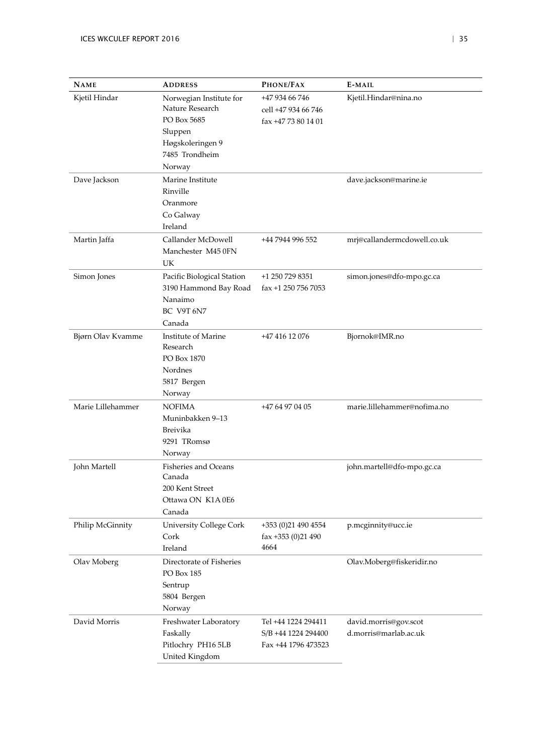| Name | Address | Phone/Fax | E-mail |
|---|---|---|---|
| Kjetil Hindar | Norwegian Institute for Nature Research<br>PO Box 5685<br>Sluppen<br>Høgskoleringen 9<br>7485 Trondheim<br>Norway | +47 934 66 746<br>cell +47 934 66 746<br>fax +47 73 80 14 01 | Kjetil.Hindar@nina.no |
| Dave Jackson | Marine Institute<br>Rinville<br>Oranmore<br>Co Galway<br>Ireland | | dave.jackson@marine.ie |
| Martin Jaffa | Callander McDowell<br>Manchester M45 0FN<br>UK | +44 7944 996 552 | mrj@callandermcdowell.co.uk |
| Simon Jones | Pacific Biological Station<br>3190 Hammond Bay Road<br>Nanaimo<br>BC V9T 6N7<br>Canada | +1 250 729 8351<br>fax +1 250 756 7053 | simon.jones@dfo-mpo.gc.ca |
| Bjørn Olav Kvamme | Institute of Marine Research<br>PO Box 1870<br>Nordnes<br>5817 Bergen<br>Norway | +47 416 12 076 | Bjornok@IMR.no |
| Marie Lillehammer | NOFIMA<br>Muninbakken 9–13<br>Breivika<br>9291 TRomsø<br>Norway | +47 64 97 04 05 | marie.lillehammer@nofima.no |
| John Martell | Fisheries and Oceans Canada<br>200 Kent Street<br>Ottawa ON K1A 0E6<br>Canada | | john.martell@dfo-mpo.gc.ca |
| Philip McGinnity | University College Cork<br>Cork<br>Ireland | +353 (0)21 490 4554<br>fax +353 (0)21 490 4664 | p.mcginnity@ucc.ie |
| Olav Moberg | Directorate of Fisheries<br>PO Box 185<br>Sentrup<br>5804 Bergen<br>Norway | | Olav.Moberg@fiskeridir.no |
| David Morris | Freshwater Laboratory<br>Faskally<br>Pitlochry PH16 5LB<br>United Kingdom | Tel +44 1224 294411<br>S/B +44 1224 294400<br>Fax +44 1796 473523 | david.morris@gov.scot<br>d.morris@marlab.ac.uk |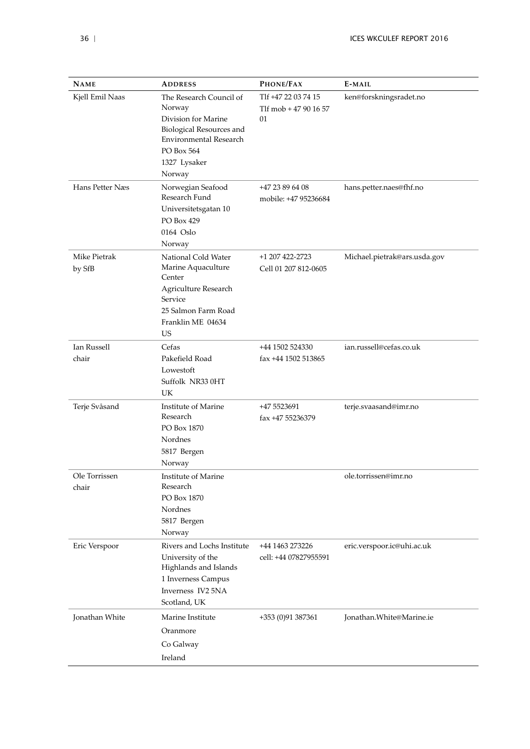| NAME | ADDRESS | PHONE/FAX | E-MAIL |
|---|---|---|---|
| Kjell Emil Naas | The Research Council of Norway<br>Division for Marine Biological Resources and Environmental Research<br>PO Box 564<br>1327 Lysaker<br>Norway | Tlf +47 22 03 74 15<br>Tlf mob + 47 90 16 57 01 | ken@forskningsradet.no |
| Hans Petter Næs | Norwegian Seafood Research Fund<br>Universitetsgatan 10<br>PO Box 429<br>0164 Oslo<br>Norway | +47 23 89 64 08<br>mobile: +47 95236684 | hans.petter.naes@fhf.no |
| Mike Pietrak<br>by SfB | National Cold Water Marine Aquaculture Center<br>Agriculture Research Service<br>25 Salmon Farm Road<br>Franklin ME 04634<br>US | +1 207 422-2723<br>Cell 01 207 812-0605 | Michael.pietrak@ars.usda.gov |
| Ian Russell<br>chair | Cefas<br>Pakefield Road<br>Lowestoft<br>Suffolk NR33 0HT<br>UK | +44 1502 524330<br>fax +44 1502 513865 | ian.russell@cefas.co.uk |
| Terje Svåsand | Institute of Marine Research<br>PO Box 1870<br>Nordnes<br>5817 Bergen<br>Norway | +47 5523691<br>fax +47 55236379 | terje.svaasand@imr.no |
| Ole Torrissen<br>chair | Institute of Marine Research<br>PO Box 1870<br>Nordnes<br>5817 Bergen<br>Norway | | ole.torrissen@imr.no |
| Eric Verspoor | Rivers and Lochs Institute<br>University of the Highlands and Islands<br>1 Inverness Campus<br>Inverness IV2 5NA<br>Scotland, UK | +44 1463 273226<br>cell: +44 07827955591 | eric.verspoor.ic@uhi.ac.uk |
| Jonathan White | Marine Institute<br>Oranmore<br>Co Galway<br>Ireland | +353 (0)91 387361 | Jonathan.White@Marine.ie |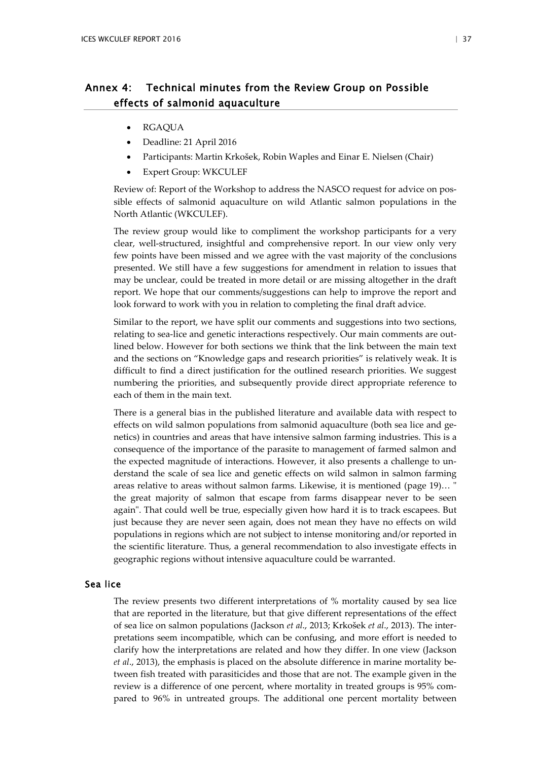## Annex 4: Technical minutes from the Review Group on Possible effects of salmonid aquaculture

- RGAQUA
- Deadline: 21 April 2016
- Participants: Martin Krkošek, Robin Waples and Einar E. Nielsen (Chair)
- Expert Group: WKCULEF

Review of: Report of the Workshop to address the NASCO request for advice on possible effects of salmonid aquaculture on wild Atlantic salmon populations in the North Atlantic (WKCULEF).

The review group would like to compliment the workshop participants for a very clear, well-structured, insightful and comprehensive report. In our view only very few points have been missed and we agree with the vast majority of the conclusions presented. We still have a few suggestions for amendment in relation to issues that may be unclear, could be treated in more detail or are missing altogether in the draft report. We hope that our comments/suggestions can help to improve the report and look forward to work with you in relation to completing the final draft advice.

Similar to the report, we have split our comments and suggestions into two sections, relating to sea-lice and genetic interactions respectively. Our main comments are outlined below. However for both sections we think that the link between the main text and the sections on "Knowledge gaps and research priorities" is relatively weak. It is difficult to find a direct justification for the outlined research priorities. We suggest numbering the priorities, and subsequently provide direct appropriate reference to each of them in the main text.

There is a general bias in the published literature and available data with respect to effects on wild salmon populations from salmonid aquaculture (both sea lice and genetics) in countries and areas that have intensive salmon farming industries. This is a consequence of the importance of the parasite to management of farmed salmon and the expected magnitude of interactions. However, it also presents a challenge to understand the scale of sea lice and genetic effects on wild salmon in salmon farming areas relative to areas without salmon farms. Likewise, it is mentioned (page 19)… " the great majority of salmon that escape from farms disappear never to be seen again". That could well be true, especially given how hard it is to track escapees. But just because they are never seen again, does not mean they have no effects on wild populations in regions which are not subject to intense monitoring and/or reported in the scientific literature. Thus, a general recommendation to also investigate effects in geographic regions without intensive aquaculture could be warranted.

### Sea lice

The review presents two different interpretations of % mortality caused by sea lice that are reported in the literature, but that give different representations of the effect of sea lice on salmon populations (Jackson *et al*., 2013; Krkošek *et al*., 2013). The interpretations seem incompatible, which can be confusing, and more effort is needed to clarify how the interpretations are related and how they differ. In one view (Jackson *et al*., 2013), the emphasis is placed on the absolute difference in marine mortality between fish treated with parasiticides and those that are not. The example given in the review is a difference of one percent, where mortality in treated groups is 95% compared to 96% in untreated groups. The additional one percent mortality between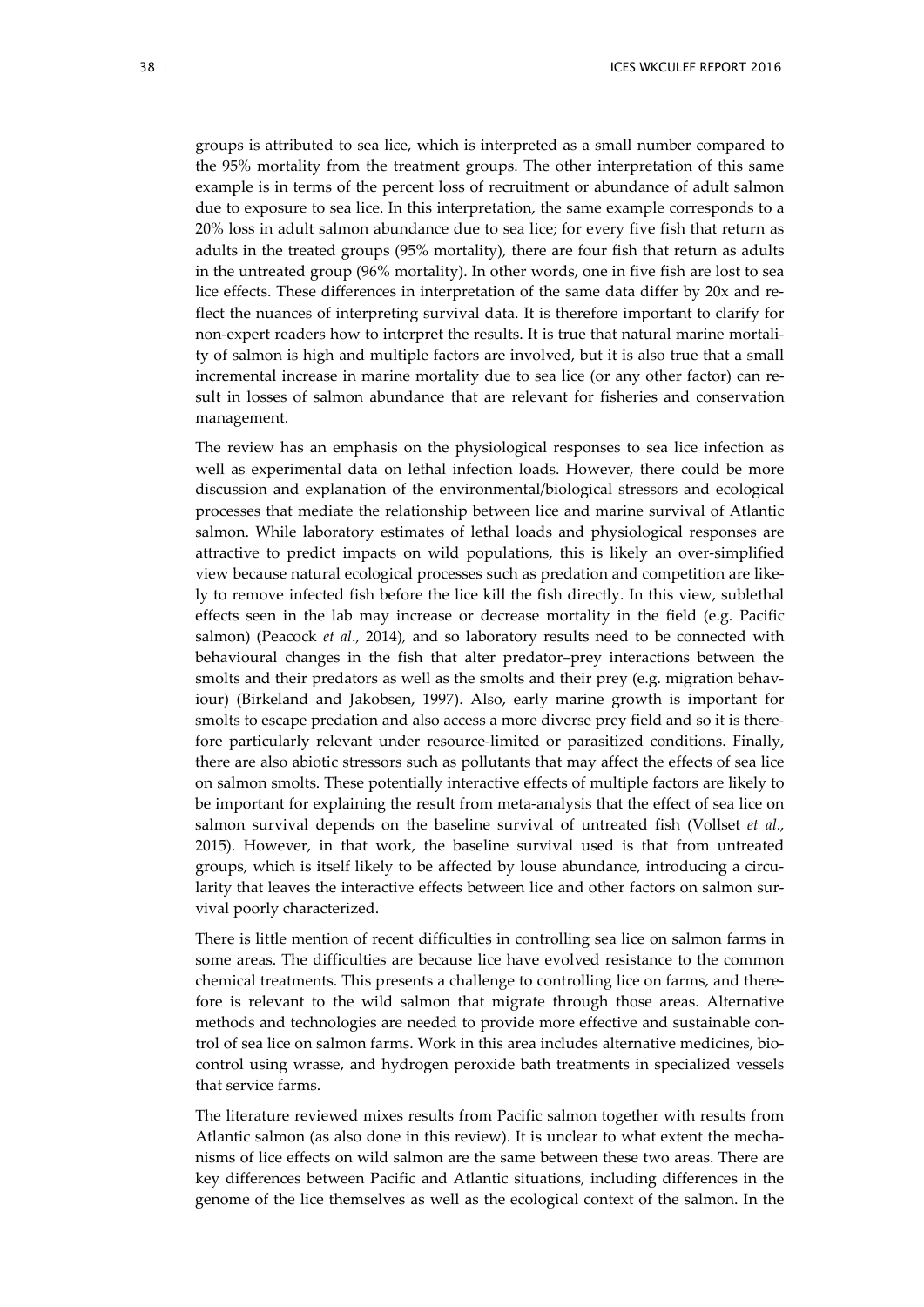groups is attributed to sea lice, which is interpreted as a small number compared to the 95% mortality from the treatment groups. The other interpretation of this same example is in terms of the percent loss of recruitment or abundance of adult salmon due to exposure to sea lice. In this interpretation, the same example corresponds to a 20% loss in adult salmon abundance due to sea lice; for every five fish that return as adults in the treated groups (95% mortality), there are four fish that return as adults in the untreated group (96% mortality). In other words, one in five fish are lost to sea lice effects. These differences in interpretation of the same data differ by 20x and reflect the nuances of interpreting survival data. It is therefore important to clarify for non-expert readers how to interpret the results. It is true that natural marine mortality of salmon is high and multiple factors are involved, but it is also true that a small incremental increase in marine mortality due to sea lice (or any other factor) can result in losses of salmon abundance that are relevant for fisheries and conservation management.

The review has an emphasis on the physiological responses to sea lice infection as well as experimental data on lethal infection loads. However, there could be more discussion and explanation of the environmental/biological stressors and ecological processes that mediate the relationship between lice and marine survival of Atlantic salmon. While laboratory estimates of lethal loads and physiological responses are attractive to predict impacts on wild populations, this is likely an over-simplified view because natural ecological processes such as predation and competition are likely to remove infected fish before the lice kill the fish directly. In this view, sublethal effects seen in the lab may increase or decrease mortality in the field (e.g. Pacific salmon) (Peacock *et al*., 2014), and so laboratory results need to be connected with behavioural changes in the fish that alter predator–prey interactions between the smolts and their predators as well as the smolts and their prey (e.g. migration behaviour) (Birkeland and Jakobsen, 1997). Also, early marine growth is important for smolts to escape predation and also access a more diverse prey field and so it is therefore particularly relevant under resource-limited or parasitized conditions. Finally, there are also abiotic stressors such as pollutants that may affect the effects of sea lice on salmon smolts. These potentially interactive effects of multiple factors are likely to be important for explaining the result from meta-analysis that the effect of sea lice on salmon survival depends on the baseline survival of untreated fish (Vollset *et al*., 2015). However, in that work, the baseline survival used is that from untreated groups, which is itself likely to be affected by louse abundance, introducing a circularity that leaves the interactive effects between lice and other factors on salmon survival poorly characterized.

There is little mention of recent difficulties in controlling sea lice on salmon farms in some areas. The difficulties are because lice have evolved resistance to the common chemical treatments. This presents a challenge to controlling lice on farms, and therefore is relevant to the wild salmon that migrate through those areas. Alternative methods and technologies are needed to provide more effective and sustainable control of sea lice on salmon farms. Work in this area includes alternative medicines, biocontrol using wrasse, and hydrogen peroxide bath treatments in specialized vessels that service farms.

The literature reviewed mixes results from Pacific salmon together with results from Atlantic salmon (as also done in this review). It is unclear to what extent the mechanisms of lice effects on wild salmon are the same between these two areas. There are key differences between Pacific and Atlantic situations, including differences in the genome of the lice themselves as well as the ecological context of the salmon. In the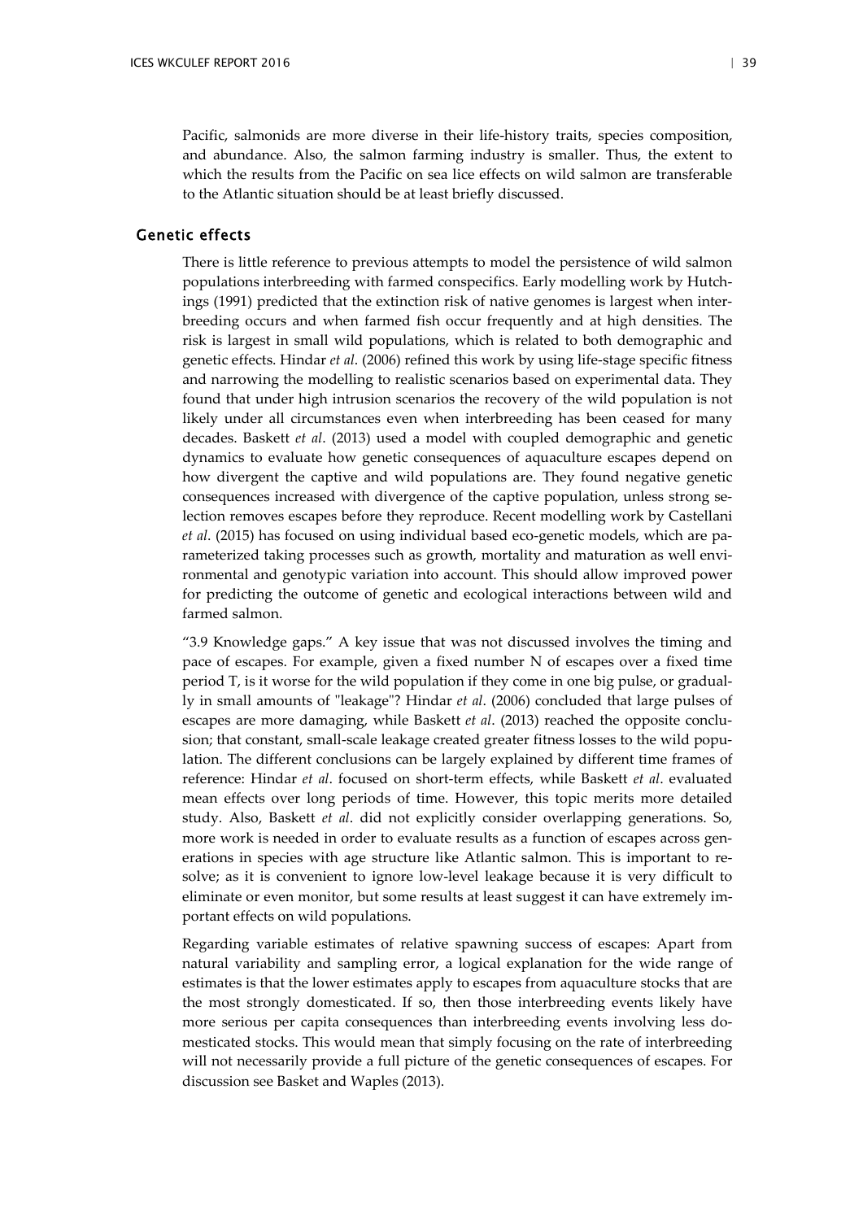Pacific, salmonids are more diverse in their life-history traits, species composition, and abundance. Also, the salmon farming industry is smaller. Thus, the extent to which the results from the Pacific on sea lice effects on wild salmon are transferable to the Atlantic situation should be at least briefly discussed.

## Genetic effects

There is little reference to previous attempts to model the persistence of wild salmon populations interbreeding with farmed conspecifics. Early modelling work by Hutchings (1991) predicted that the extinction risk of native genomes is largest when interbreeding occurs and when farmed fish occur frequently and at high densities. The risk is largest in small wild populations, which is related to both demographic and genetic effects. Hindar *et al*. (2006) refined this work by using life-stage specific fitness and narrowing the modelling to realistic scenarios based on experimental data. They found that under high intrusion scenarios the recovery of the wild population is not likely under all circumstances even when interbreeding has been ceased for many decades. Baskett *et al*. (2013) used a model with coupled demographic and genetic dynamics to evaluate how genetic consequences of aquaculture escapes depend on how divergent the captive and wild populations are. They found negative genetic consequences increased with divergence of the captive population, unless strong selection removes escapes before they reproduce. Recent modelling work by Castellani *et al*. (2015) has focused on using individual based eco-genetic models, which are parameterized taking processes such as growth, mortality and maturation as well environmental and genotypic variation into account. This should allow improved power for predicting the outcome of genetic and ecological interactions between wild and farmed salmon.

"3.9 Knowledge gaps." A key issue that was not discussed involves the timing and pace of escapes. For example, given a fixed number N of escapes over a fixed time period T, is it worse for the wild population if they come in one big pulse, or gradually in small amounts of "leakage"? Hindar *et al*. (2006) concluded that large pulses of escapes are more damaging, while Baskett *et al*. (2013) reached the opposite conclusion; that constant, small-scale leakage created greater fitness losses to the wild population. The different conclusions can be largely explained by different time frames of reference: Hindar *et al*. focused on short-term effects, while Baskett *et al*. evaluated mean effects over long periods of time. However, this topic merits more detailed study. Also, Baskett *et al*. did not explicitly consider overlapping generations. So, more work is needed in order to evaluate results as a function of escapes across generations in species with age structure like Atlantic salmon. This is important to resolve; as it is convenient to ignore low-level leakage because it is very difficult to eliminate or even monitor, but some results at least suggest it can have extremely important effects on wild populations.

Regarding variable estimates of relative spawning success of escapes: Apart from natural variability and sampling error, a logical explanation for the wide range of estimates is that the lower estimates apply to escapes from aquaculture stocks that are the most strongly domesticated. If so, then those interbreeding events likely have more serious per capita consequences than interbreeding events involving less domesticated stocks. This would mean that simply focusing on the rate of interbreeding will not necessarily provide a full picture of the genetic consequences of escapes. For discussion see Basket and Waples (2013).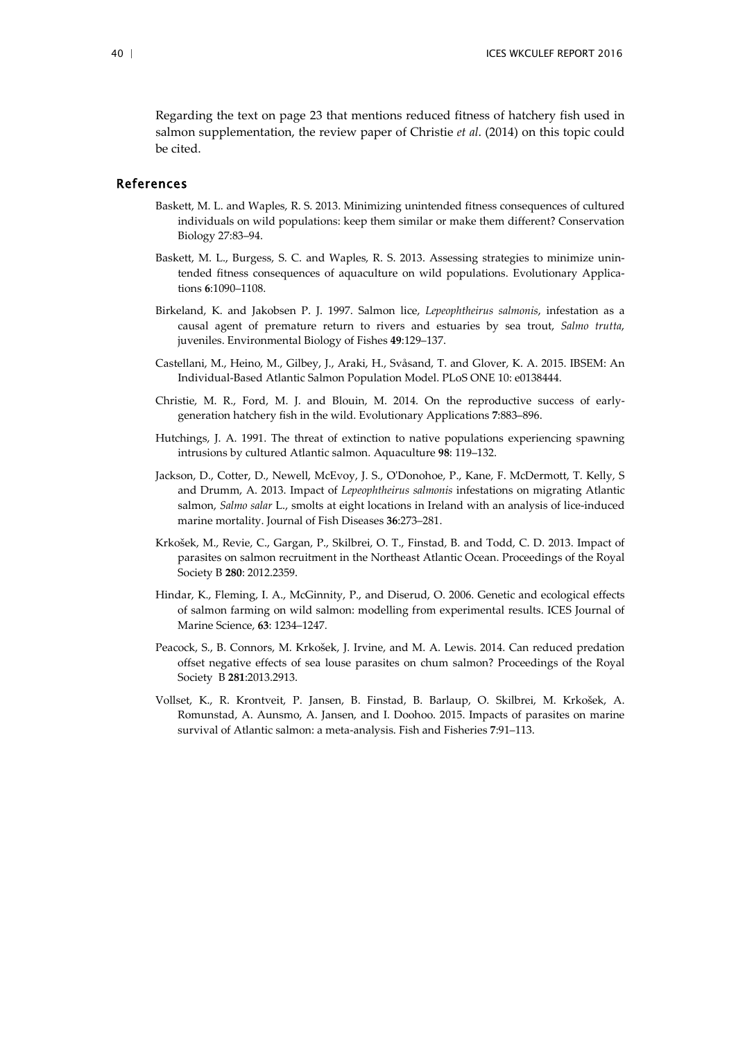Regarding the text on page 23 that mentions reduced fitness of hatchery fish used in salmon supplementation, the review paper of Christie *et al*. (2014) on this topic could be cited.

## References

Baskett, M. L. and Waples, R. S. 2013. Minimizing unintended fitness consequences of cultured individuals on wild populations: keep them similar or make them different? Conservation Biology 27:83–94.

Baskett, M. L., Burgess, S. C. and Waples, R. S. 2013. Assessing strategies to minimize unintended fitness consequences of aquaculture on wild populations. Evolutionary Applications **6**:1090–1108.

Birkeland, K. and Jakobsen P. J. 1997. Salmon lice, *Lepeophtheirus salmonis*, infestation as a causal agent of premature return to rivers and estuaries by sea trout, *Salmo trutta*, juveniles. Environmental Biology of Fishes **49**:129–137.

Castellani, M., Heino, M., Gilbey, J., Araki, H., Svåsand, T. and Glover, K. A. 2015. IBSEM: An Individual-Based Atlantic Salmon Population Model. PLoS ONE 10: e0138444.

Christie, M. R., Ford, M. J. and Blouin, M. 2014. On the reproductive success of early-generation hatchery fish in the wild. Evolutionary Applications **7**:883–896.

Hutchings, J. A. 1991. The threat of extinction to native populations experiencing spawning intrusions by cultured Atlantic salmon. Aquaculture **98**: 119–132.

Jackson, D., Cotter, D., Newell, McEvoy, J. S., O'Donohoe, P., Kane, F. McDermott, T. Kelly, S and Drumm, A. 2013. Impact of *Lepeophtheirus salmonis* infestations on migrating Atlantic salmon, *Salmo salar* L., smolts at eight locations in Ireland with an analysis of lice-induced marine mortality. Journal of Fish Diseases **36**:273–281.

Krkošek, M., Revie, C., Gargan, P., Skilbrei, O. T., Finstad, B. and Todd, C. D. 2013. Impact of parasites on salmon recruitment in the Northeast Atlantic Ocean. Proceedings of the Royal Society B **280**: 2012.2359.

Hindar, K., Fleming, I. A., McGinnity, P., and Diserud, O. 2006. Genetic and ecological effects of salmon farming on wild salmon: modelling from experimental results. ICES Journal of Marine Science, **63**: 1234–1247.

Peacock, S., B. Connors, M. Krkošek, J. Irvine, and M. A. Lewis. 2014. Can reduced predation offset negative effects of sea louse parasites on chum salmon? Proceedings of the Royal Society B **281**:2013.2913.

Vollset, K., R. Krontveit, P. Jansen, B. Finstad, B. Barlaup, O. Skilbrei, M. Krkošek, A. Romunstad, A. Aunsmo, A. Jansen, and I. Doohoo. 2015. Impacts of parasites on marine survival of Atlantic salmon: a meta-analysis. Fish and Fisheries **7**:91–113.